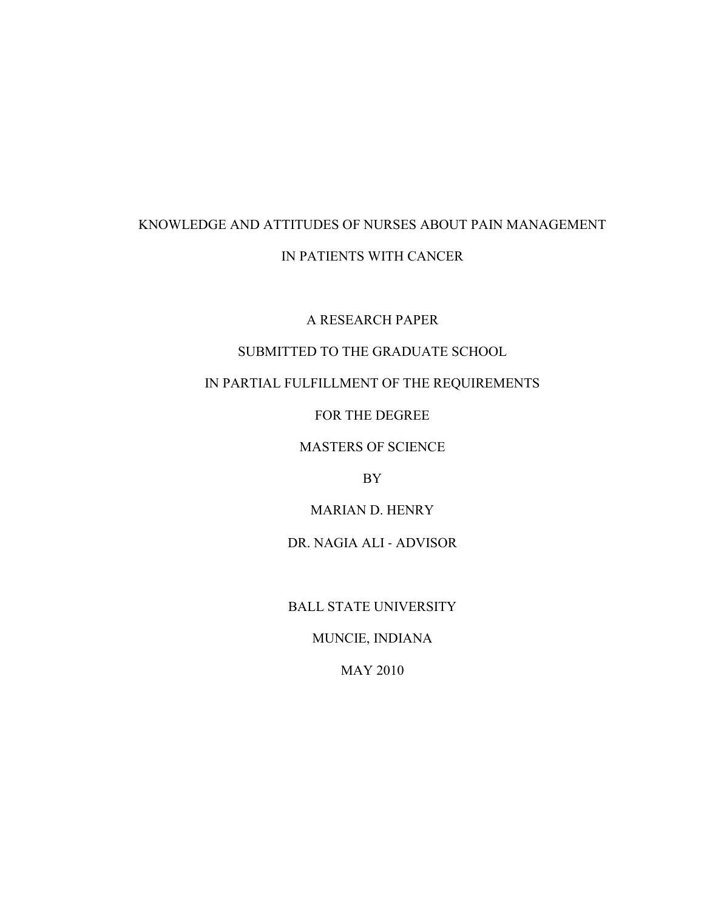# KNOWLEDGE AND ATTITUDES OF NURSES ABOUT PAIN MANAGEMENT IN PATIENTS WITH CANCER

A RESEARCH PAPER

SUBMITTED TO THE GRADUATE SCHOOL

IN PARTIAL FULFILLMENT OF THE REQUIREMENTS

FOR THE DEGREE

MASTERS OF SCIENCE

BY

MARIAN D. HENRY

DR. NAGIA ALI - ADVISOR

BALL STATE UNIVERSITY

MUNCIE, INDIANA

MAY 2010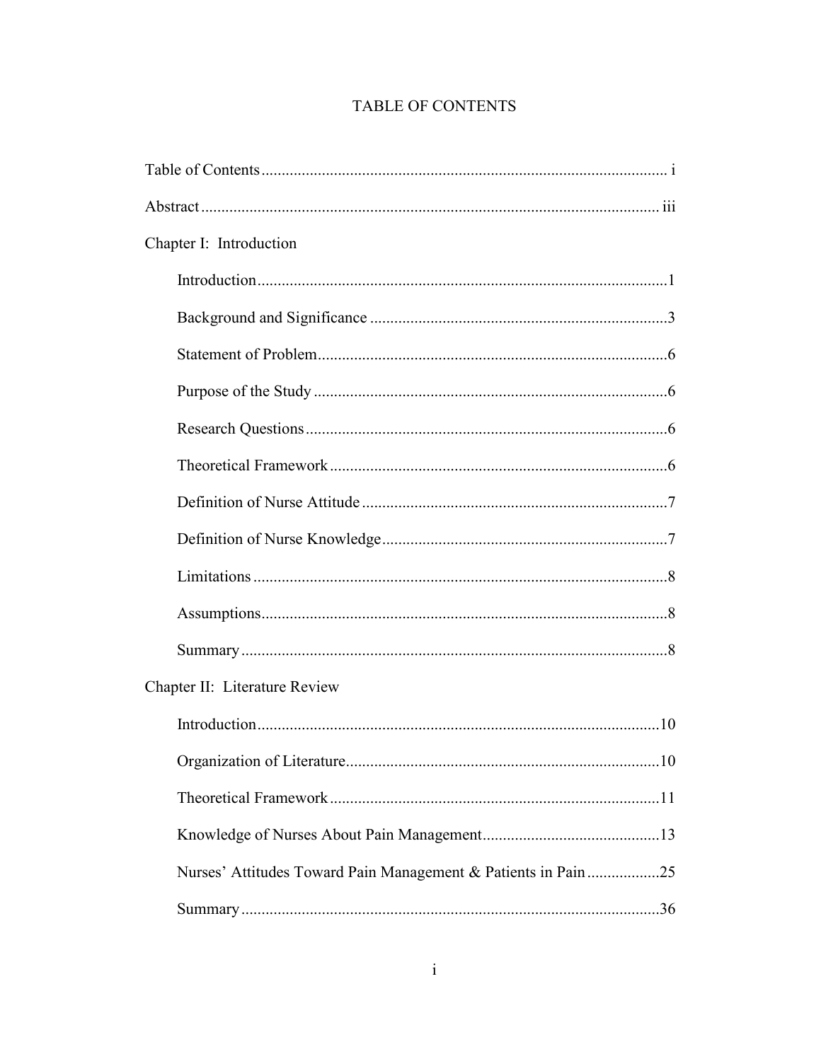# TABLE OF CONTENTS

Table of Contents ..................................................................................................... i

Abstract ................................................................................................................. iii

Chapter I: Introduction

- Introduction ..................................................................................................... 1
- Background and Significance ......................................................................... 3
- Statement of Problem ...................................................................................... 6
- Purpose of the Study ....................................................................................... 6
- Research Questions ......................................................................................... 6
- Theoretical Framework ................................................................................... 6
- Definition of Nurse Attitude ........................................................................... 7
- Definition of Nurse Knowledge ...................................................................... 7
- Limitations ...................................................................................................... 8
- Assumptions .................................................................................................... 8
- Summary ......................................................................................................... 8

Chapter II: Literature Review

- Introduction ................................................................................................... 10
- Organization of Literature ............................................................................. 10
- Theoretical Framework ................................................................................. 11
- Knowledge of Nurses About Pain Management ............................................ 13
- Nurses' Attitudes Toward Pain Management & Patients in Pain .................. 25
- Summary ....................................................................................................... 36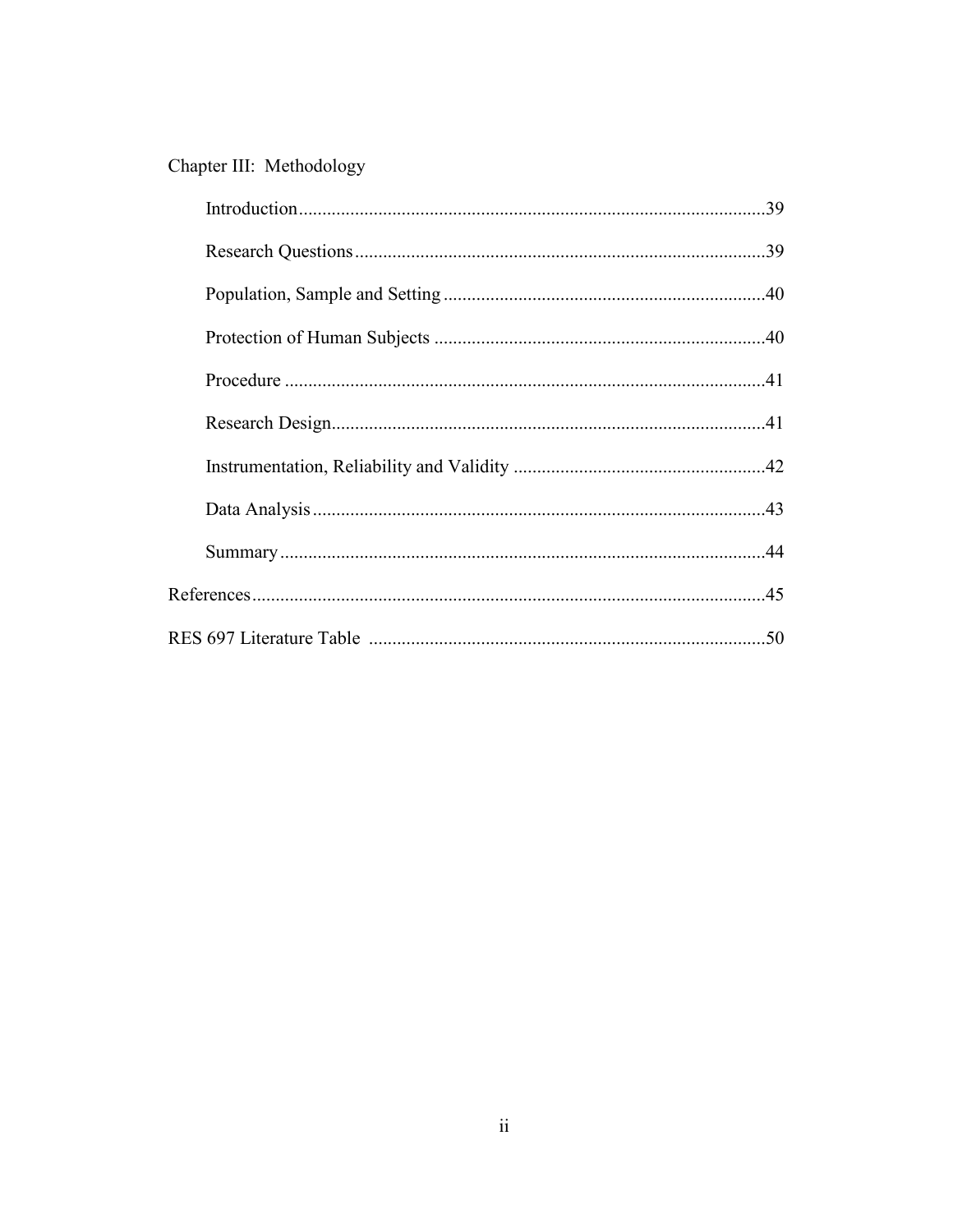Chapter III: Methodology

- Introduction....................................................................................................39
- Research Questions........................................................................................39
- Population, Sample and Setting.....................................................................40
- Protection of Human Subjects.......................................................................40
- Procedure.......................................................................................................41
- Research Design.............................................................................................41
- Instrumentation, Reliability and Validity.......................................................42
- Data Analysis.................................................................................................43
- Summary........................................................................................................44

References..............................................................................................................45

RES 697 Literature Table.....................................................................................50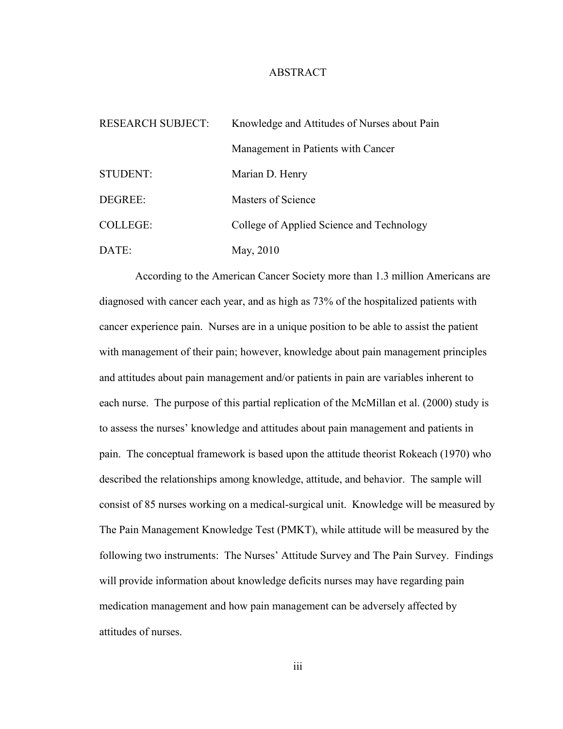# ABSTRACT

| | |
|---|---|
| RESEARCH SUBJECT: | Knowledge and Attitudes of Nurses about Pain Management in Patients with Cancer |
| STUDENT: | Marian D. Henry |
| DEGREE: | Masters of Science |
| COLLEGE: | College of Applied Science and Technology |
| DATE: | May, 2010 |

According to the American Cancer Society more than 1.3 million Americans are diagnosed with cancer each year, and as high as 73% of the hospitalized patients with cancer experience pain. Nurses are in a unique position to be able to assist the patient with management of their pain; however, knowledge about pain management principles and attitudes about pain management and/or patients in pain are variables inherent to each nurse. The purpose of this partial replication of the McMillan et al. (2000) study is to assess the nurses' knowledge and attitudes about pain management and patients in pain. The conceptual framework is based upon the attitude theorist Rokeach (1970) who described the relationships among knowledge, attitude, and behavior. The sample will consist of 85 nurses working on a medical-surgical unit. Knowledge will be measured by The Pain Management Knowledge Test (PMKT), while attitude will be measured by the following two instruments: The Nurses' Attitude Survey and The Pain Survey. Findings will provide information about knowledge deficits nurses may have regarding pain medication management and how pain management can be adversely affected by attitudes of nurses.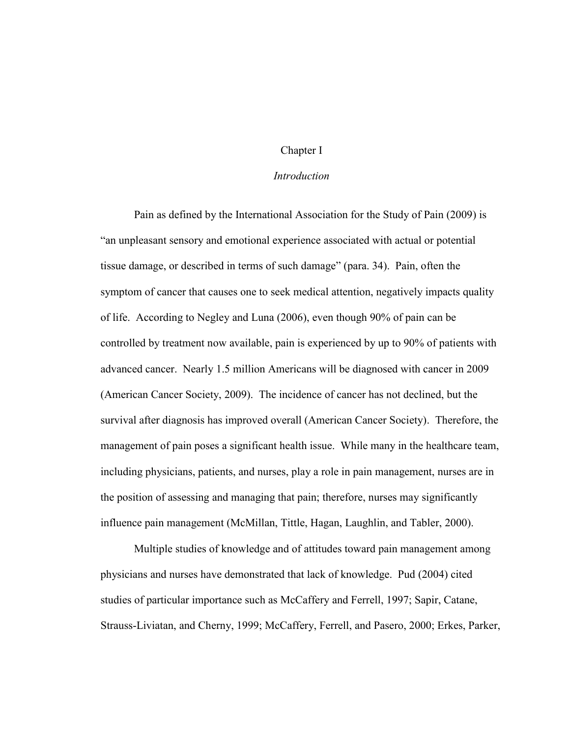# Chapter I

## *Introduction*

Pain as defined by the International Association for the Study of Pain (2009) is "an unpleasant sensory and emotional experience associated with actual or potential tissue damage, or described in terms of such damage" (para. 34). Pain, often the symptom of cancer that causes one to seek medical attention, negatively impacts quality of life. According to Negley and Luna (2006), even though 90% of pain can be controlled by treatment now available, pain is experienced by up to 90% of patients with advanced cancer. Nearly 1.5 million Americans will be diagnosed with cancer in 2009 (American Cancer Society, 2009). The incidence of cancer has not declined, but the survival after diagnosis has improved overall (American Cancer Society). Therefore, the management of pain poses a significant health issue. While many in the healthcare team, including physicians, patients, and nurses, play a role in pain management, nurses are in the position of assessing and managing that pain; therefore, nurses may significantly influence pain management (McMillan, Tittle, Hagan, Laughlin, and Tabler, 2000).

Multiple studies of knowledge and of attitudes toward pain management among physicians and nurses have demonstrated that lack of knowledge. Pud (2004) cited studies of particular importance such as McCaffery and Ferrell, 1997; Sapir, Catane, Strauss-Liviatan, and Cherny, 1999; McCaffery, Ferrell, and Pasero, 2000; Erkes, Parker,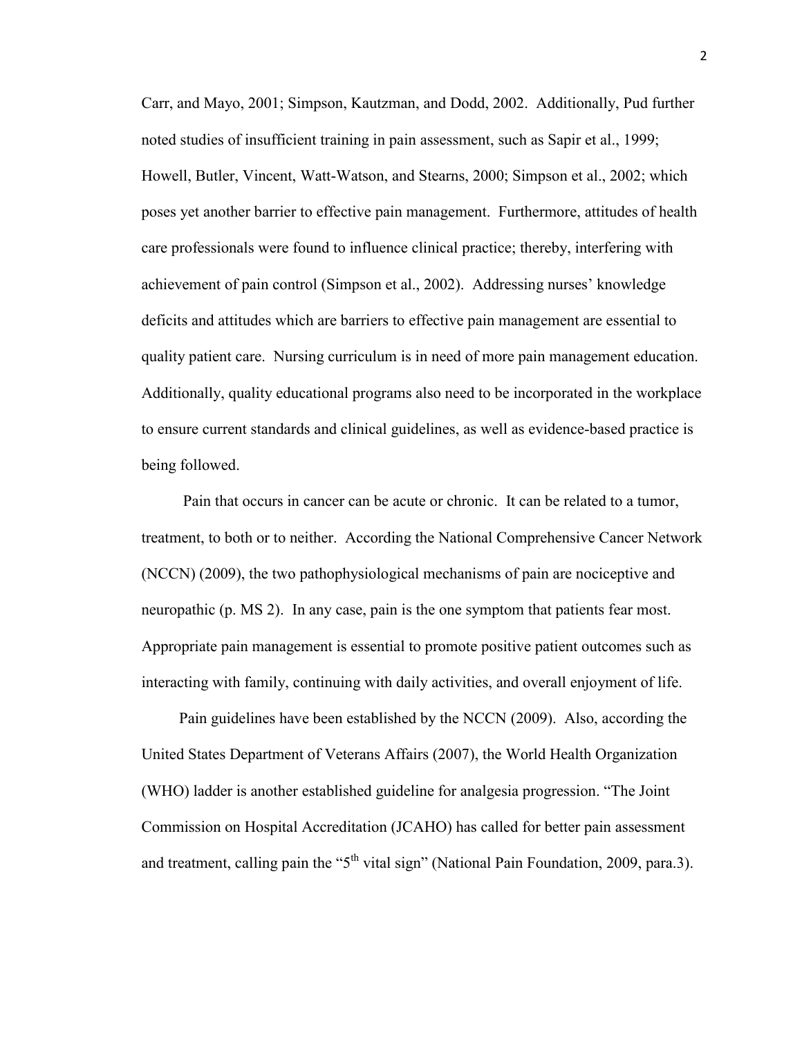Carr, and Mayo, 2001; Simpson, Kautzman, and Dodd, 2002. Additionally, Pud further noted studies of insufficient training in pain assessment, such as Sapir et al., 1999; Howell, Butler, Vincent, Watt-Watson, and Stearns, 2000; Simpson et al., 2002; which poses yet another barrier to effective pain management. Furthermore, attitudes of health care professionals were found to influence clinical practice; thereby, interfering with achievement of pain control (Simpson et al., 2002). Addressing nurses' knowledge deficits and attitudes which are barriers to effective pain management are essential to quality patient care. Nursing curriculum is in need of more pain management education. Additionally, quality educational programs also need to be incorporated in the workplace to ensure current standards and clinical guidelines, as well as evidence-based practice is being followed.

Pain that occurs in cancer can be acute or chronic. It can be related to a tumor, treatment, to both or to neither. According the National Comprehensive Cancer Network (NCCN) (2009), the two pathophysiological mechanisms of pain are nociceptive and neuropathic (p. MS 2). In any case, pain is the one symptom that patients fear most. Appropriate pain management is essential to promote positive patient outcomes such as interacting with family, continuing with daily activities, and overall enjoyment of life.

Pain guidelines have been established by the NCCN (2009). Also, according the United States Department of Veterans Affairs (2007), the World Health Organization (WHO) ladder is another established guideline for analgesia progression. "The Joint Commission on Hospital Accreditation (JCAHO) has called for better pain assessment and treatment, calling pain the "5th vital sign" (National Pain Foundation, 2009, para.3).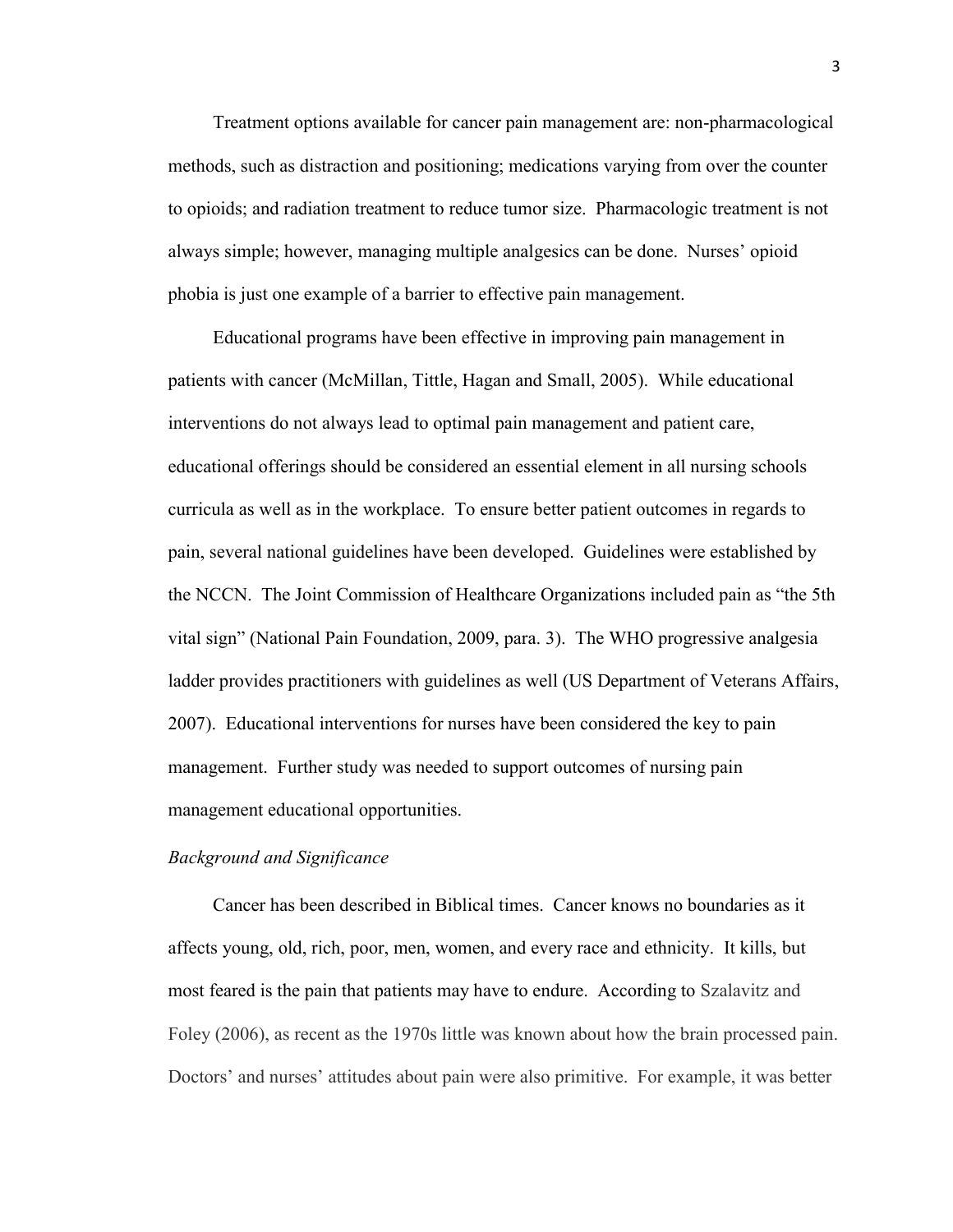Treatment options available for cancer pain management are: non-pharmacological methods, such as distraction and positioning; medications varying from over the counter to opioids; and radiation treatment to reduce tumor size. Pharmacologic treatment is not always simple; however, managing multiple analgesics can be done. Nurses' opioid phobia is just one example of a barrier to effective pain management.

Educational programs have been effective in improving pain management in patients with cancer (McMillan, Tittle, Hagan and Small, 2005). While educational interventions do not always lead to optimal pain management and patient care, educational offerings should be considered an essential element in all nursing schools curricula as well as in the workplace. To ensure better patient outcomes in regards to pain, several national guidelines have been developed. Guidelines were established by the NCCN. The Joint Commission of Healthcare Organizations included pain as "the 5th vital sign" (National Pain Foundation, 2009, para. 3). The WHO progressive analgesia ladder provides practitioners with guidelines as well (US Department of Veterans Affairs, 2007). Educational interventions for nurses have been considered the key to pain management. Further study was needed to support outcomes of nursing pain management educational opportunities.

*Background and Significance*

Cancer has been described in Biblical times. Cancer knows no boundaries as it affects young, old, rich, poor, men, women, and every race and ethnicity. It kills, but most feared is the pain that patients may have to endure. According to Szalavitz and Foley (2006), as recent as the 1970s little was known about how the brain processed pain. Doctors' and nurses' attitudes about pain were also primitive. For example, it was better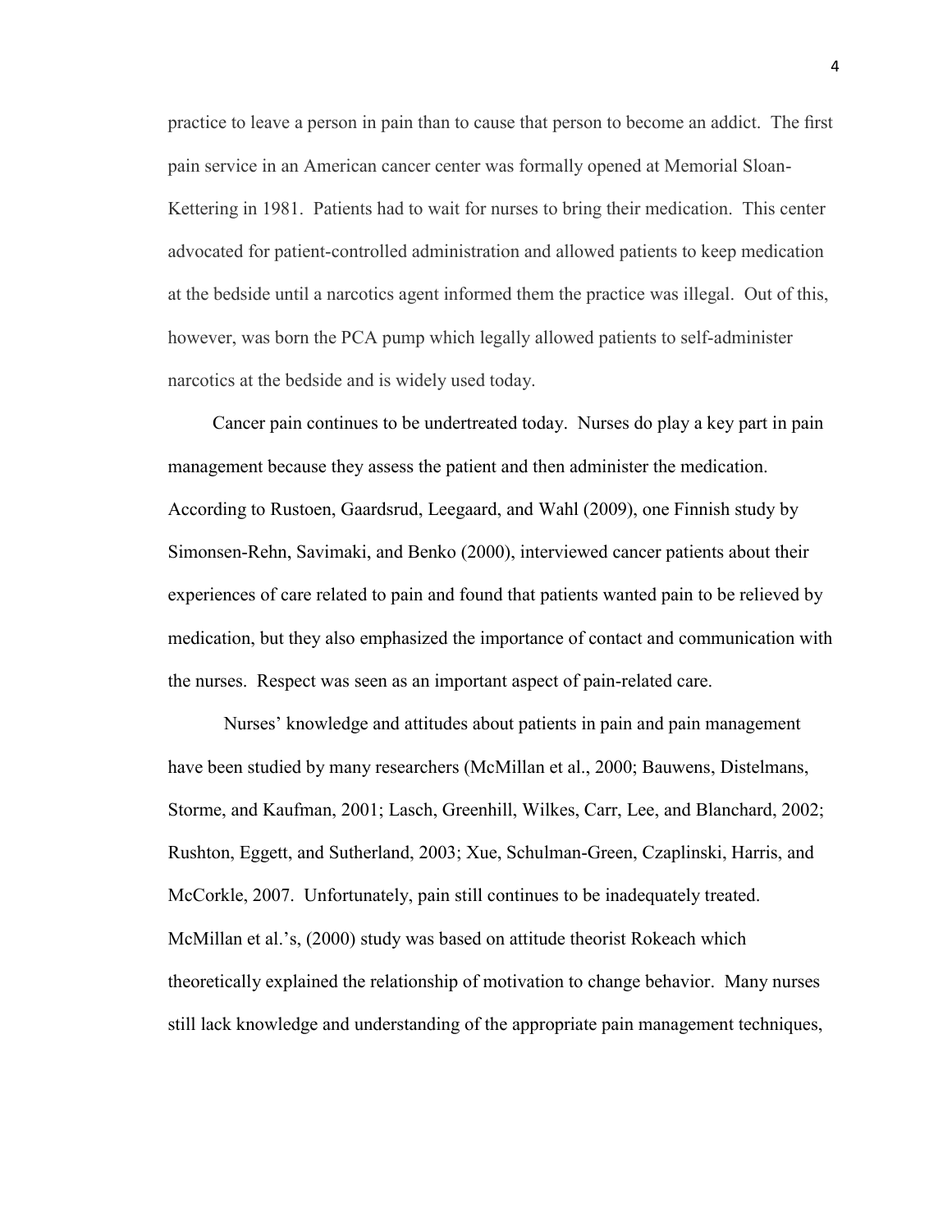practice to leave a person in pain than to cause that person to become an addict. The first pain service in an American cancer center was formally opened at Memorial Sloan-Kettering in 1981. Patients had to wait for nurses to bring their medication. This center advocated for patient-controlled administration and allowed patients to keep medication at the bedside until a narcotics agent informed them the practice was illegal. Out of this, however, was born the PCA pump which legally allowed patients to self-administer narcotics at the bedside and is widely used today.

Cancer pain continues to be undertreated today. Nurses do play a key part in pain management because they assess the patient and then administer the medication. According to Rustoen, Gaardsrud, Leegaard, and Wahl (2009), one Finnish study by Simonsen-Rehn, Savimaki, and Benko (2000), interviewed cancer patients about their experiences of care related to pain and found that patients wanted pain to be relieved by medication, but they also emphasized the importance of contact and communication with the nurses. Respect was seen as an important aspect of pain-related care.

Nurses' knowledge and attitudes about patients in pain and pain management have been studied by many researchers (McMillan et al., 2000; Bauwens, Distelmans, Storme, and Kaufman, 2001; Lasch, Greenhill, Wilkes, Carr, Lee, and Blanchard, 2002; Rushton, Eggett, and Sutherland, 2003; Xue, Schulman-Green, Czaplinski, Harris, and McCorkle, 2007. Unfortunately, pain still continues to be inadequately treated. McMillan et al.'s, (2000) study was based on attitude theorist Rokeach which theoretically explained the relationship of motivation to change behavior. Many nurses still lack knowledge and understanding of the appropriate pain management techniques,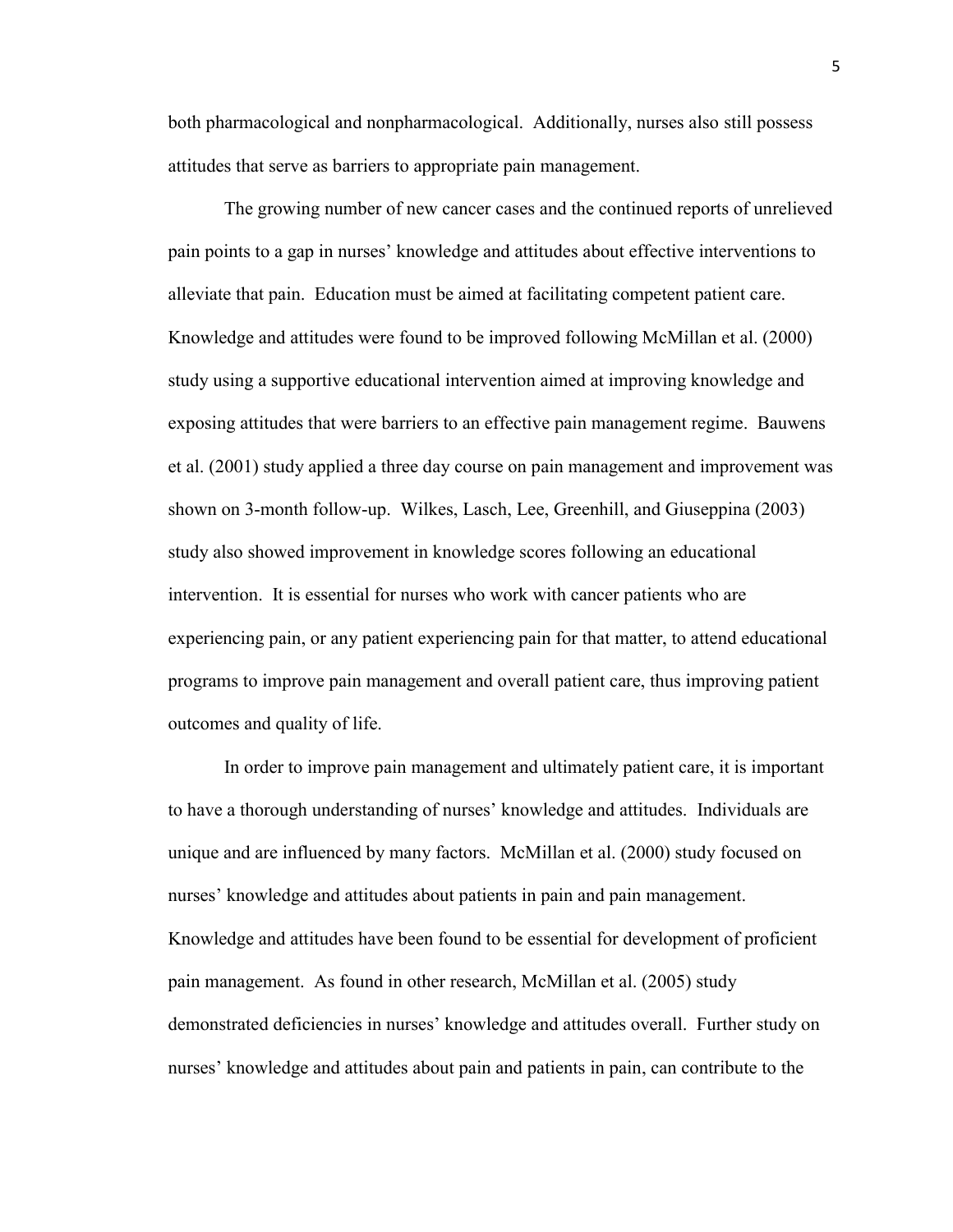both pharmacological and nonpharmacological. Additionally, nurses also still possess attitudes that serve as barriers to appropriate pain management.

The growing number of new cancer cases and the continued reports of unrelieved pain points to a gap in nurses' knowledge and attitudes about effective interventions to alleviate that pain. Education must be aimed at facilitating competent patient care. Knowledge and attitudes were found to be improved following McMillan et al. (2000) study using a supportive educational intervention aimed at improving knowledge and exposing attitudes that were barriers to an effective pain management regime. Bauwens et al. (2001) study applied a three day course on pain management and improvement was shown on 3-month follow-up. Wilkes, Lasch, Lee, Greenhill, and Giuseppina (2003) study also showed improvement in knowledge scores following an educational intervention. It is essential for nurses who work with cancer patients who are experiencing pain, or any patient experiencing pain for that matter, to attend educational programs to improve pain management and overall patient care, thus improving patient outcomes and quality of life.

In order to improve pain management and ultimately patient care, it is important to have a thorough understanding of nurses' knowledge and attitudes. Individuals are unique and are influenced by many factors. McMillan et al. (2000) study focused on nurses' knowledge and attitudes about patients in pain and pain management. Knowledge and attitudes have been found to be essential for development of proficient pain management. As found in other research, McMillan et al. (2005) study demonstrated deficiencies in nurses' knowledge and attitudes overall. Further study on nurses' knowledge and attitudes about pain and patients in pain, can contribute to the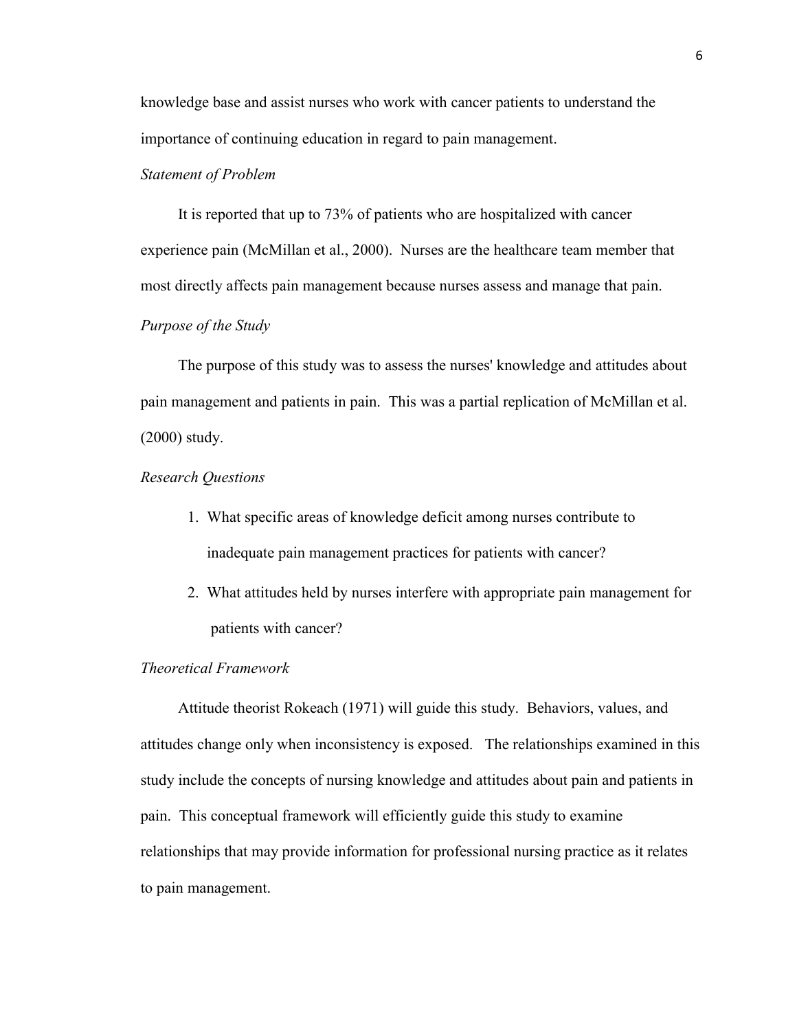knowledge base and assist nurses who work with cancer patients to understand the importance of continuing education in regard to pain management.

*Statement of Problem*

It is reported that up to 73% of patients who are hospitalized with cancer experience pain (McMillan et al., 2000). Nurses are the healthcare team member that most directly affects pain management because nurses assess and manage that pain.

*Purpose of the Study*

The purpose of this study was to assess the nurses' knowledge and attitudes about pain management and patients in pain. This was a partial replication of McMillan et al. (2000) study.

*Research Questions*

1. What specific areas of knowledge deficit among nurses contribute to inadequate pain management practices for patients with cancer?
2. What attitudes held by nurses interfere with appropriate pain management for patients with cancer?

*Theoretical Framework*

Attitude theorist Rokeach (1971) will guide this study. Behaviors, values, and attitudes change only when inconsistency is exposed. The relationships examined in this study include the concepts of nursing knowledge and attitudes about pain and patients in pain. This conceptual framework will efficiently guide this study to examine relationships that may provide information for professional nursing practice as it relates to pain management.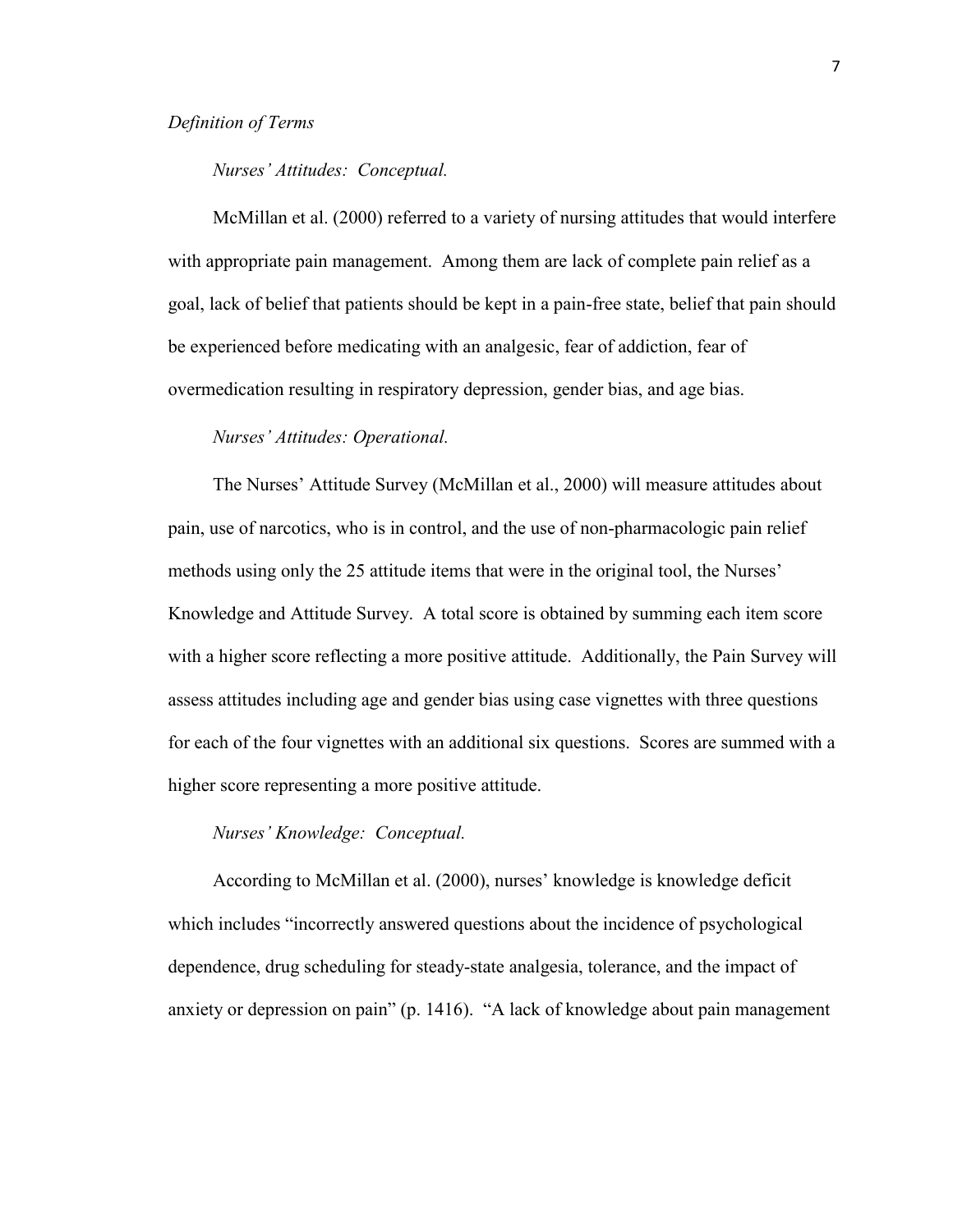*Definition of Terms*

*Nurses' Attitudes: Conceptual.*

McMillan et al. (2000) referred to a variety of nursing attitudes that would interfere with appropriate pain management. Among them are lack of complete pain relief as a goal, lack of belief that patients should be kept in a pain-free state, belief that pain should be experienced before medicating with an analgesic, fear of addiction, fear of overmedication resulting in respiratory depression, gender bias, and age bias.

*Nurses' Attitudes: Operational.*

The Nurses' Attitude Survey (McMillan et al., 2000) will measure attitudes about pain, use of narcotics, who is in control, and the use of non-pharmacologic pain relief methods using only the 25 attitude items that were in the original tool, the Nurses' Knowledge and Attitude Survey. A total score is obtained by summing each item score with a higher score reflecting a more positive attitude. Additionally, the Pain Survey will assess attitudes including age and gender bias using case vignettes with three questions for each of the four vignettes with an additional six questions. Scores are summed with a higher score representing a more positive attitude.

*Nurses' Knowledge: Conceptual.*

According to McMillan et al. (2000), nurses' knowledge is knowledge deficit which includes "incorrectly answered questions about the incidence of psychological dependence, drug scheduling for steady-state analgesia, tolerance, and the impact of anxiety or depression on pain" (p. 1416). "A lack of knowledge about pain management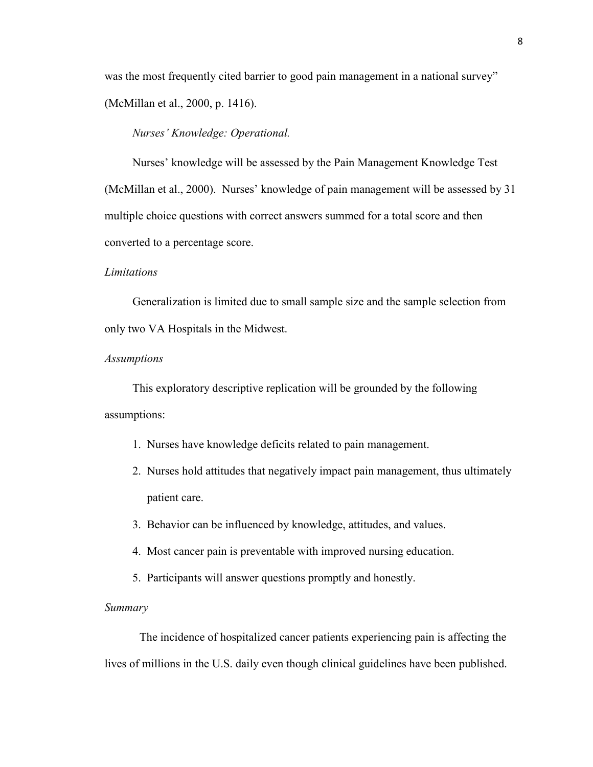was the most frequently cited barrier to good pain management in a national survey" (McMillan et al., 2000, p. 1416).

*Nurses' Knowledge: Operational.*

Nurses' knowledge will be assessed by the Pain Management Knowledge Test (McMillan et al., 2000). Nurses' knowledge of pain management will be assessed by 31 multiple choice questions with correct answers summed for a total score and then converted to a percentage score.

### *Limitations*

Generalization is limited due to small sample size and the sample selection from only two VA Hospitals in the Midwest.

### *Assumptions*

This exploratory descriptive replication will be grounded by the following assumptions:

1. Nurses have knowledge deficits related to pain management.
2. Nurses hold attitudes that negatively impact pain management, thus ultimately patient care.
3. Behavior can be influenced by knowledge, attitudes, and values.
4. Most cancer pain is preventable with improved nursing education.
5. Participants will answer questions promptly and honestly.

### *Summary*

The incidence of hospitalized cancer patients experiencing pain is affecting the lives of millions in the U.S. daily even though clinical guidelines have been published.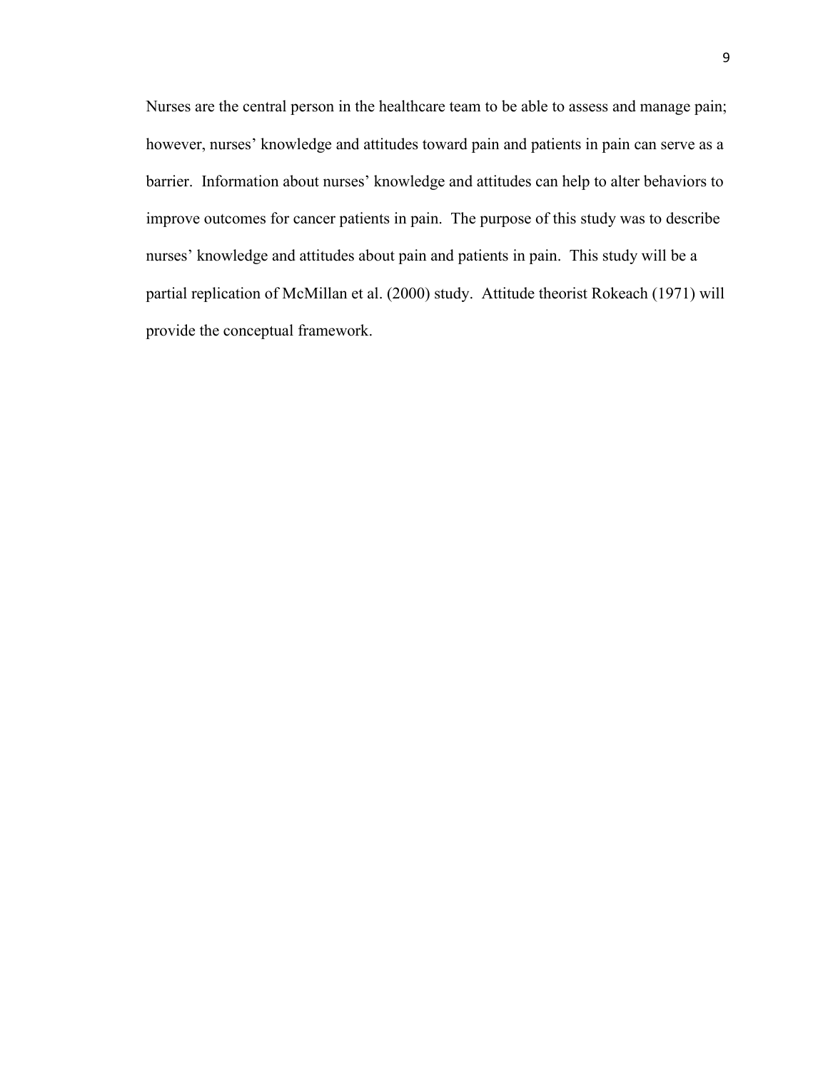Nurses are the central person in the healthcare team to be able to assess and manage pain; however, nurses' knowledge and attitudes toward pain and patients in pain can serve as a barrier.  Information about nurses' knowledge and attitudes can help to alter behaviors to improve outcomes for cancer patients in pain.  The purpose of this study was to describe nurses' knowledge and attitudes about pain and patients in pain.  This study will be a partial replication of McMillan et al. (2000) study.  Attitude theorist Rokeach (1971) will provide the conceptual framework.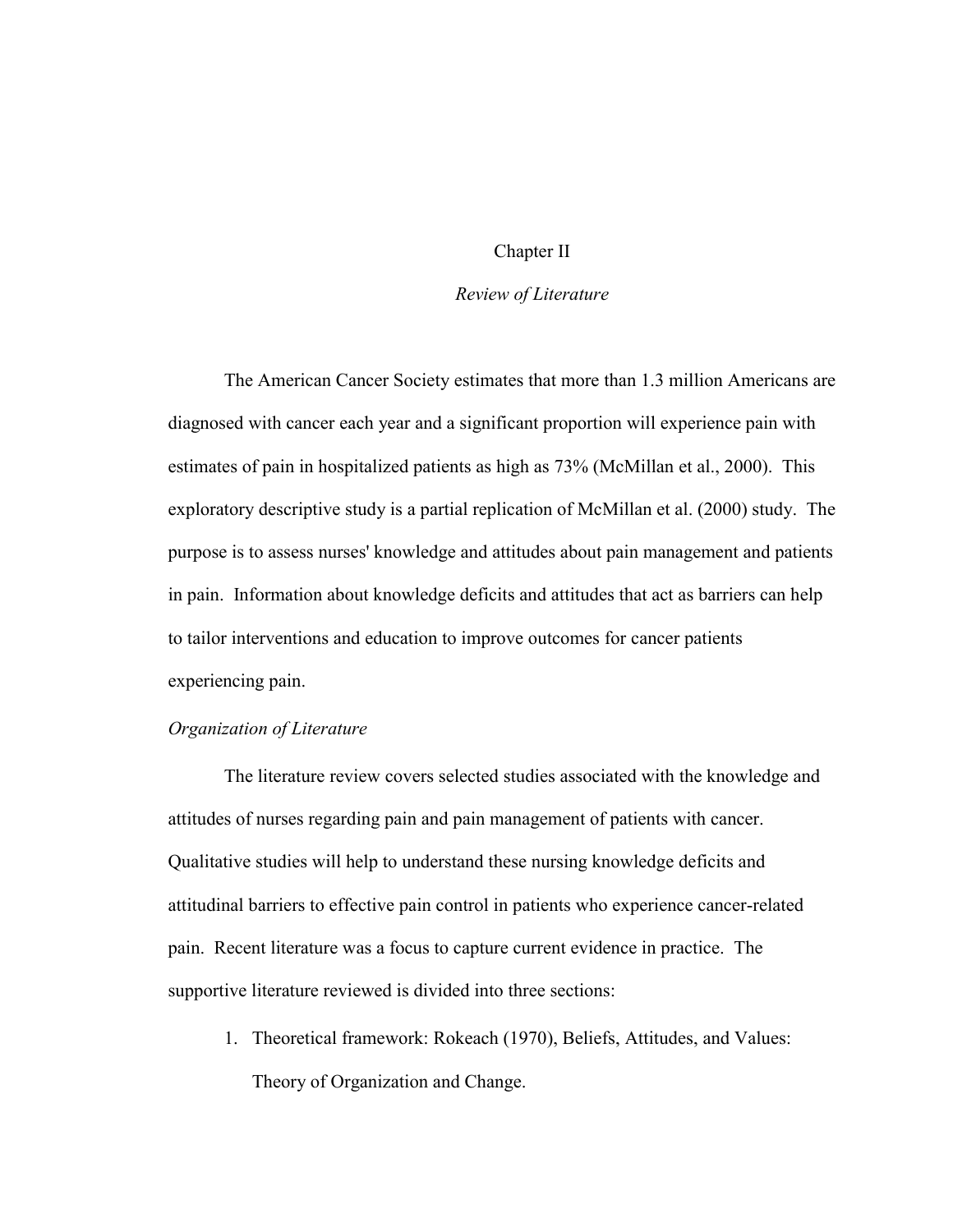# Chapter II

## *Review of Literature*

The American Cancer Society estimates that more than 1.3 million Americans are diagnosed with cancer each year and a significant proportion will experience pain with estimates of pain in hospitalized patients as high as 73% (McMillan et al., 2000). This exploratory descriptive study is a partial replication of McMillan et al. (2000) study. The purpose is to assess nurses' knowledge and attitudes about pain management and patients in pain. Information about knowledge deficits and attitudes that act as barriers can help to tailor interventions and education to improve outcomes for cancer patients experiencing pain.

### *Organization of Literature*

The literature review covers selected studies associated with the knowledge and attitudes of nurses regarding pain and pain management of patients with cancer. Qualitative studies will help to understand these nursing knowledge deficits and attitudinal barriers to effective pain control in patients who experience cancer-related pain. Recent literature was a focus to capture current evidence in practice. The supportive literature reviewed is divided into three sections:

1. Theoretical framework: Rokeach (1970), Beliefs, Attitudes, and Values: Theory of Organization and Change.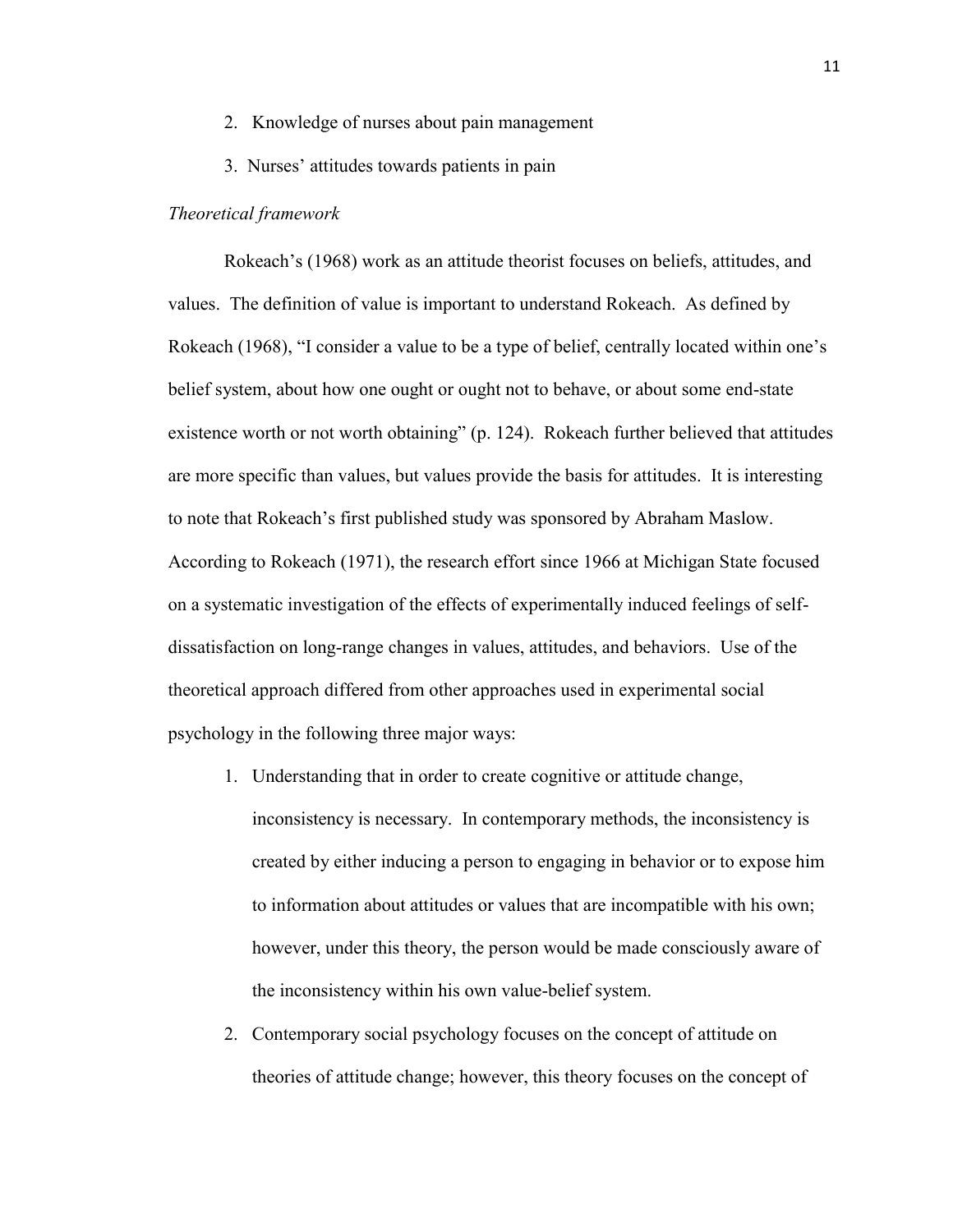2. Knowledge of nurses about pain management
3. Nurses' attitudes towards patients in pain

*Theoretical framework*

Rokeach's (1968) work as an attitude theorist focuses on beliefs, attitudes, and values. The definition of value is important to understand Rokeach. As defined by Rokeach (1968), "I consider a value to be a type of belief, centrally located within one's belief system, about how one ought or ought not to behave, or about some end-state existence worth or not worth obtaining" (p. 124). Rokeach further believed that attitudes are more specific than values, but values provide the basis for attitudes. It is interesting to note that Rokeach's first published study was sponsored by Abraham Maslow. According to Rokeach (1971), the research effort since 1966 at Michigan State focused on a systematic investigation of the effects of experimentally induced feelings of self-dissatisfaction on long-range changes in values, attitudes, and behaviors. Use of the theoretical approach differed from other approaches used in experimental social psychology in the following three major ways:

1. Understanding that in order to create cognitive or attitude change, inconsistency is necessary. In contemporary methods, the inconsistency is created by either inducing a person to engaging in behavior or to expose him to information about attitudes or values that are incompatible with his own; however, under this theory, the person would be made consciously aware of the inconsistency within his own value-belief system.
2. Contemporary social psychology focuses on the concept of attitude on theories of attitude change; however, this theory focuses on the concept of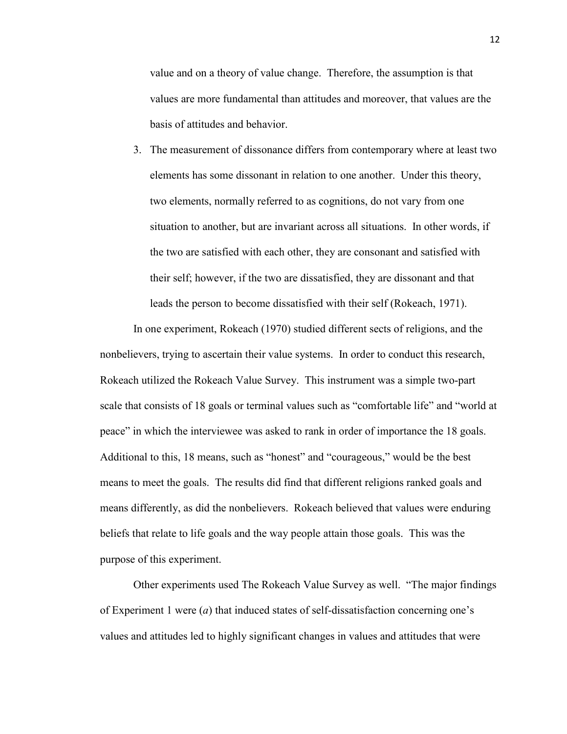value and on a theory of value change. Therefore, the assumption is that values are more fundamental than attitudes and moreover, that values are the basis of attitudes and behavior.

3. The measurement of dissonance differs from contemporary where at least two elements has some dissonant in relation to one another. Under this theory, two elements, normally referred to as cognitions, do not vary from one situation to another, but are invariant across all situations. In other words, if the two are satisfied with each other, they are consonant and satisfied with their self; however, if the two are dissatisfied, they are dissonant and that leads the person to become dissatisfied with their self (Rokeach, 1971).

In one experiment, Rokeach (1970) studied different sects of religions, and the nonbelievers, trying to ascertain their value systems. In order to conduct this research, Rokeach utilized the Rokeach Value Survey. This instrument was a simple two-part scale that consists of 18 goals or terminal values such as "comfortable life" and "world at peace" in which the interviewee was asked to rank in order of importance the 18 goals. Additional to this, 18 means, such as "honest" and "courageous," would be the best means to meet the goals. The results did find that different religions ranked goals and means differently, as did the nonbelievers. Rokeach believed that values were enduring beliefs that relate to life goals and the way people attain those goals. This was the purpose of this experiment.

Other experiments used The Rokeach Value Survey as well. "The major findings of Experiment 1 were (*a*) that induced states of self-dissatisfaction concerning one's values and attitudes led to highly significant changes in values and attitudes that were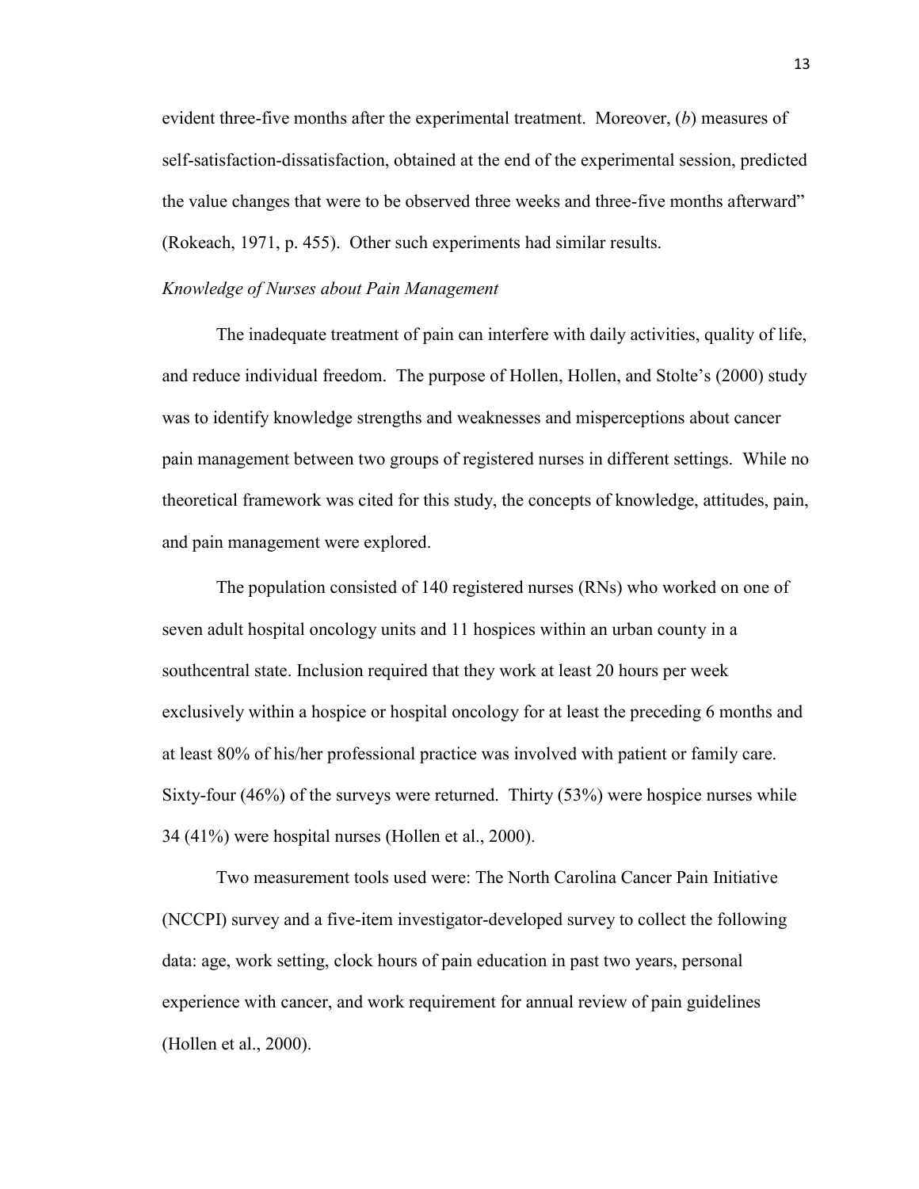evident three-five months after the experimental treatment. Moreover, (*b*) measures of self-satisfaction-dissatisfaction, obtained at the end of the experimental session, predicted the value changes that were to be observed three weeks and three-five months afterward" (Rokeach, 1971, p. 455). Other such experiments had similar results.

*Knowledge of Nurses about Pain Management*

The inadequate treatment of pain can interfere with daily activities, quality of life, and reduce individual freedom. The purpose of Hollen, Hollen, and Stolte's (2000) study was to identify knowledge strengths and weaknesses and misperceptions about cancer pain management between two groups of registered nurses in different settings. While no theoretical framework was cited for this study, the concepts of knowledge, attitudes, pain, and pain management were explored.

The population consisted of 140 registered nurses (RNs) who worked on one of seven adult hospital oncology units and 11 hospices within an urban county in a southcentral state. Inclusion required that they work at least 20 hours per week exclusively within a hospice or hospital oncology for at least the preceding 6 months and at least 80% of his/her professional practice was involved with patient or family care. Sixty-four (46%) of the surveys were returned. Thirty (53%) were hospice nurses while 34 (41%) were hospital nurses (Hollen et al., 2000).

Two measurement tools used were: The North Carolina Cancer Pain Initiative (NCCPI) survey and a five-item investigator-developed survey to collect the following data: age, work setting, clock hours of pain education in past two years, personal experience with cancer, and work requirement for annual review of pain guidelines (Hollen et al., 2000).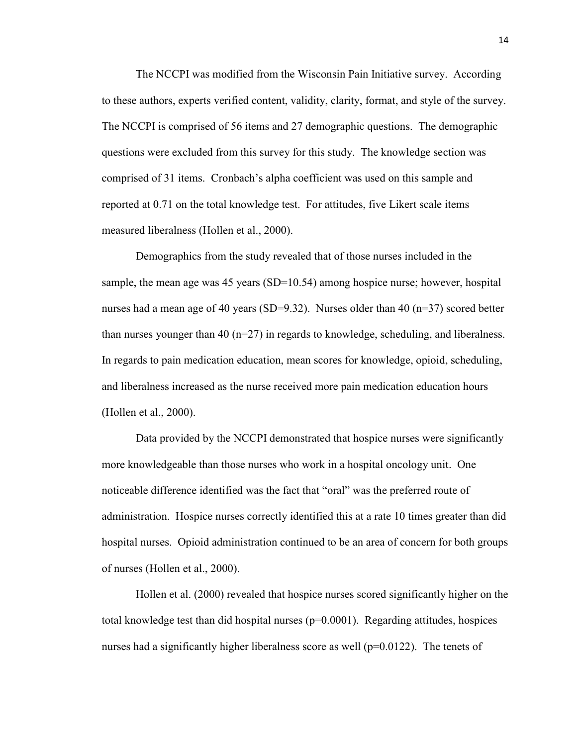The NCCPI was modified from the Wisconsin Pain Initiative survey. According to these authors, experts verified content, validity, clarity, format, and style of the survey. The NCCPI is comprised of 56 items and 27 demographic questions. The demographic questions were excluded from this survey for this study. The knowledge section was comprised of 31 items. Cronbach's alpha coefficient was used on this sample and reported at 0.71 on the total knowledge test. For attitudes, five Likert scale items measured liberalness (Hollen et al., 2000).

Demographics from the study revealed that of those nurses included in the sample, the mean age was 45 years (SD=10.54) among hospice nurse; however, hospital nurses had a mean age of 40 years (SD=9.32). Nurses older than 40 (n=37) scored better than nurses younger than 40 (n=27) in regards to knowledge, scheduling, and liberalness. In regards to pain medication education, mean scores for knowledge, opioid, scheduling, and liberalness increased as the nurse received more pain medication education hours (Hollen et al., 2000).

Data provided by the NCCPI demonstrated that hospice nurses were significantly more knowledgeable than those nurses who work in a hospital oncology unit. One noticeable difference identified was the fact that "oral" was the preferred route of administration. Hospice nurses correctly identified this at a rate 10 times greater than did hospital nurses. Opioid administration continued to be an area of concern for both groups of nurses (Hollen et al., 2000).

Hollen et al. (2000) revealed that hospice nurses scored significantly higher on the total knowledge test than did hospital nurses (p=0.0001). Regarding attitudes, hospices nurses had a significantly higher liberalness score as well (p=0.0122). The tenets of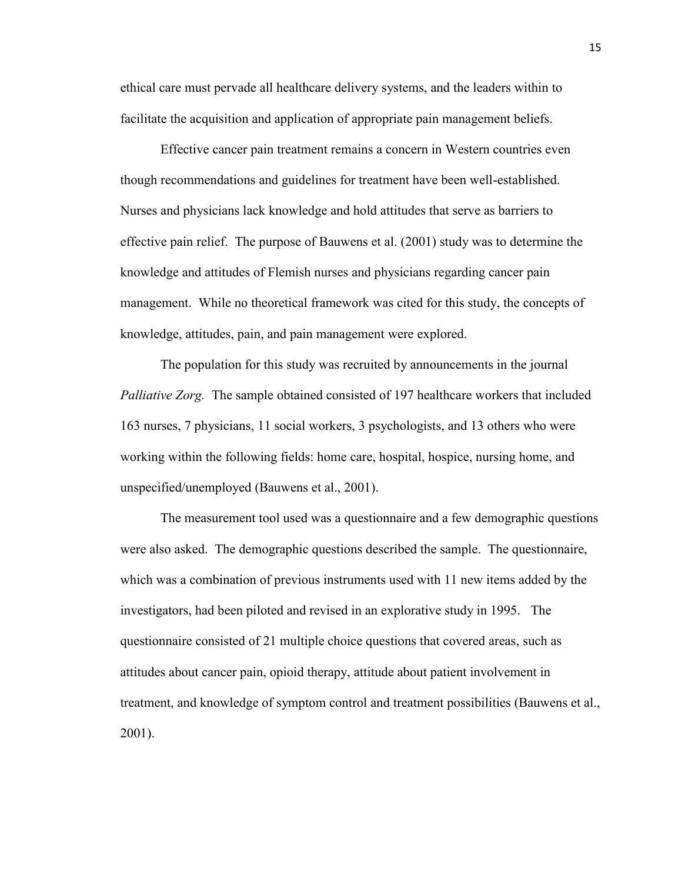ethical care must pervade all healthcare delivery systems, and the leaders within to facilitate the acquisition and application of appropriate pain management beliefs.

Effective cancer pain treatment remains a concern in Western countries even though recommendations and guidelines for treatment have been well-established. Nurses and physicians lack knowledge and hold attitudes that serve as barriers to effective pain relief. The purpose of Bauwens et al. (2001) study was to determine the knowledge and attitudes of Flemish nurses and physicians regarding cancer pain management. While no theoretical framework was cited for this study, the concepts of knowledge, attitudes, pain, and pain management were explored.

The population for this study was recruited by announcements in the journal *Palliative Zorg.* The sample obtained consisted of 197 healthcare workers that included 163 nurses, 7 physicians, 11 social workers, 3 psychologists, and 13 others who were working within the following fields: home care, hospital, hospice, nursing home, and unspecified/unemployed (Bauwens et al., 2001).

The measurement tool used was a questionnaire and a few demographic questions were also asked. The demographic questions described the sample. The questionnaire, which was a combination of previous instruments used with 11 new items added by the investigators, had been piloted and revised in an explorative study in 1995. The questionnaire consisted of 21 multiple choice questions that covered areas, such as attitudes about cancer pain, opioid therapy, attitude about patient involvement in treatment, and knowledge of symptom control and treatment possibilities (Bauwens et al., 2001).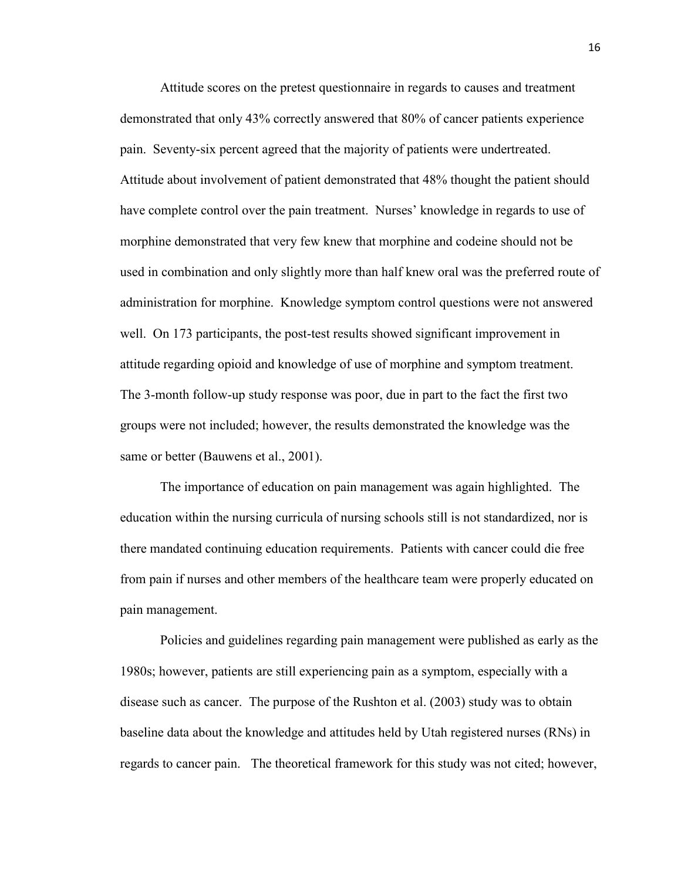Attitude scores on the pretest questionnaire in regards to causes and treatment demonstrated that only 43% correctly answered that 80% of cancer patients experience pain. Seventy-six percent agreed that the majority of patients were undertreated. Attitude about involvement of patient demonstrated that 48% thought the patient should have complete control over the pain treatment. Nurses' knowledge in regards to use of morphine demonstrated that very few knew that morphine and codeine should not be used in combination and only slightly more than half knew oral was the preferred route of administration for morphine. Knowledge symptom control questions were not answered well. On 173 participants, the post-test results showed significant improvement in attitude regarding opioid and knowledge of use of morphine and symptom treatment. The 3-month follow-up study response was poor, due in part to the fact the first two groups were not included; however, the results demonstrated the knowledge was the same or better (Bauwens et al., 2001).

The importance of education on pain management was again highlighted. The education within the nursing curricula of nursing schools still is not standardized, nor is there mandated continuing education requirements. Patients with cancer could die free from pain if nurses and other members of the healthcare team were properly educated on pain management.

Policies and guidelines regarding pain management were published as early as the 1980s; however, patients are still experiencing pain as a symptom, especially with a disease such as cancer. The purpose of the Rushton et al. (2003) study was to obtain baseline data about the knowledge and attitudes held by Utah registered nurses (RNs) in regards to cancer pain. The theoretical framework for this study was not cited; however,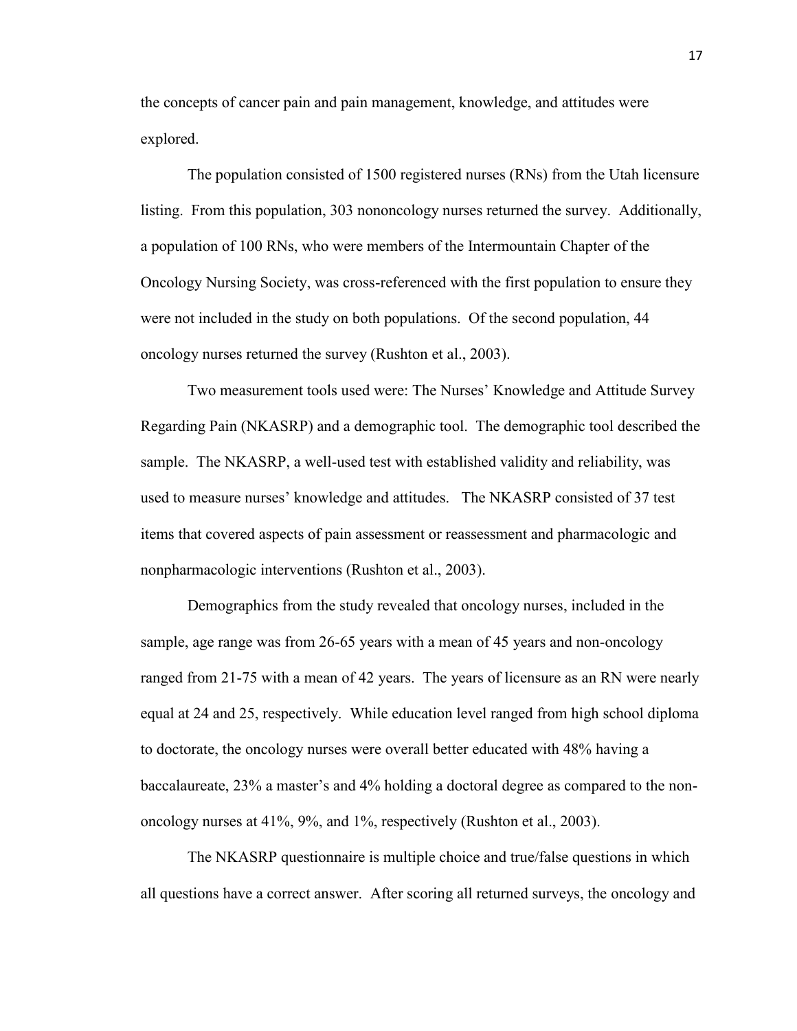the concepts of cancer pain and pain management, knowledge, and attitudes were explored.

The population consisted of 1500 registered nurses (RNs) from the Utah licensure listing. From this population, 303 nononcology nurses returned the survey. Additionally, a population of 100 RNs, who were members of the Intermountain Chapter of the Oncology Nursing Society, was cross-referenced with the first population to ensure they were not included in the study on both populations. Of the second population, 44 oncology nurses returned the survey (Rushton et al., 2003).

Two measurement tools used were: The Nurses' Knowledge and Attitude Survey Regarding Pain (NKASRP) and a demographic tool. The demographic tool described the sample. The NKASRP, a well-used test with established validity and reliability, was used to measure nurses' knowledge and attitudes. The NKASRP consisted of 37 test items that covered aspects of pain assessment or reassessment and pharmacologic and nonpharmacologic interventions (Rushton et al., 2003).

Demographics from the study revealed that oncology nurses, included in the sample, age range was from 26-65 years with a mean of 45 years and non-oncology ranged from 21-75 with a mean of 42 years. The years of licensure as an RN were nearly equal at 24 and 25, respectively. While education level ranged from high school diploma to doctorate, the oncology nurses were overall better educated with 48% having a baccalaureate, 23% a master's and 4% holding a doctoral degree as compared to the non-oncology nurses at 41%, 9%, and 1%, respectively (Rushton et al., 2003).

The NKASRP questionnaire is multiple choice and true/false questions in which all questions have a correct answer. After scoring all returned surveys, the oncology and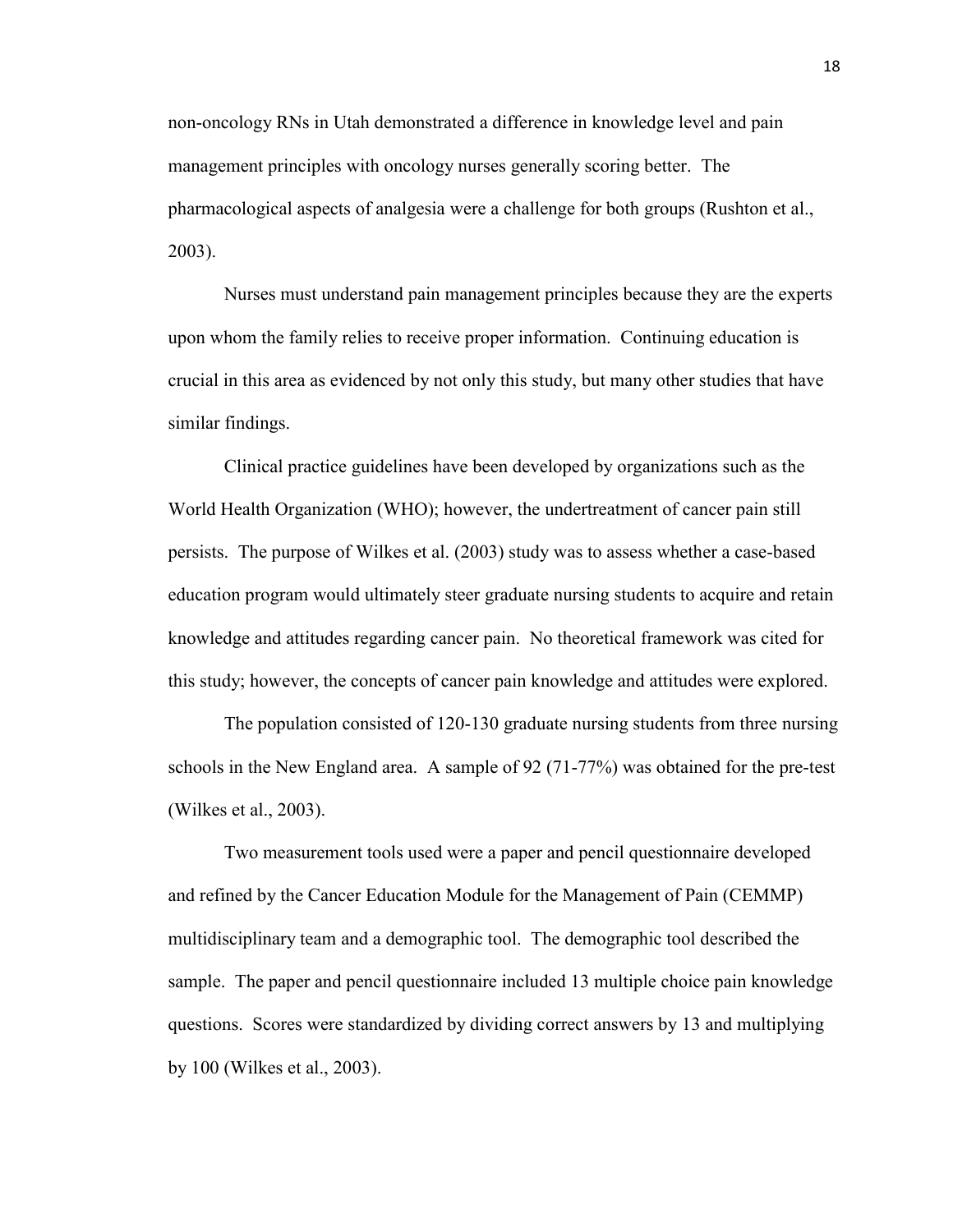non-oncology RNs in Utah demonstrated a difference in knowledge level and pain management principles with oncology nurses generally scoring better. The pharmacological aspects of analgesia were a challenge for both groups (Rushton et al., 2003).

Nurses must understand pain management principles because they are the experts upon whom the family relies to receive proper information. Continuing education is crucial in this area as evidenced by not only this study, but many other studies that have similar findings.

Clinical practice guidelines have been developed by organizations such as the World Health Organization (WHO); however, the undertreatment of cancer pain still persists. The purpose of Wilkes et al. (2003) study was to assess whether a case-based education program would ultimately steer graduate nursing students to acquire and retain knowledge and attitudes regarding cancer pain. No theoretical framework was cited for this study; however, the concepts of cancer pain knowledge and attitudes were explored.

The population consisted of 120-130 graduate nursing students from three nursing schools in the New England area. A sample of 92 (71-77%) was obtained for the pre-test (Wilkes et al., 2003).

Two measurement tools used were a paper and pencil questionnaire developed and refined by the Cancer Education Module for the Management of Pain (CEMMP) multidisciplinary team and a demographic tool. The demographic tool described the sample. The paper and pencil questionnaire included 13 multiple choice pain knowledge questions. Scores were standardized by dividing correct answers by 13 and multiplying by 100 (Wilkes et al., 2003).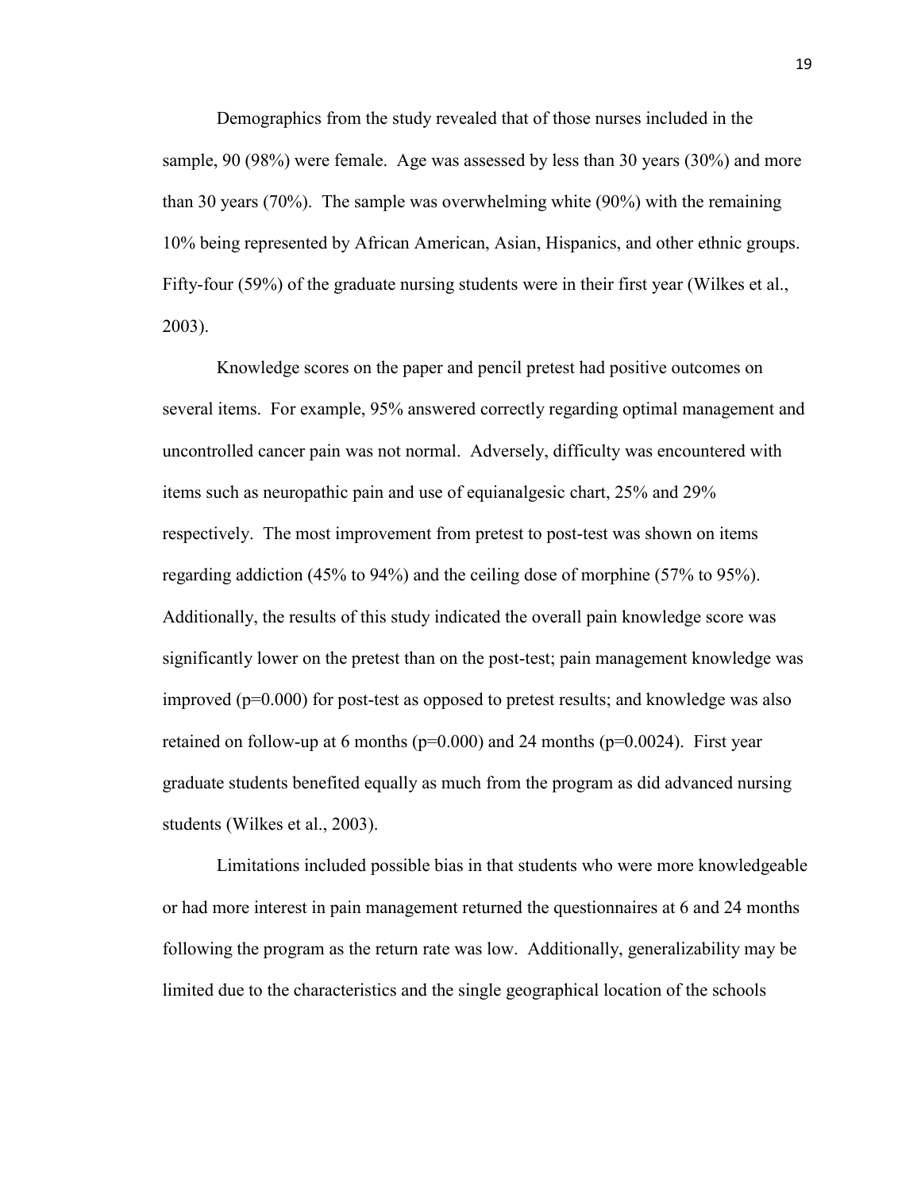Demographics from the study revealed that of those nurses included in the sample, 90 (98%) were female. Age was assessed by less than 30 years (30%) and more than 30 years (70%). The sample was overwhelming white (90%) with the remaining 10% being represented by African American, Asian, Hispanics, and other ethnic groups. Fifty-four (59%) of the graduate nursing students were in their first year (Wilkes et al., 2003).

Knowledge scores on the paper and pencil pretest had positive outcomes on several items. For example, 95% answered correctly regarding optimal management and uncontrolled cancer pain was not normal. Adversely, difficulty was encountered with items such as neuropathic pain and use of equianalgesic chart, 25% and 29% respectively. The most improvement from pretest to post-test was shown on items regarding addiction (45% to 94%) and the ceiling dose of morphine (57% to 95%). Additionally, the results of this study indicated the overall pain knowledge score was significantly lower on the pretest than on the post-test; pain management knowledge was improved ($p=0.000$) for post-test as opposed to pretest results; and knowledge was also retained on follow-up at 6 months ($p=0.000$) and 24 months ($p=0.0024$). First year graduate students benefited equally as much from the program as did advanced nursing students (Wilkes et al., 2003).

Limitations included possible bias in that students who were more knowledgeable or had more interest in pain management returned the questionnaires at 6 and 24 months following the program as the return rate was low. Additionally, generalizability may be limited due to the characteristics and the single geographical location of the schools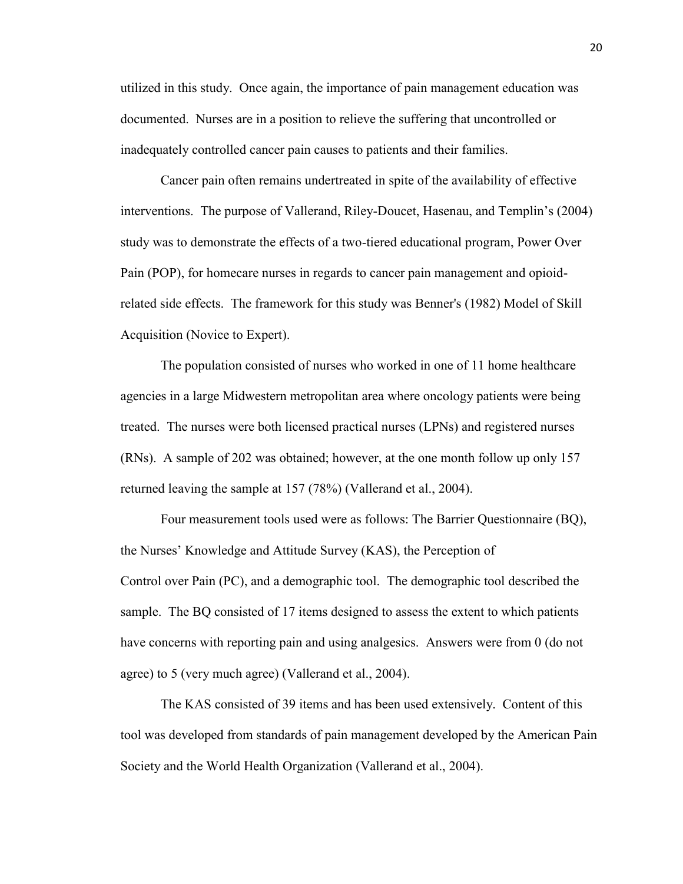utilized in this study. Once again, the importance of pain management education was documented. Nurses are in a position to relieve the suffering that uncontrolled or inadequately controlled cancer pain causes to patients and their families.

Cancer pain often remains undertreated in spite of the availability of effective interventions. The purpose of Vallerand, Riley-Doucet, Hasenau, and Templin's (2004) study was to demonstrate the effects of a two-tiered educational program, Power Over Pain (POP), for homecare nurses in regards to cancer pain management and opioid-related side effects. The framework for this study was Benner's (1982) Model of Skill Acquisition (Novice to Expert).

The population consisted of nurses who worked in one of 11 home healthcare agencies in a large Midwestern metropolitan area where oncology patients were being treated. The nurses were both licensed practical nurses (LPNs) and registered nurses (RNs). A sample of 202 was obtained; however, at the one month follow up only 157 returned leaving the sample at 157 (78%) (Vallerand et al., 2004).

Four measurement tools used were as follows: The Barrier Questionnaire (BQ), the Nurses' Knowledge and Attitude Survey (KAS), the Perception of Control over Pain (PC), and a demographic tool. The demographic tool described the sample. The BQ consisted of 17 items designed to assess the extent to which patients have concerns with reporting pain and using analgesics. Answers were from 0 (do not agree) to 5 (very much agree) (Vallerand et al., 2004).

The KAS consisted of 39 items and has been used extensively. Content of this tool was developed from standards of pain management developed by the American Pain Society and the World Health Organization (Vallerand et al., 2004).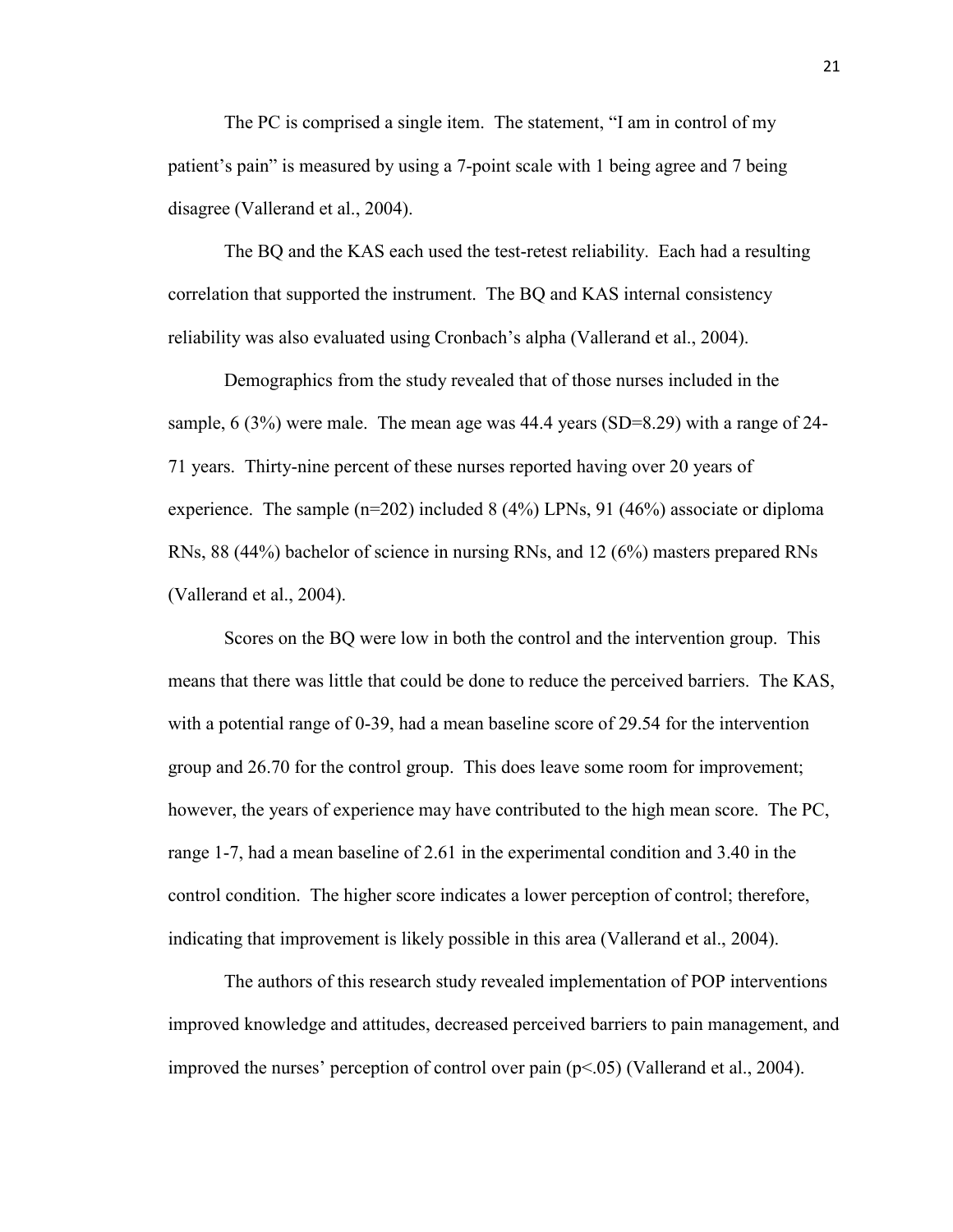The PC is comprised a single item. The statement, "I am in control of my patient's pain" is measured by using a 7-point scale with 1 being agree and 7 being disagree (Vallerand et al., 2004).

The BQ and the KAS each used the test-retest reliability. Each had a resulting correlation that supported the instrument. The BQ and KAS internal consistency reliability was also evaluated using Cronbach's alpha (Vallerand et al., 2004).

Demographics from the study revealed that of those nurses included in the sample, 6 (3%) were male. The mean age was 44.4 years (SD=8.29) with a range of 24-71 years. Thirty-nine percent of these nurses reported having over 20 years of experience. The sample (n=202) included 8 (4%) LPNs, 91 (46%) associate or diploma RNs, 88 (44%) bachelor of science in nursing RNs, and 12 (6%) masters prepared RNs (Vallerand et al., 2004).

Scores on the BQ were low in both the control and the intervention group. This means that there was little that could be done to reduce the perceived barriers. The KAS, with a potential range of 0-39, had a mean baseline score of 29.54 for the intervention group and 26.70 for the control group. This does leave some room for improvement; however, the years of experience may have contributed to the high mean score. The PC, range 1-7, had a mean baseline of 2.61 in the experimental condition and 3.40 in the control condition. The higher score indicates a lower perception of control; therefore, indicating that improvement is likely possible in this area (Vallerand et al., 2004).

The authors of this research study revealed implementation of POP interventions improved knowledge and attitudes, decreased perceived barriers to pain management, and improved the nurses' perception of control over pain ($p<.05$) (Vallerand et al., 2004).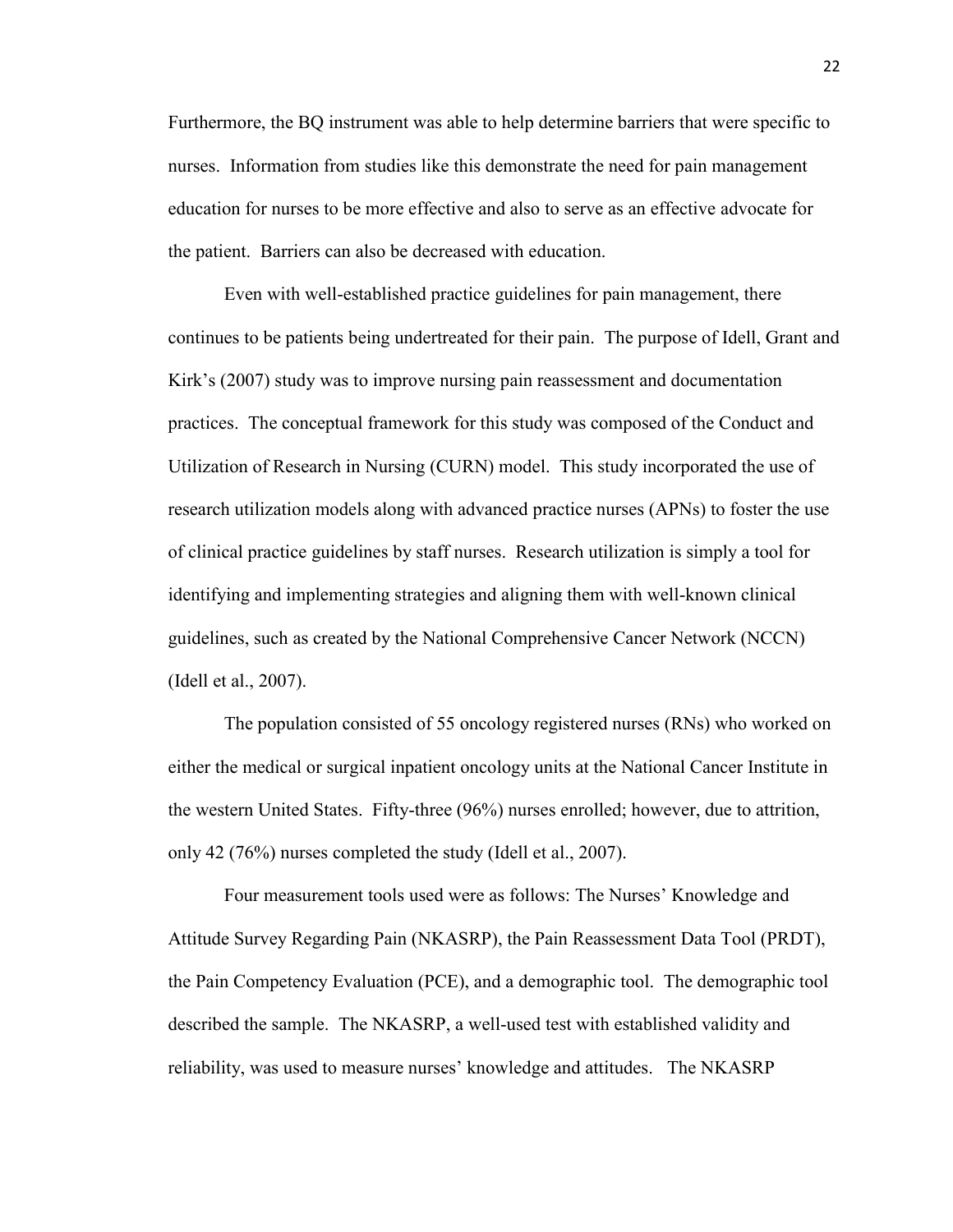Furthermore, the BQ instrument was able to help determine barriers that were specific to nurses. Information from studies like this demonstrate the need for pain management education for nurses to be more effective and also to serve as an effective advocate for the patient. Barriers can also be decreased with education.

Even with well-established practice guidelines for pain management, there continues to be patients being undertreated for their pain. The purpose of Idell, Grant and Kirk's (2007) study was to improve nursing pain reassessment and documentation practices. The conceptual framework for this study was composed of the Conduct and Utilization of Research in Nursing (CURN) model. This study incorporated the use of research utilization models along with advanced practice nurses (APNs) to foster the use of clinical practice guidelines by staff nurses. Research utilization is simply a tool for identifying and implementing strategies and aligning them with well-known clinical guidelines, such as created by the National Comprehensive Cancer Network (NCCN) (Idell et al., 2007).

The population consisted of 55 oncology registered nurses (RNs) who worked on either the medical or surgical inpatient oncology units at the National Cancer Institute in the western United States. Fifty-three (96%) nurses enrolled; however, due to attrition, only 42 (76%) nurses completed the study (Idell et al., 2007).

Four measurement tools used were as follows: The Nurses' Knowledge and Attitude Survey Regarding Pain (NKASRP), the Pain Reassessment Data Tool (PRDT), the Pain Competency Evaluation (PCE), and a demographic tool. The demographic tool described the sample. The NKASRP, a well-used test with established validity and reliability, was used to measure nurses' knowledge and attitudes. The NKASRP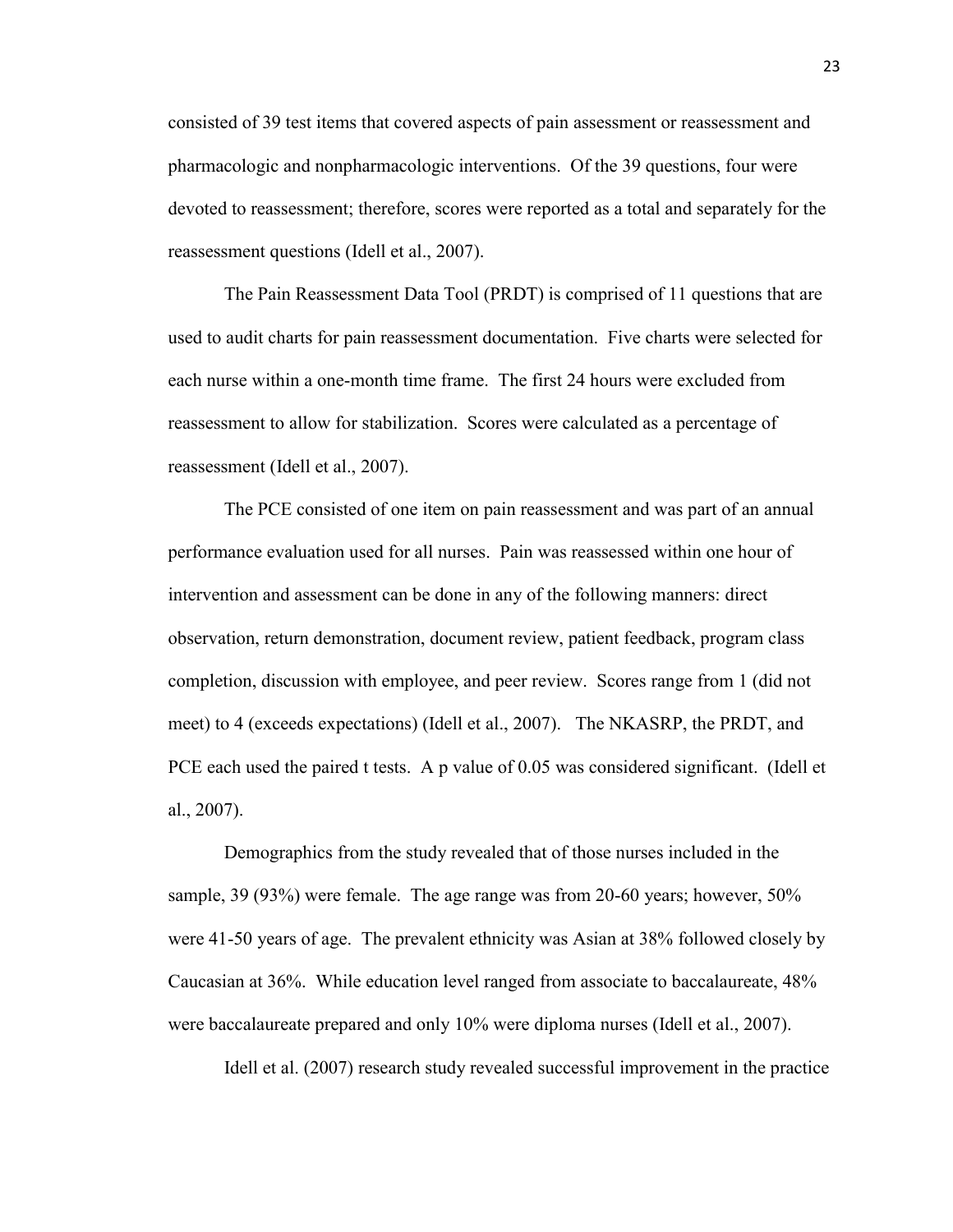consisted of 39 test items that covered aspects of pain assessment or reassessment and pharmacologic and nonpharmacologic interventions. Of the 39 questions, four were devoted to reassessment; therefore, scores were reported as a total and separately for the reassessment questions (Idell et al., 2007).

The Pain Reassessment Data Tool (PRDT) is comprised of 11 questions that are used to audit charts for pain reassessment documentation. Five charts were selected for each nurse within a one-month time frame. The first 24 hours were excluded from reassessment to allow for stabilization. Scores were calculated as a percentage of reassessment (Idell et al., 2007).

The PCE consisted of one item on pain reassessment and was part of an annual performance evaluation used for all nurses. Pain was reassessed within one hour of intervention and assessment can be done in any of the following manners: direct observation, return demonstration, document review, patient feedback, program class completion, discussion with employee, and peer review. Scores range from 1 (did not meet) to 4 (exceeds expectations) (Idell et al., 2007). The NKASRP, the PRDT, and PCE each used the paired t tests. A p value of 0.05 was considered significant. (Idell et al., 2007).

Demographics from the study revealed that of those nurses included in the sample, 39 (93%) were female. The age range was from 20-60 years; however, 50% were 41-50 years of age. The prevalent ethnicity was Asian at 38% followed closely by Caucasian at 36%. While education level ranged from associate to baccalaureate, 48% were baccalaureate prepared and only 10% were diploma nurses (Idell et al., 2007).

Idell et al. (2007) research study revealed successful improvement in the practice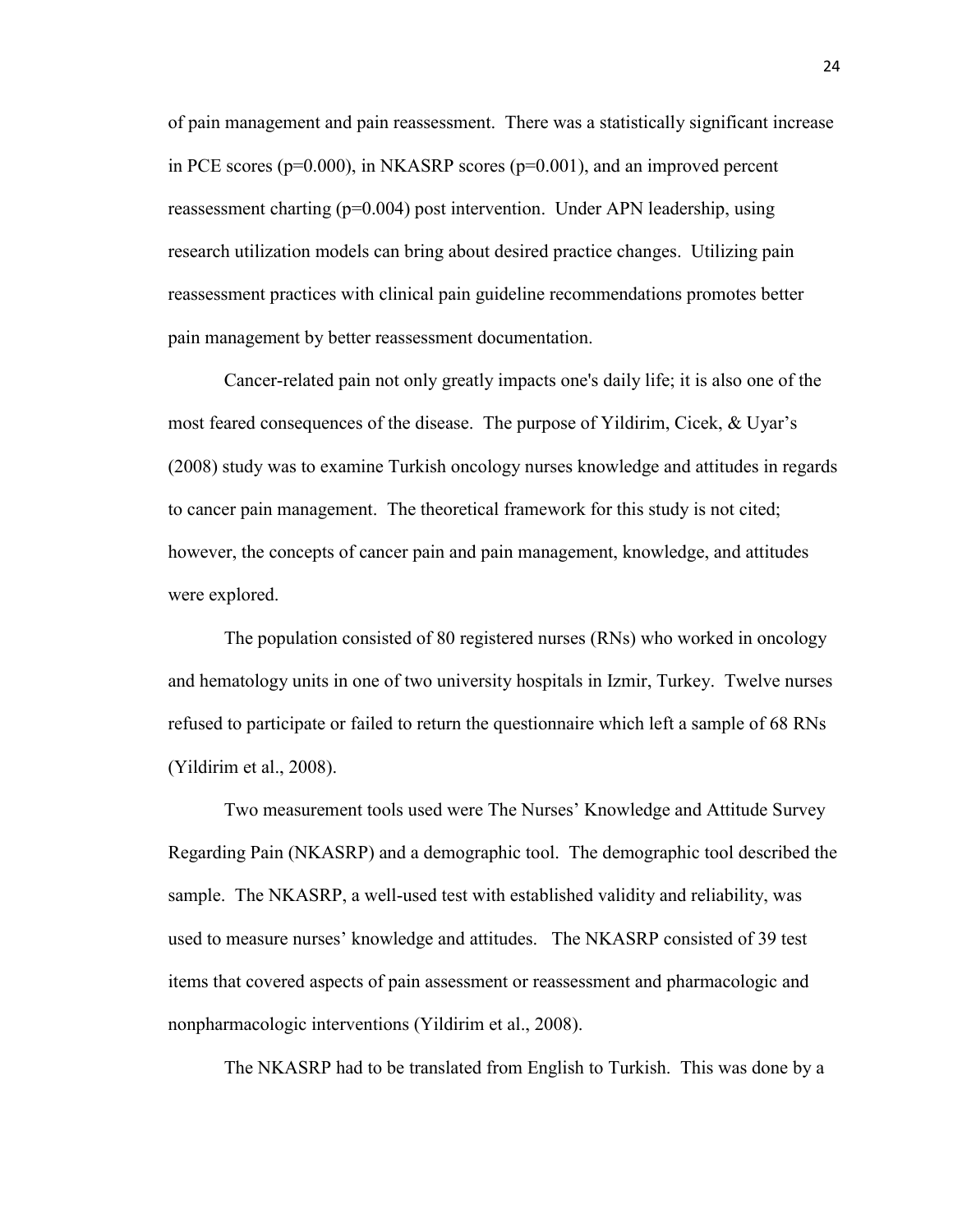of pain management and pain reassessment. There was a statistically significant increase in PCE scores ($p=0.000$), in NKASRP scores ($p=0.001$), and an improved percent reassessment charting ($p=0.004$) post intervention. Under APN leadership, using research utilization models can bring about desired practice changes. Utilizing pain reassessment practices with clinical pain guideline recommendations promotes better pain management by better reassessment documentation.

Cancer-related pain not only greatly impacts one's daily life; it is also one of the most feared consequences of the disease. The purpose of Yildirim, Cicek, & Uyar's (2008) study was to examine Turkish oncology nurses knowledge and attitudes in regards to cancer pain management. The theoretical framework for this study is not cited; however, the concepts of cancer pain and pain management, knowledge, and attitudes were explored.

The population consisted of 80 registered nurses (RNs) who worked in oncology and hematology units in one of two university hospitals in Izmir, Turkey. Twelve nurses refused to participate or failed to return the questionnaire which left a sample of 68 RNs (Yildirim et al., 2008).

Two measurement tools used were The Nurses' Knowledge and Attitude Survey Regarding Pain (NKASRP) and a demographic tool. The demographic tool described the sample. The NKASRP, a well-used test with established validity and reliability, was used to measure nurses' knowledge and attitudes. The NKASRP consisted of 39 test items that covered aspects of pain assessment or reassessment and pharmacologic and nonpharmacologic interventions (Yildirim et al., 2008).

The NKASRP had to be translated from English to Turkish. This was done by a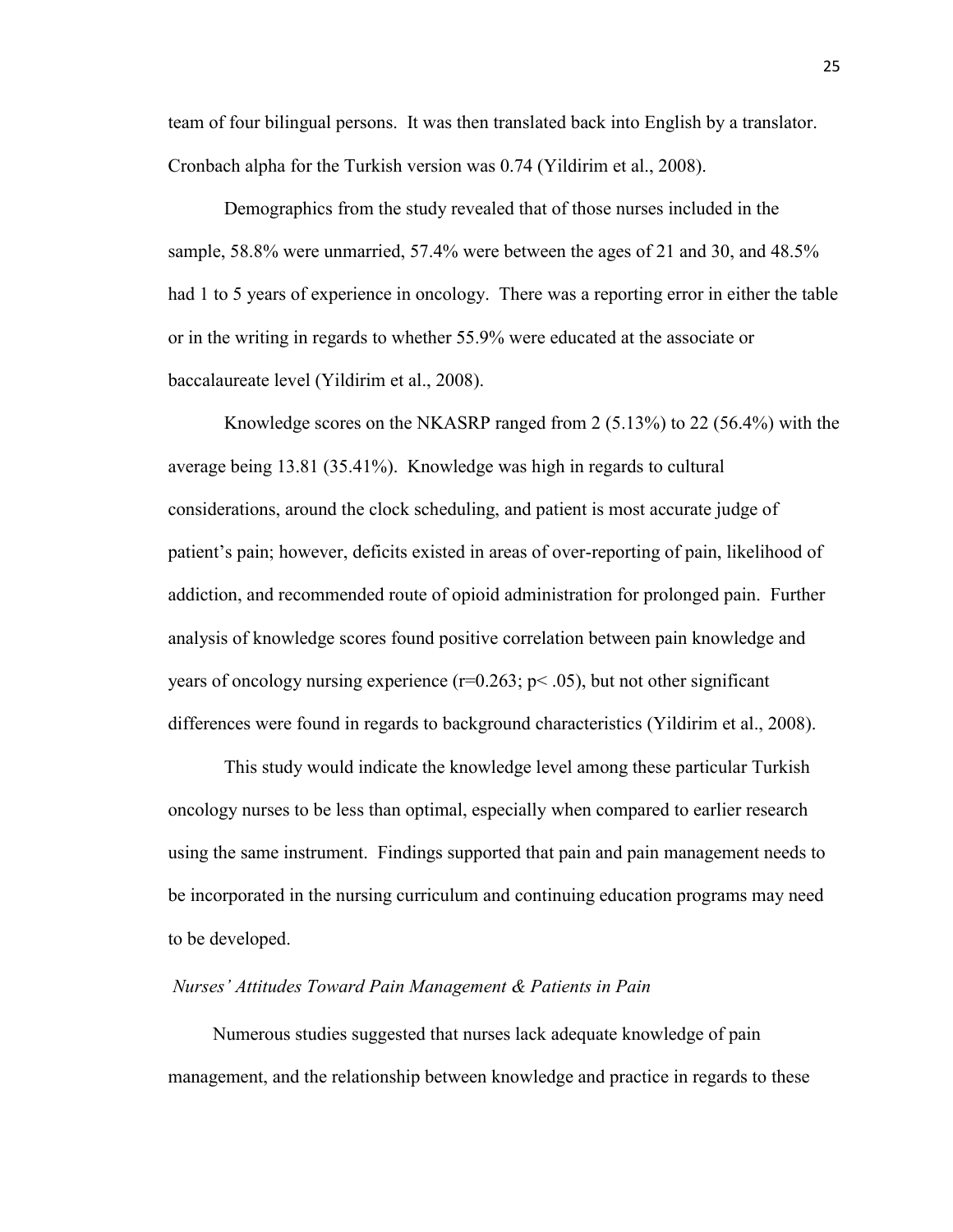team of four bilingual persons. It was then translated back into English by a translator. Cronbach alpha for the Turkish version was 0.74 (Yildirim et al., 2008).

Demographics from the study revealed that of those nurses included in the sample, 58.8% were unmarried, 57.4% were between the ages of 21 and 30, and 48.5% had 1 to 5 years of experience in oncology. There was a reporting error in either the table or in the writing in regards to whether 55.9% were educated at the associate or baccalaureate level (Yildirim et al., 2008).

Knowledge scores on the NKASRP ranged from 2 (5.13%) to 22 (56.4%) with the average being 13.81 (35.41%). Knowledge was high in regards to cultural considerations, around the clock scheduling, and patient is most accurate judge of patient's pain; however, deficits existed in areas of over-reporting of pain, likelihood of addiction, and recommended route of opioid administration for prolonged pain. Further analysis of knowledge scores found positive correlation between pain knowledge and years of oncology nursing experience ($r=0.263$; $p< .05$), but not other significant differences were found in regards to background characteristics (Yildirim et al., 2008).

This study would indicate the knowledge level among these particular Turkish oncology nurses to be less than optimal, especially when compared to earlier research using the same instrument. Findings supported that pain and pain management needs to be incorporated in the nursing curriculum and continuing education programs may need to be developed.

*Nurses' Attitudes Toward Pain Management & Patients in Pain*

Numerous studies suggested that nurses lack adequate knowledge of pain management, and the relationship between knowledge and practice in regards to these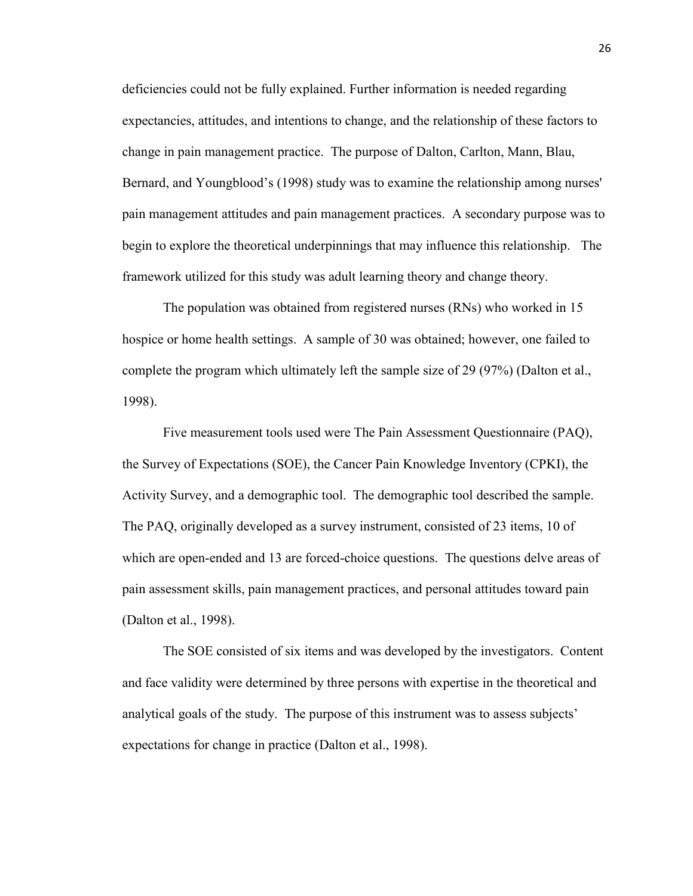deficiencies could not be fully explained. Further information is needed regarding expectancies, attitudes, and intentions to change, and the relationship of these factors to change in pain management practice. The purpose of Dalton, Carlton, Mann, Blau, Bernard, and Youngblood's (1998) study was to examine the relationship among nurses' pain management attitudes and pain management practices. A secondary purpose was to begin to explore the theoretical underpinnings that may influence this relationship. The framework utilized for this study was adult learning theory and change theory.

The population was obtained from registered nurses (RNs) who worked in 15 hospice or home health settings. A sample of 30 was obtained; however, one failed to complete the program which ultimately left the sample size of 29 (97%) (Dalton et al., 1998).

Five measurement tools used were The Pain Assessment Questionnaire (PAQ), the Survey of Expectations (SOE), the Cancer Pain Knowledge Inventory (CPKI), the Activity Survey, and a demographic tool. The demographic tool described the sample. The PAQ, originally developed as a survey instrument, consisted of 23 items, 10 of which are open-ended and 13 are forced-choice questions. The questions delve areas of pain assessment skills, pain management practices, and personal attitudes toward pain (Dalton et al., 1998).

The SOE consisted of six items and was developed by the investigators. Content and face validity were determined by three persons with expertise in the theoretical and analytical goals of the study. The purpose of this instrument was to assess subjects' expectations for change in practice (Dalton et al., 1998).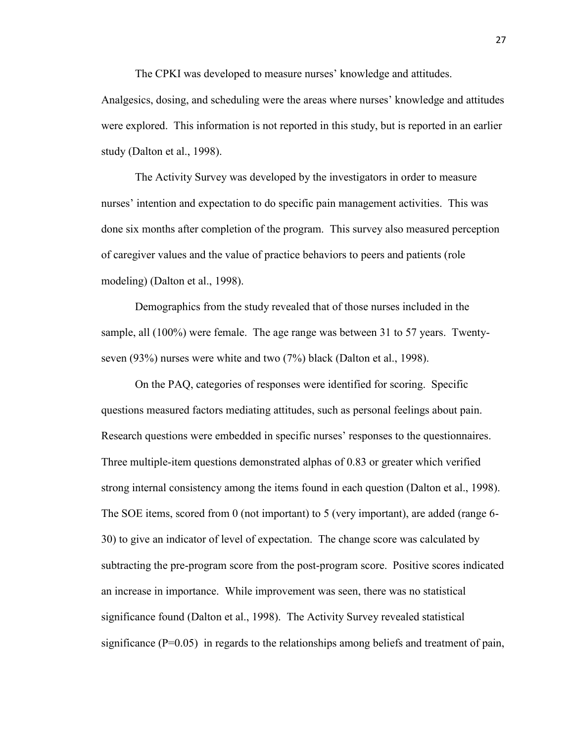The CPKI was developed to measure nurses' knowledge and attitudes. Analgesics, dosing, and scheduling were the areas where nurses' knowledge and attitudes were explored. This information is not reported in this study, but is reported in an earlier study (Dalton et al., 1998).

The Activity Survey was developed by the investigators in order to measure nurses' intention and expectation to do specific pain management activities. This was done six months after completion of the program. This survey also measured perception of caregiver values and the value of practice behaviors to peers and patients (role modeling) (Dalton et al., 1998).

Demographics from the study revealed that of those nurses included in the sample, all (100%) were female. The age range was between 31 to 57 years. Twenty-seven (93%) nurses were white and two (7%) black (Dalton et al., 1998).

On the PAQ, categories of responses were identified for scoring. Specific questions measured factors mediating attitudes, such as personal feelings about pain. Research questions were embedded in specific nurses' responses to the questionnaires. Three multiple-item questions demonstrated alphas of 0.83 or greater which verified strong internal consistency among the items found in each question (Dalton et al., 1998). The SOE items, scored from 0 (not important) to 5 (very important), are added (range 6-30) to give an indicator of level of expectation. The change score was calculated by subtracting the pre-program score from the post-program score. Positive scores indicated an increase in importance. While improvement was seen, there was no statistical significance found (Dalton et al., 1998). The Activity Survey revealed statistical significance ($P=0.05$) in regards to the relationships among beliefs and treatment of pain,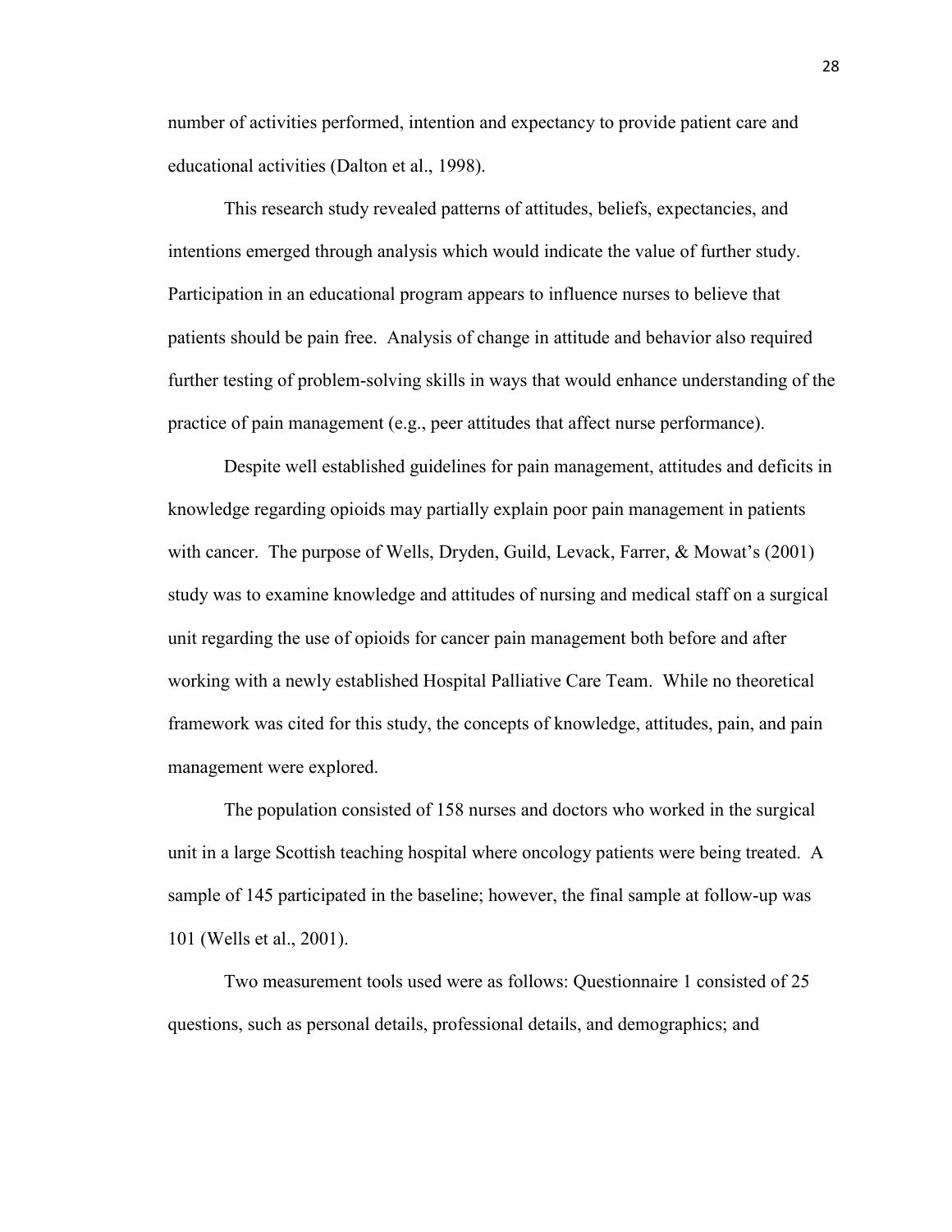number of activities performed, intention and expectancy to provide patient care and educational activities (Dalton et al., 1998).

This research study revealed patterns of attitudes, beliefs, expectancies, and intentions emerged through analysis which would indicate the value of further study. Participation in an educational program appears to influence nurses to believe that patients should be pain free. Analysis of change in attitude and behavior also required further testing of problem-solving skills in ways that would enhance understanding of the practice of pain management (e.g., peer attitudes that affect nurse performance).

Despite well established guidelines for pain management, attitudes and deficits in knowledge regarding opioids may partially explain poor pain management in patients with cancer. The purpose of Wells, Dryden, Guild, Levack, Farrer, & Mowat's (2001) study was to examine knowledge and attitudes of nursing and medical staff on a surgical unit regarding the use of opioids for cancer pain management both before and after working with a newly established Hospital Palliative Care Team. While no theoretical framework was cited for this study, the concepts of knowledge, attitudes, pain, and pain management were explored.

The population consisted of 158 nurses and doctors who worked in the surgical unit in a large Scottish teaching hospital where oncology patients were being treated. A sample of 145 participated in the baseline; however, the final sample at follow-up was 101 (Wells et al., 2001).

Two measurement tools used were as follows: Questionnaire 1 consisted of 25 questions, such as personal details, professional details, and demographics; and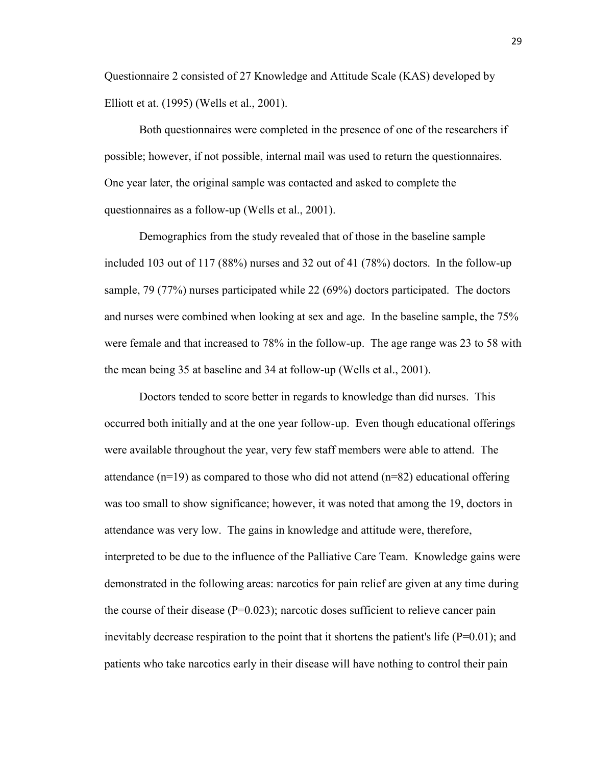Questionnaire 2 consisted of 27 Knowledge and Attitude Scale (KAS) developed by Elliott et at. (1995) (Wells et al., 2001).

Both questionnaires were completed in the presence of one of the researchers if possible; however, if not possible, internal mail was used to return the questionnaires. One year later, the original sample was contacted and asked to complete the questionnaires as a follow-up (Wells et al., 2001).

Demographics from the study revealed that of those in the baseline sample included 103 out of 117 (88%) nurses and 32 out of 41 (78%) doctors. In the follow-up sample, 79 (77%) nurses participated while 22 (69%) doctors participated. The doctors and nurses were combined when looking at sex and age. In the baseline sample, the 75% were female and that increased to 78% in the follow-up. The age range was 23 to 58 with the mean being 35 at baseline and 34 at follow-up (Wells et al., 2001).

Doctors tended to score better in regards to knowledge than did nurses. This occurred both initially and at the one year follow-up. Even though educational offerings were available throughout the year, very few staff members were able to attend. The attendance (n=19) as compared to those who did not attend (n=82) educational offering was too small to show significance; however, it was noted that among the 19, doctors in attendance was very low. The gains in knowledge and attitude were, therefore, interpreted to be due to the influence of the Palliative Care Team. Knowledge gains were demonstrated in the following areas: narcotics for pain relief are given at any time during the course of their disease (P=0.023); narcotic doses sufficient to relieve cancer pain inevitably decrease respiration to the point that it shortens the patient's life (P=0.01); and patients who take narcotics early in their disease will have nothing to control their pain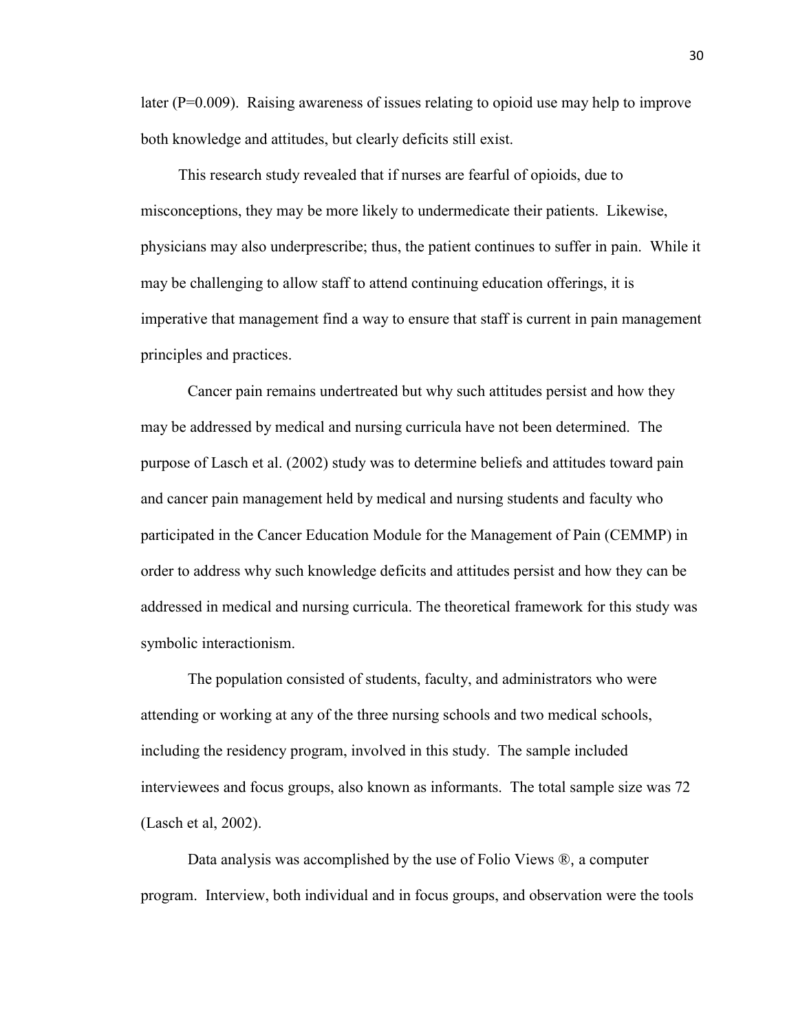later (P=0.009). Raising awareness of issues relating to opioid use may help to improve both knowledge and attitudes, but clearly deficits still exist.

This research study revealed that if nurses are fearful of opioids, due to misconceptions, they may be more likely to undermedicate their patients. Likewise, physicians may also underprescribe; thus, the patient continues to suffer in pain. While it may be challenging to allow staff to attend continuing education offerings, it is imperative that management find a way to ensure that staff is current in pain management principles and practices.

Cancer pain remains undertreated but why such attitudes persist and how they may be addressed by medical and nursing curricula have not been determined. The purpose of Lasch et al. (2002) study was to determine beliefs and attitudes toward pain and cancer pain management held by medical and nursing students and faculty who participated in the Cancer Education Module for the Management of Pain (CEMMP) in order to address why such knowledge deficits and attitudes persist and how they can be addressed in medical and nursing curricula. The theoretical framework for this study was symbolic interactionism.

The population consisted of students, faculty, and administrators who were attending or working at any of the three nursing schools and two medical schools, including the residency program, involved in this study. The sample included interviewees and focus groups, also known as informants. The total sample size was 72 (Lasch et al, 2002).

Data analysis was accomplished by the use of Folio Views ®, a computer program. Interview, both individual and in focus groups, and observation were the tools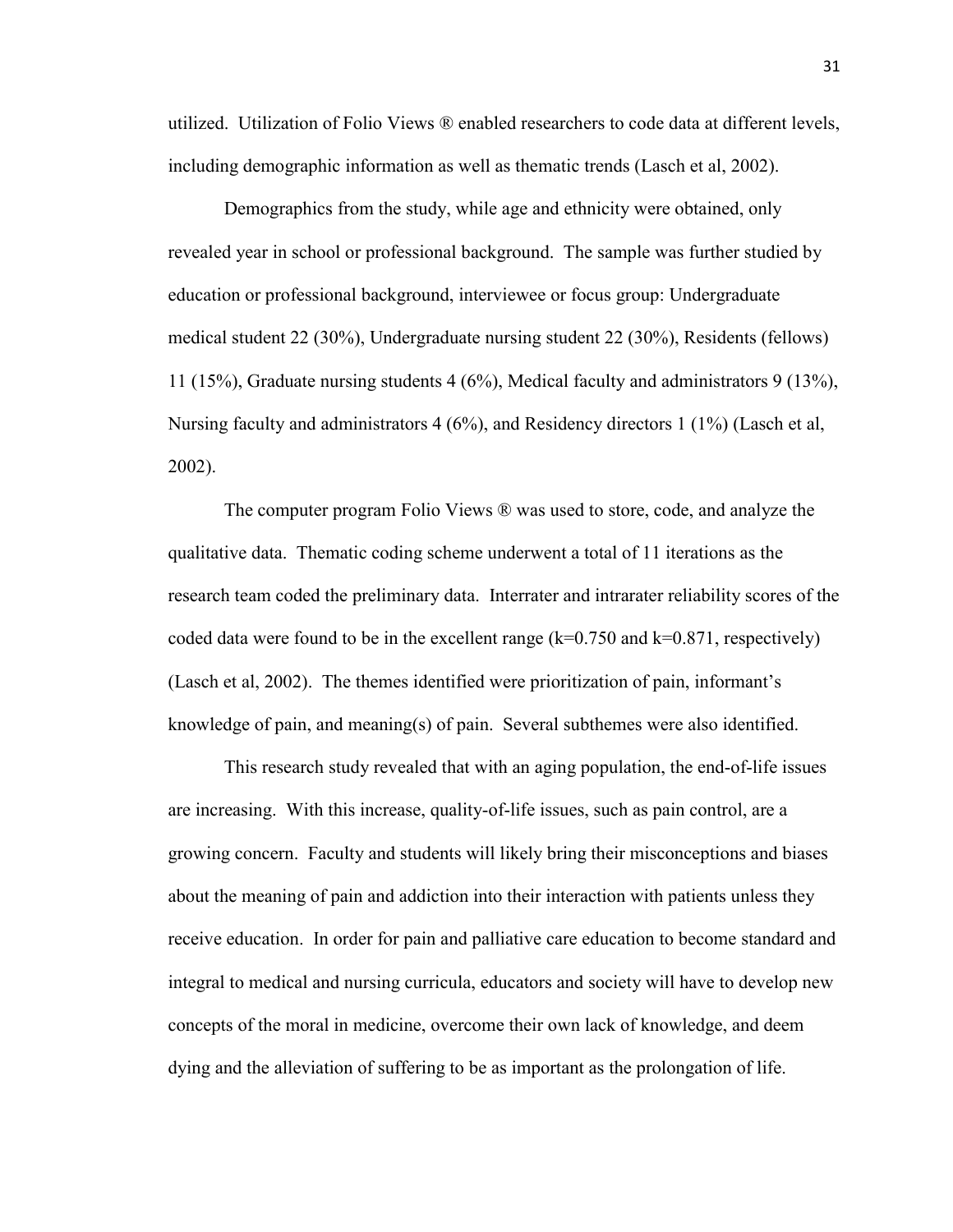utilized.  Utilization of Folio Views ® enabled researchers to code data at different levels, including demographic information as well as thematic trends (Lasch et al, 2002).

Demographics from the study, while age and ethnicity were obtained, only revealed year in school or professional background.  The sample was further studied by education or professional background, interviewee or focus group: Undergraduate medical student 22 (30%), Undergraduate nursing student 22 (30%), Residents (fellows) 11 (15%), Graduate nursing students 4 (6%), Medical faculty and administrators 9 (13%), Nursing faculty and administrators 4 (6%), and Residency directors 1 (1%) (Lasch et al, 2002).

The computer program Folio Views ® was used to store, code, and analyze the qualitative data.  Thematic coding scheme underwent a total of 11 iterations as the research team coded the preliminary data.  Interrater and intrarater reliability scores of the coded data were found to be in the excellent range ($k=0.750$ and $k=0.871$, respectively) (Lasch et al, 2002).  The themes identified were prioritization of pain, informant's knowledge of pain, and meaning(s) of pain.  Several subthemes were also identified.

This research study revealed that with an aging population, the end-of-life issues are increasing.  With this increase, quality-of-life issues, such as pain control, are a growing concern.  Faculty and students will likely bring their misconceptions and biases about the meaning of pain and addiction into their interaction with patients unless they receive education.  In order for pain and palliative care education to become standard and integral to medical and nursing curricula, educators and society will have to develop new concepts of the moral in medicine, overcome their own lack of knowledge, and deem dying and the alleviation of suffering to be as important as the prolongation of life.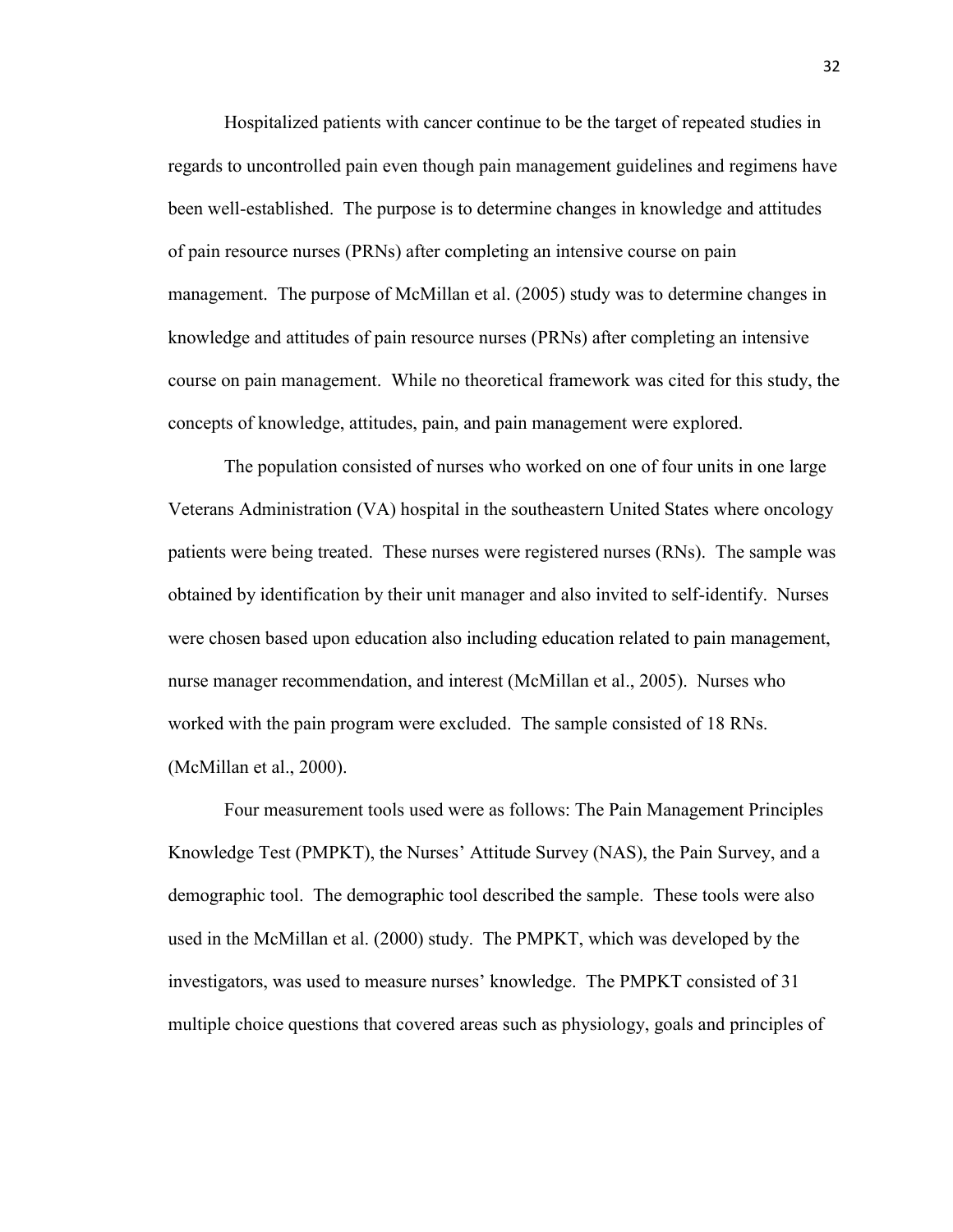Hospitalized patients with cancer continue to be the target of repeated studies in regards to uncontrolled pain even though pain management guidelines and regimens have been well-established. The purpose is to determine changes in knowledge and attitudes of pain resource nurses (PRNs) after completing an intensive course on pain management. The purpose of McMillan et al. (2005) study was to determine changes in knowledge and attitudes of pain resource nurses (PRNs) after completing an intensive course on pain management. While no theoretical framework was cited for this study, the concepts of knowledge, attitudes, pain, and pain management were explored.

The population consisted of nurses who worked on one of four units in one large Veterans Administration (VA) hospital in the southeastern United States where oncology patients were being treated. These nurses were registered nurses (RNs). The sample was obtained by identification by their unit manager and also invited to self-identify. Nurses were chosen based upon education also including education related to pain management, nurse manager recommendation, and interest (McMillan et al., 2005). Nurses who worked with the pain program were excluded. The sample consisted of 18 RNs. (McMillan et al., 2000).

Four measurement tools used were as follows: The Pain Management Principles Knowledge Test (PMPKT), the Nurses' Attitude Survey (NAS), the Pain Survey, and a demographic tool. The demographic tool described the sample. These tools were also used in the McMillan et al. (2000) study. The PMPKT, which was developed by the investigators, was used to measure nurses' knowledge. The PMPKT consisted of 31 multiple choice questions that covered areas such as physiology, goals and principles of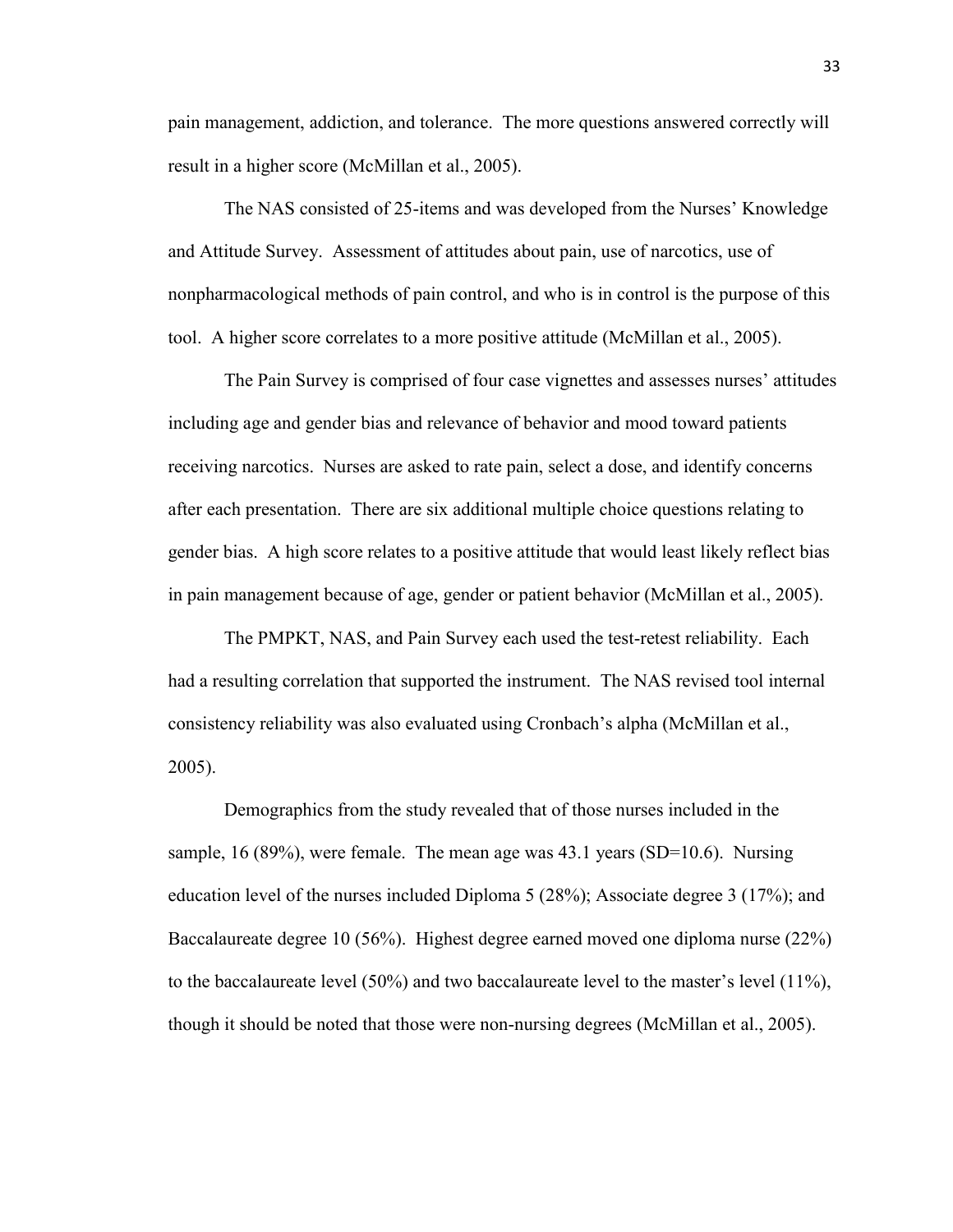pain management, addiction, and tolerance. The more questions answered correctly will result in a higher score (McMillan et al., 2005).

The NAS consisted of 25-items and was developed from the Nurses' Knowledge and Attitude Survey. Assessment of attitudes about pain, use of narcotics, use of nonpharmacological methods of pain control, and who is in control is the purpose of this tool. A higher score correlates to a more positive attitude (McMillan et al., 2005).

The Pain Survey is comprised of four case vignettes and assesses nurses' attitudes including age and gender bias and relevance of behavior and mood toward patients receiving narcotics. Nurses are asked to rate pain, select a dose, and identify concerns after each presentation. There are six additional multiple choice questions relating to gender bias. A high score relates to a positive attitude that would least likely reflect bias in pain management because of age, gender or patient behavior (McMillan et al., 2005).

The PMPKT, NAS, and Pain Survey each used the test-retest reliability. Each had a resulting correlation that supported the instrument. The NAS revised tool internal consistency reliability was also evaluated using Cronbach's alpha (McMillan et al., 2005).

Demographics from the study revealed that of those nurses included in the sample, 16 (89%), were female. The mean age was 43.1 years (SD=10.6). Nursing education level of the nurses included Diploma 5 (28%); Associate degree 3 (17%); and Baccalaureate degree 10 (56%). Highest degree earned moved one diploma nurse (22%) to the baccalaureate level (50%) and two baccalaureate level to the master's level (11%), though it should be noted that those were non-nursing degrees (McMillan et al., 2005).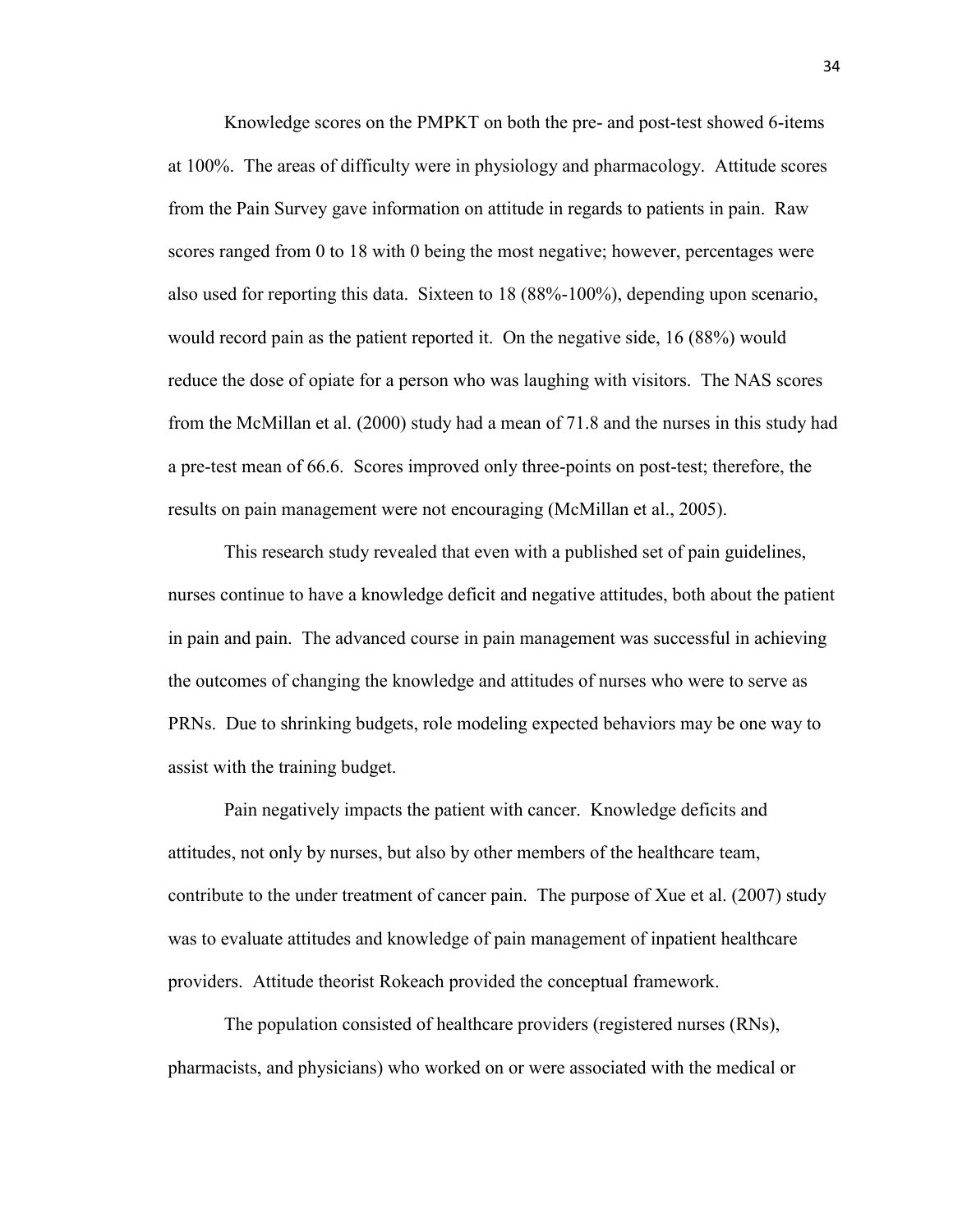Knowledge scores on the PMPKT on both the pre- and post-test showed 6-items at 100%. The areas of difficulty were in physiology and pharmacology. Attitude scores from the Pain Survey gave information on attitude in regards to patients in pain. Raw scores ranged from 0 to 18 with 0 being the most negative; however, percentages were also used for reporting this data. Sixteen to 18 (88%-100%), depending upon scenario, would record pain as the patient reported it. On the negative side, 16 (88%) would reduce the dose of opiate for a person who was laughing with visitors. The NAS scores from the McMillan et al. (2000) study had a mean of 71.8 and the nurses in this study had a pre-test mean of 66.6. Scores improved only three-points on post-test; therefore, the results on pain management were not encouraging (McMillan et al., 2005).

This research study revealed that even with a published set of pain guidelines, nurses continue to have a knowledge deficit and negative attitudes, both about the patient in pain and pain. The advanced course in pain management was successful in achieving the outcomes of changing the knowledge and attitudes of nurses who were to serve as PRNs. Due to shrinking budgets, role modeling expected behaviors may be one way to assist with the training budget.

Pain negatively impacts the patient with cancer. Knowledge deficits and attitudes, not only by nurses, but also by other members of the healthcare team, contribute to the under treatment of cancer pain. The purpose of Xue et al. (2007) study was to evaluate attitudes and knowledge of pain management of inpatient healthcare providers. Attitude theorist Rokeach provided the conceptual framework.

The population consisted of healthcare providers (registered nurses (RNs), pharmacists, and physicians) who worked on or were associated with the medical or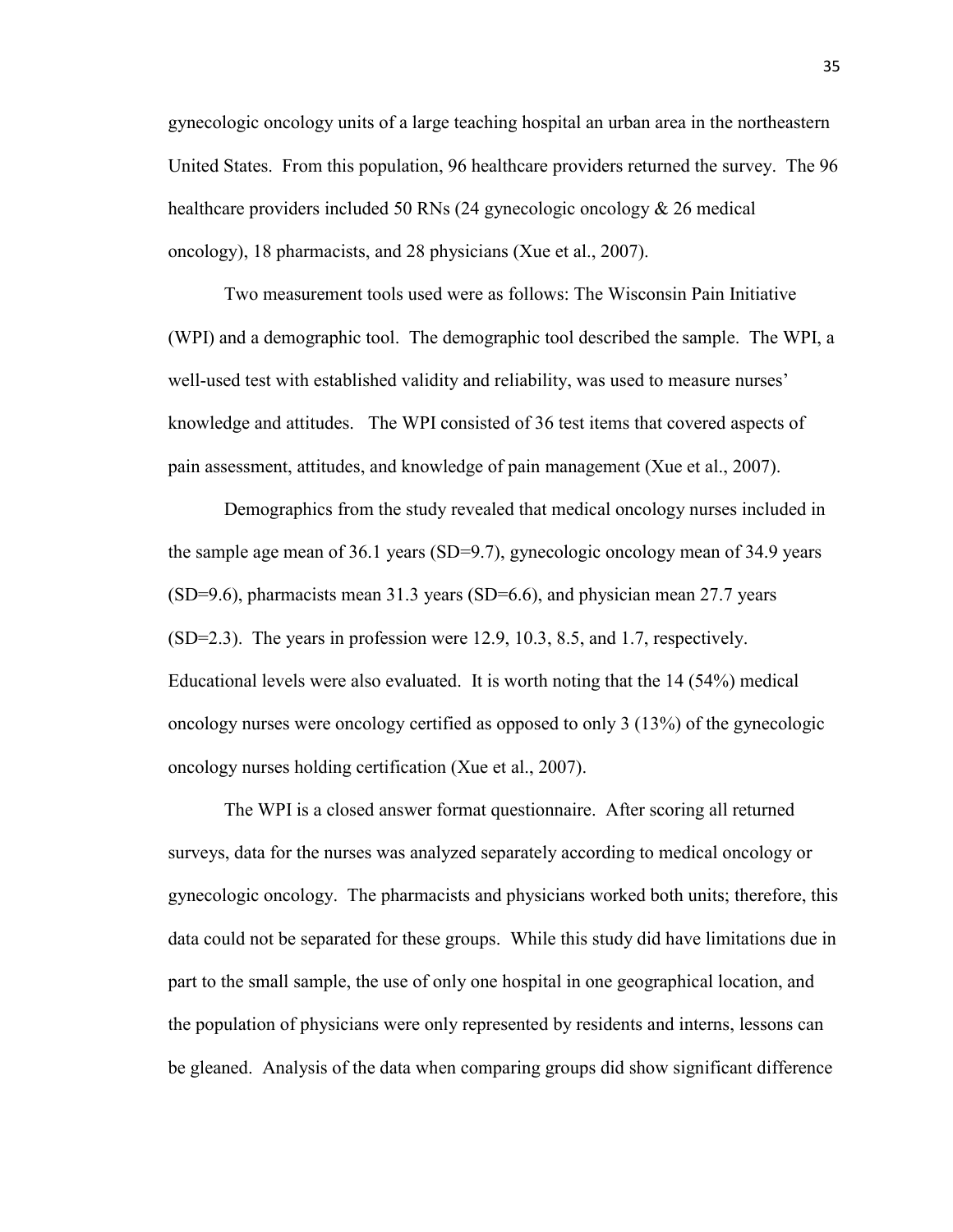gynecologic oncology units of a large teaching hospital an urban area in the northeastern United States. From this population, 96 healthcare providers returned the survey. The 96 healthcare providers included 50 RNs (24 gynecologic oncology & 26 medical oncology), 18 pharmacists, and 28 physicians (Xue et al., 2007).

Two measurement tools used were as follows: The Wisconsin Pain Initiative (WPI) and a demographic tool. The demographic tool described the sample. The WPI, a well-used test with established validity and reliability, was used to measure nurses' knowledge and attitudes. The WPI consisted of 36 test items that covered aspects of pain assessment, attitudes, and knowledge of pain management (Xue et al., 2007).

Demographics from the study revealed that medical oncology nurses included in the sample age mean of 36.1 years (SD=9.7), gynecologic oncology mean of 34.9 years (SD=9.6), pharmacists mean 31.3 years (SD=6.6), and physician mean 27.7 years (SD=2.3). The years in profession were 12.9, 10.3, 8.5, and 1.7, respectively. Educational levels were also evaluated. It is worth noting that the 14 (54%) medical oncology nurses were oncology certified as opposed to only 3 (13%) of the gynecologic oncology nurses holding certification (Xue et al., 2007).

The WPI is a closed answer format questionnaire. After scoring all returned surveys, data for the nurses was analyzed separately according to medical oncology or gynecologic oncology. The pharmacists and physicians worked both units; therefore, this data could not be separated for these groups. While this study did have limitations due in part to the small sample, the use of only one hospital in one geographical location, and the population of physicians were only represented by residents and interns, lessons can be gleaned. Analysis of the data when comparing groups did show significant difference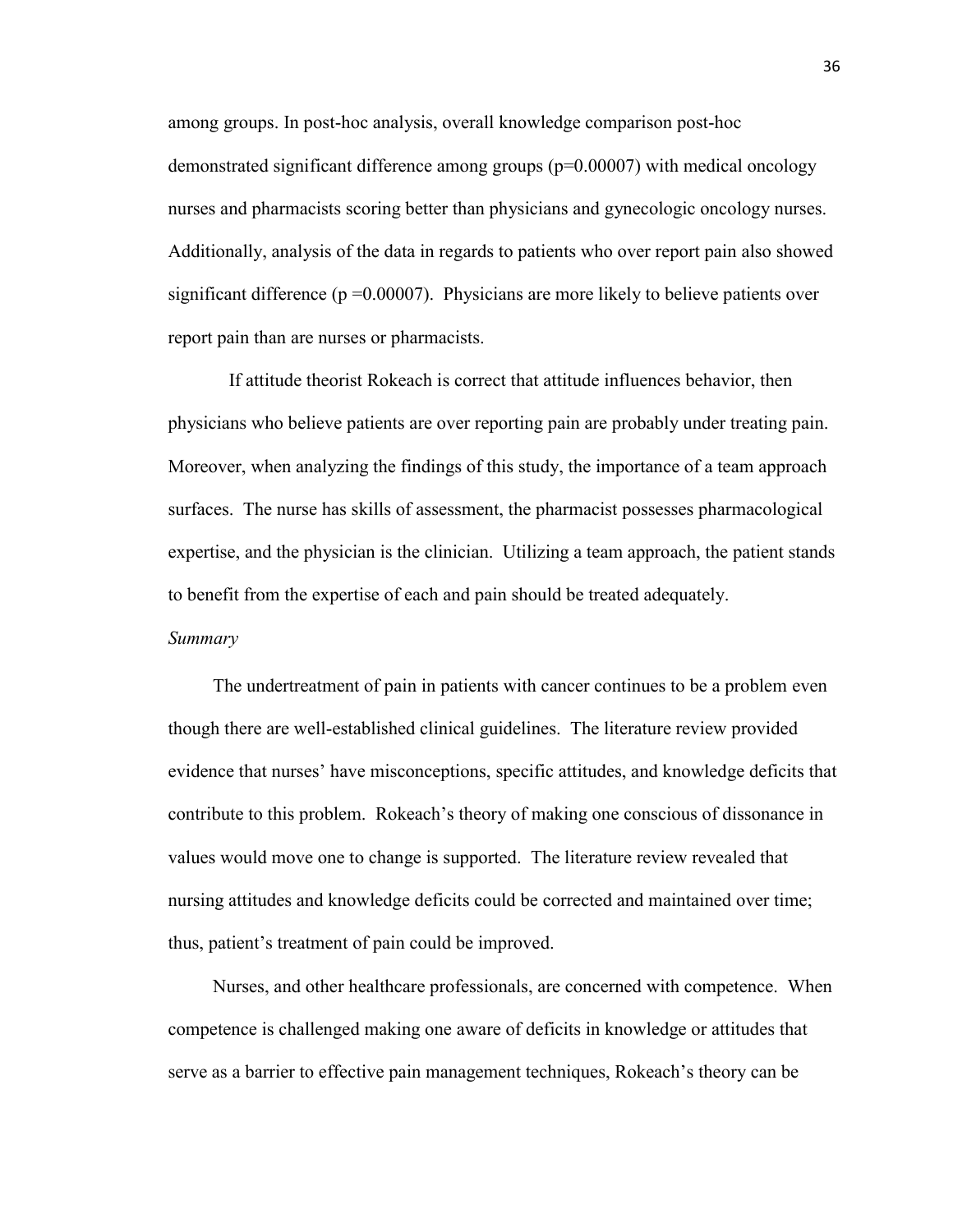among groups. In post-hoc analysis, overall knowledge comparison post-hoc demonstrated significant difference among groups ($p=0.00007$) with medical oncology nurses and pharmacists scoring better than physicians and gynecologic oncology nurses. Additionally, analysis of the data in regards to patients who over report pain also showed significant difference ($p=0.00007$). Physicians are more likely to believe patients over report pain than are nurses or pharmacists.

If attitude theorist Rokeach is correct that attitude influences behavior, then physicians who believe patients are over reporting pain are probably under treating pain. Moreover, when analyzing the findings of this study, the importance of a team approach surfaces. The nurse has skills of assessment, the pharmacist possesses pharmacological expertise, and the physician is the clinician. Utilizing a team approach, the patient stands to benefit from the expertise of each and pain should be treated adequately.

*Summary*

The undertreatment of pain in patients with cancer continues to be a problem even though there are well-established clinical guidelines. The literature review provided evidence that nurses' have misconceptions, specific attitudes, and knowledge deficits that contribute to this problem. Rokeach's theory of making one conscious of dissonance in values would move one to change is supported. The literature review revealed that nursing attitudes and knowledge deficits could be corrected and maintained over time; thus, patient's treatment of pain could be improved.

Nurses, and other healthcare professionals, are concerned with competence. When competence is challenged making one aware of deficits in knowledge or attitudes that serve as a barrier to effective pain management techniques, Rokeach's theory can be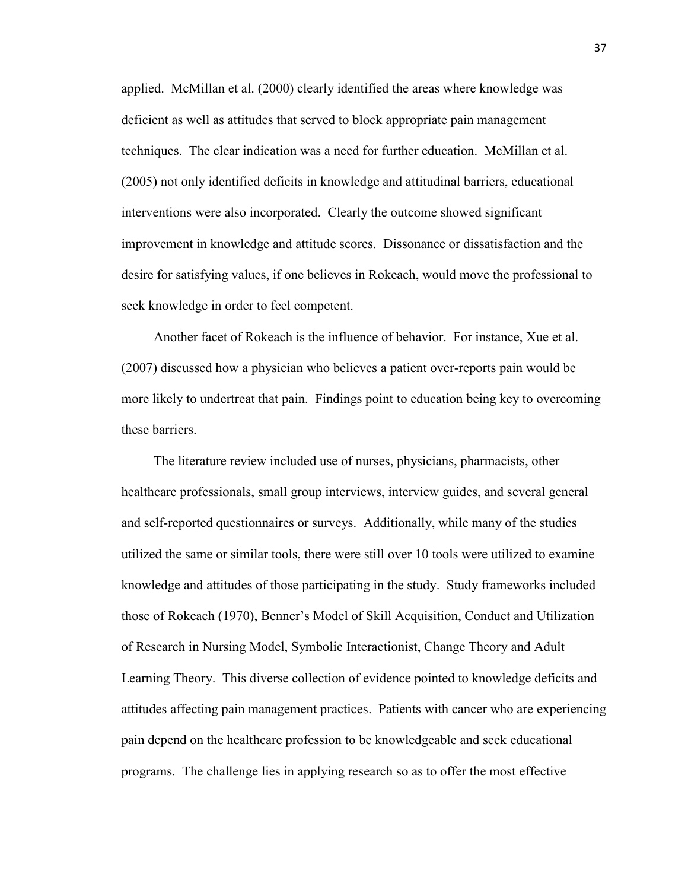applied. McMillan et al. (2000) clearly identified the areas where knowledge was deficient as well as attitudes that served to block appropriate pain management techniques. The clear indication was a need for further education. McMillan et al. (2005) not only identified deficits in knowledge and attitudinal barriers, educational interventions were also incorporated. Clearly the outcome showed significant improvement in knowledge and attitude scores. Dissonance or dissatisfaction and the desire for satisfying values, if one believes in Rokeach, would move the professional to seek knowledge in order to feel competent.

Another facet of Rokeach is the influence of behavior. For instance, Xue et al. (2007) discussed how a physician who believes a patient over-reports pain would be more likely to undertreat that pain. Findings point to education being key to overcoming these barriers.

The literature review included use of nurses, physicians, pharmacists, other healthcare professionals, small group interviews, interview guides, and several general and self-reported questionnaires or surveys. Additionally, while many of the studies utilized the same or similar tools, there were still over 10 tools were utilized to examine knowledge and attitudes of those participating in the study. Study frameworks included those of Rokeach (1970), Benner's Model of Skill Acquisition, Conduct and Utilization of Research in Nursing Model, Symbolic Interactionist, Change Theory and Adult Learning Theory. This diverse collection of evidence pointed to knowledge deficits and attitudes affecting pain management practices. Patients with cancer who are experiencing pain depend on the healthcare profession to be knowledgeable and seek educational programs. The challenge lies in applying research so as to offer the most effective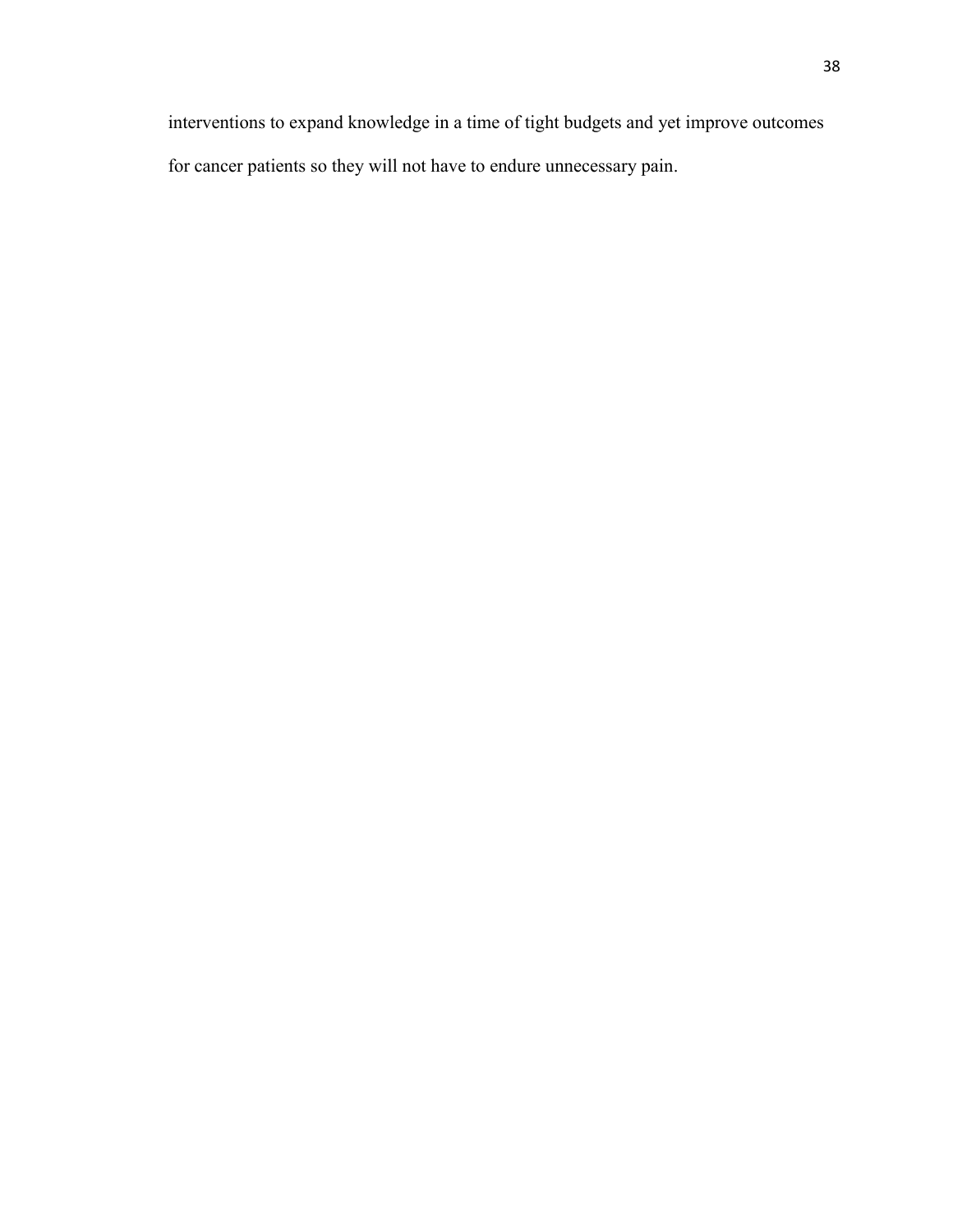interventions to expand knowledge in a time of tight budgets and yet improve outcomes for cancer patients so they will not have to endure unnecessary pain.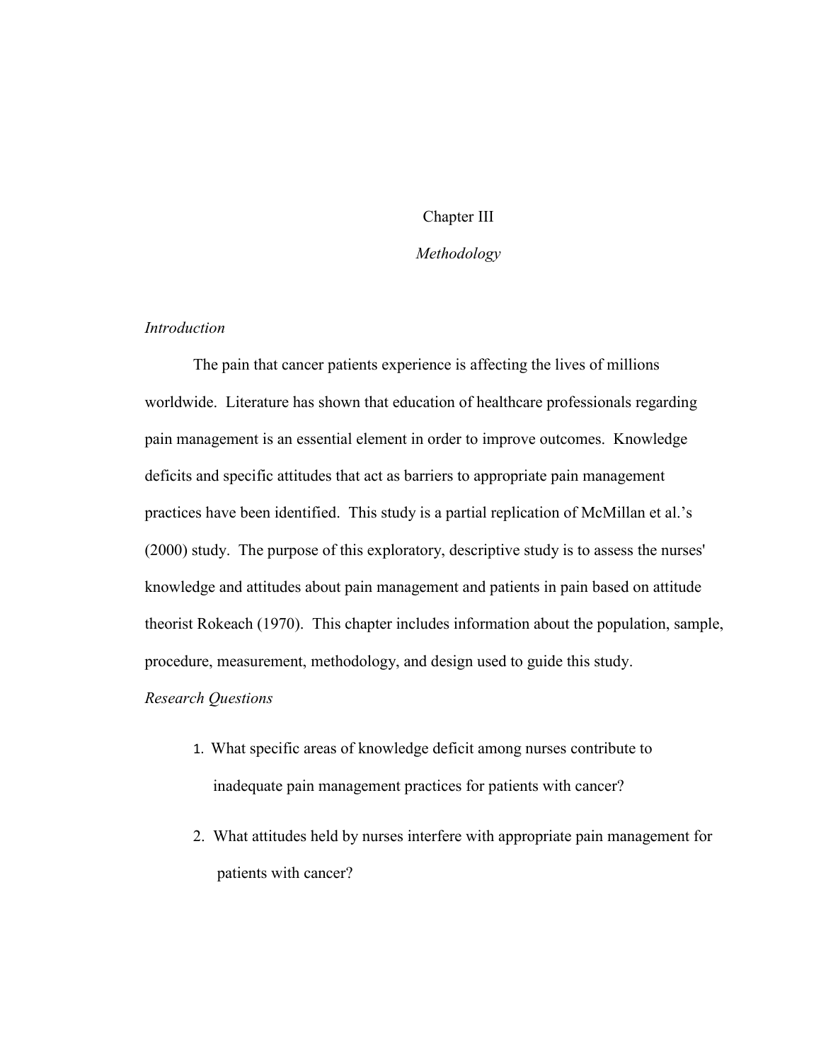# Chapter III

## *Methodology*

### *Introduction*

The pain that cancer patients experience is affecting the lives of millions worldwide. Literature has shown that education of healthcare professionals regarding pain management is an essential element in order to improve outcomes. Knowledge deficits and specific attitudes that act as barriers to appropriate pain management practices have been identified. This study is a partial replication of McMillan et al.'s (2000) study. The purpose of this exploratory, descriptive study is to assess the nurses' knowledge and attitudes about pain management and patients in pain based on attitude theorist Rokeach (1970). This chapter includes information about the population, sample, procedure, measurement, methodology, and design used to guide this study.

### *Research Questions*

1. What specific areas of knowledge deficit among nurses contribute to inadequate pain management practices for patients with cancer?
2. What attitudes held by nurses interfere with appropriate pain management for patients with cancer?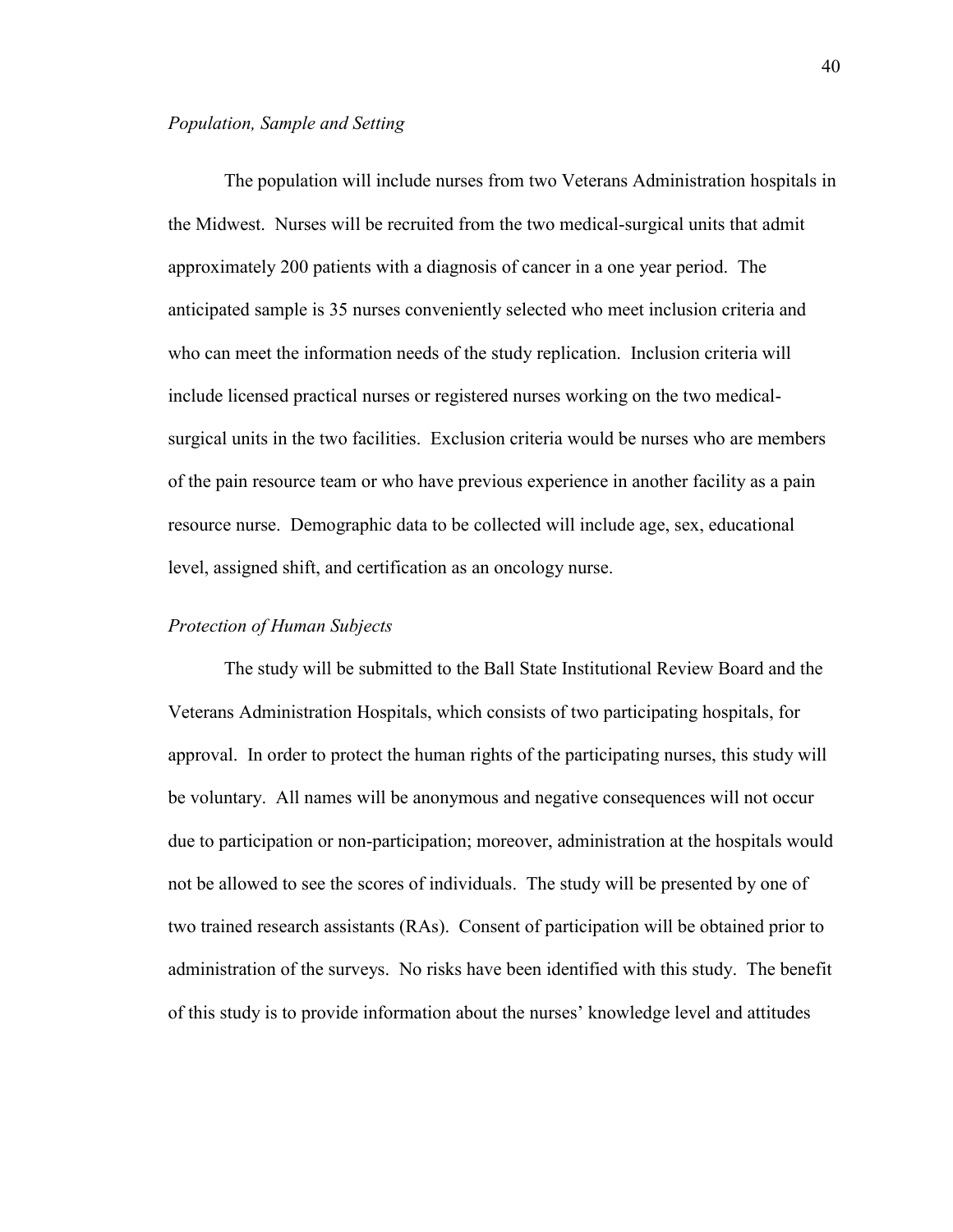*Population, Sample and Setting*

The population will include nurses from two Veterans Administration hospitals in the Midwest. Nurses will be recruited from the two medical-surgical units that admit approximately 200 patients with a diagnosis of cancer in a one year period. The anticipated sample is 35 nurses conveniently selected who meet inclusion criteria and who can meet the information needs of the study replication. Inclusion criteria will include licensed practical nurses or registered nurses working on the two medical-surgical units in the two facilities. Exclusion criteria would be nurses who are members of the pain resource team or who have previous experience in another facility as a pain resource nurse. Demographic data to be collected will include age, sex, educational level, assigned shift, and certification as an oncology nurse.

*Protection of Human Subjects*

The study will be submitted to the Ball State Institutional Review Board and the Veterans Administration Hospitals, which consists of two participating hospitals, for approval. In order to protect the human rights of the participating nurses, this study will be voluntary. All names will be anonymous and negative consequences will not occur due to participation or non-participation; moreover, administration at the hospitals would not be allowed to see the scores of individuals. The study will be presented by one of two trained research assistants (RAs). Consent of participation will be obtained prior to administration of the surveys. No risks have been identified with this study. The benefit of this study is to provide information about the nurses' knowledge level and attitudes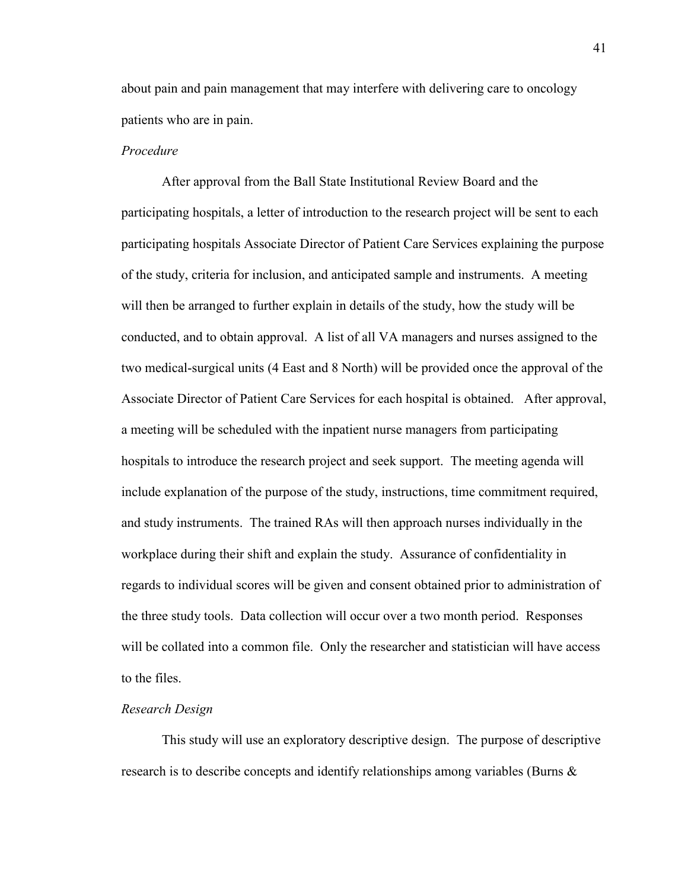about pain and pain management that may interfere with delivering care to oncology patients who are in pain.

*Procedure*

After approval from the Ball State Institutional Review Board and the participating hospitals, a letter of introduction to the research project will be sent to each participating hospitals Associate Director of Patient Care Services explaining the purpose of the study, criteria for inclusion, and anticipated sample and instruments. A meeting will then be arranged to further explain in details of the study, how the study will be conducted, and to obtain approval. A list of all VA managers and nurses assigned to the two medical-surgical units (4 East and 8 North) will be provided once the approval of the Associate Director of Patient Care Services for each hospital is obtained. After approval, a meeting will be scheduled with the inpatient nurse managers from participating hospitals to introduce the research project and seek support. The meeting agenda will include explanation of the purpose of the study, instructions, time commitment required, and study instruments. The trained RAs will then approach nurses individually in the workplace during their shift and explain the study. Assurance of confidentiality in regards to individual scores will be given and consent obtained prior to administration of the three study tools. Data collection will occur over a two month period. Responses will be collated into a common file. Only the researcher and statistician will have access to the files.

*Research Design*

This study will use an exploratory descriptive design. The purpose of descriptive research is to describe concepts and identify relationships among variables (Burns &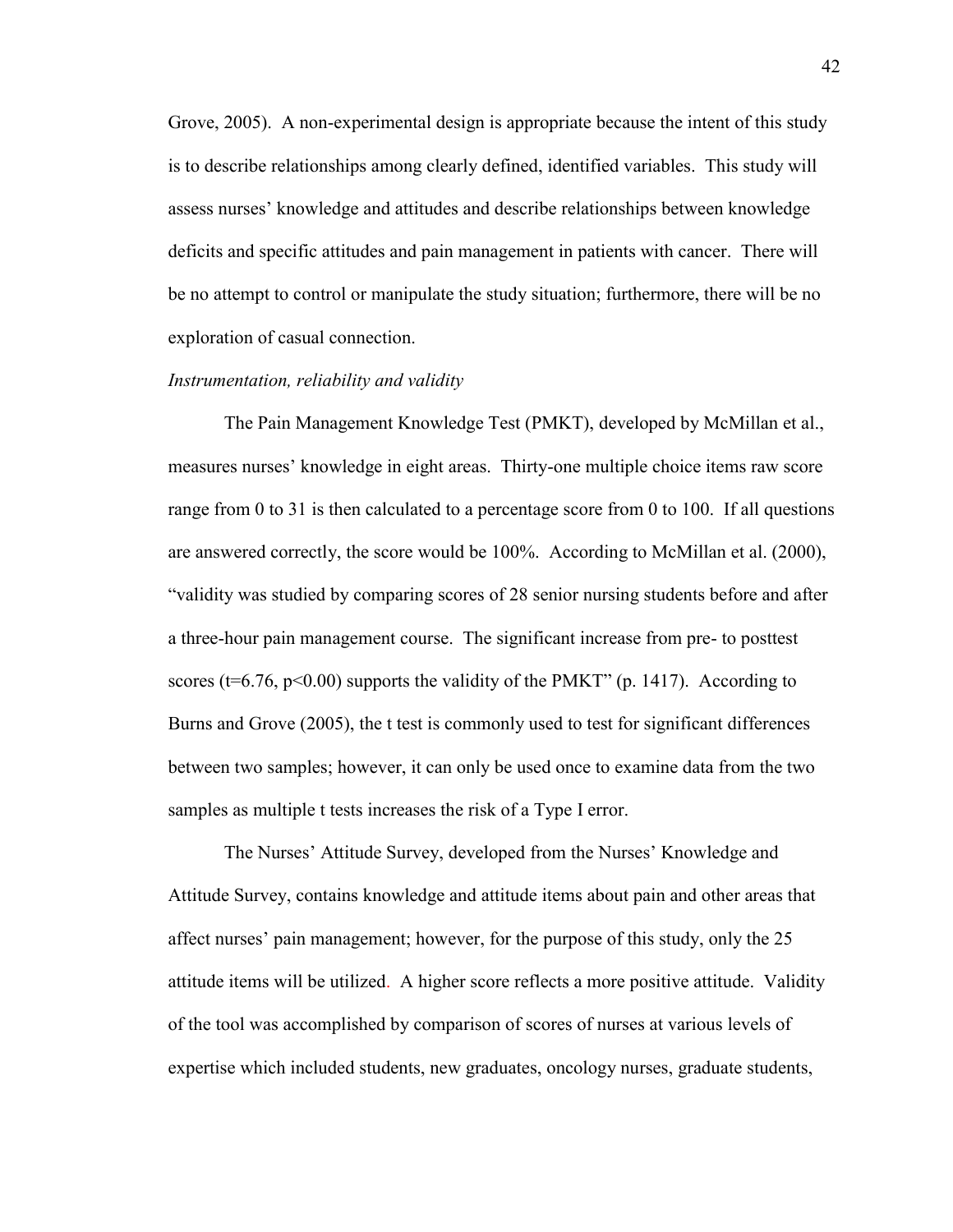Grove, 2005). A non-experimental design is appropriate because the intent of this study is to describe relationships among clearly defined, identified variables. This study will assess nurses' knowledge and attitudes and describe relationships between knowledge deficits and specific attitudes and pain management in patients with cancer. There will be no attempt to control or manipulate the study situation; furthermore, there will be no exploration of casual connection.

*Instrumentation, reliability and validity*

The Pain Management Knowledge Test (PMKT), developed by McMillan et al., measures nurses' knowledge in eight areas. Thirty-one multiple choice items raw score range from 0 to 31 is then calculated to a percentage score from 0 to 100. If all questions are answered correctly, the score would be 100%. According to McMillan et al. (2000), "validity was studied by comparing scores of 28 senior nursing students before and after a three-hour pain management course. The significant increase from pre- to posttest scores ($t=6.76$, $p<0.00$) supports the validity of the PMKT" (p. 1417). According to Burns and Grove (2005), the t test is commonly used to test for significant differences between two samples; however, it can only be used once to examine data from the two samples as multiple t tests increases the risk of a Type I error.

The Nurses' Attitude Survey, developed from the Nurses' Knowledge and Attitude Survey, contains knowledge and attitude items about pain and other areas that affect nurses' pain management; however, for the purpose of this study, only the 25 attitude items will be utilized. A higher score reflects a more positive attitude. Validity of the tool was accomplished by comparison of scores of nurses at various levels of expertise which included students, new graduates, oncology nurses, graduate students,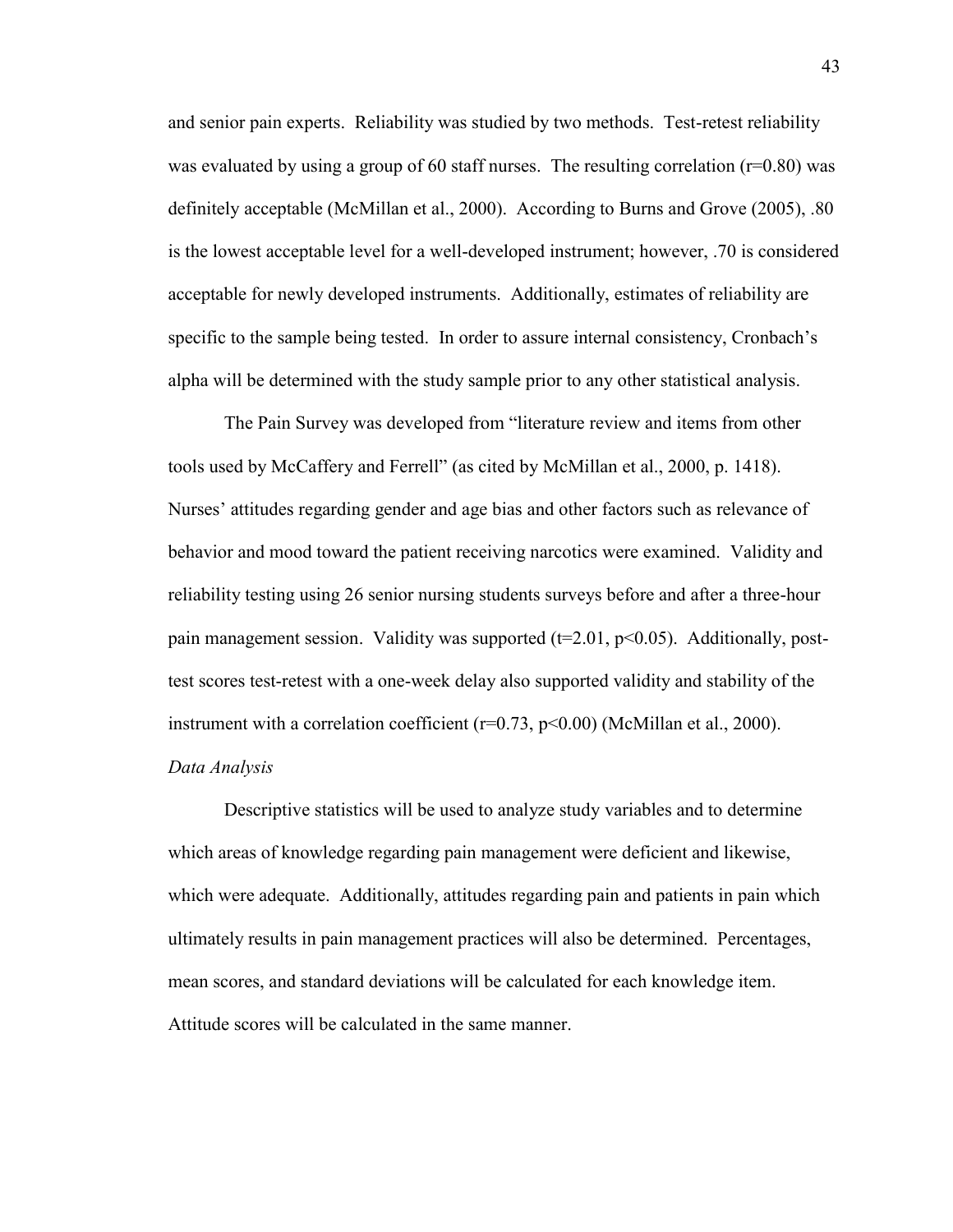and senior pain experts. Reliability was studied by two methods. Test-retest reliability was evaluated by using a group of 60 staff nurses. The resulting correlation ($r=0.80$) was definitely acceptable (McMillan et al., 2000). According to Burns and Grove (2005), .80 is the lowest acceptable level for a well-developed instrument; however, .70 is considered acceptable for newly developed instruments. Additionally, estimates of reliability are specific to the sample being tested. In order to assure internal consistency, Cronbach's alpha will be determined with the study sample prior to any other statistical analysis.

The Pain Survey was developed from "literature review and items from other tools used by McCaffery and Ferrell" (as cited by McMillan et al., 2000, p. 1418). Nurses' attitudes regarding gender and age bias and other factors such as relevance of behavior and mood toward the patient receiving narcotics were examined. Validity and reliability testing using 26 senior nursing students surveys before and after a three-hour pain management session. Validity was supported ($t=2.01$, $p<0.05$). Additionally, post-test scores test-retest with a one-week delay also supported validity and stability of the instrument with a correlation coefficient ($r=0.73$, $p<0.00$) (McMillan et al., 2000).

*Data Analysis*

Descriptive statistics will be used to analyze study variables and to determine which areas of knowledge regarding pain management were deficient and likewise, which were adequate. Additionally, attitudes regarding pain and patients in pain which ultimately results in pain management practices will also be determined. Percentages, mean scores, and standard deviations will be calculated for each knowledge item. Attitude scores will be calculated in the same manner.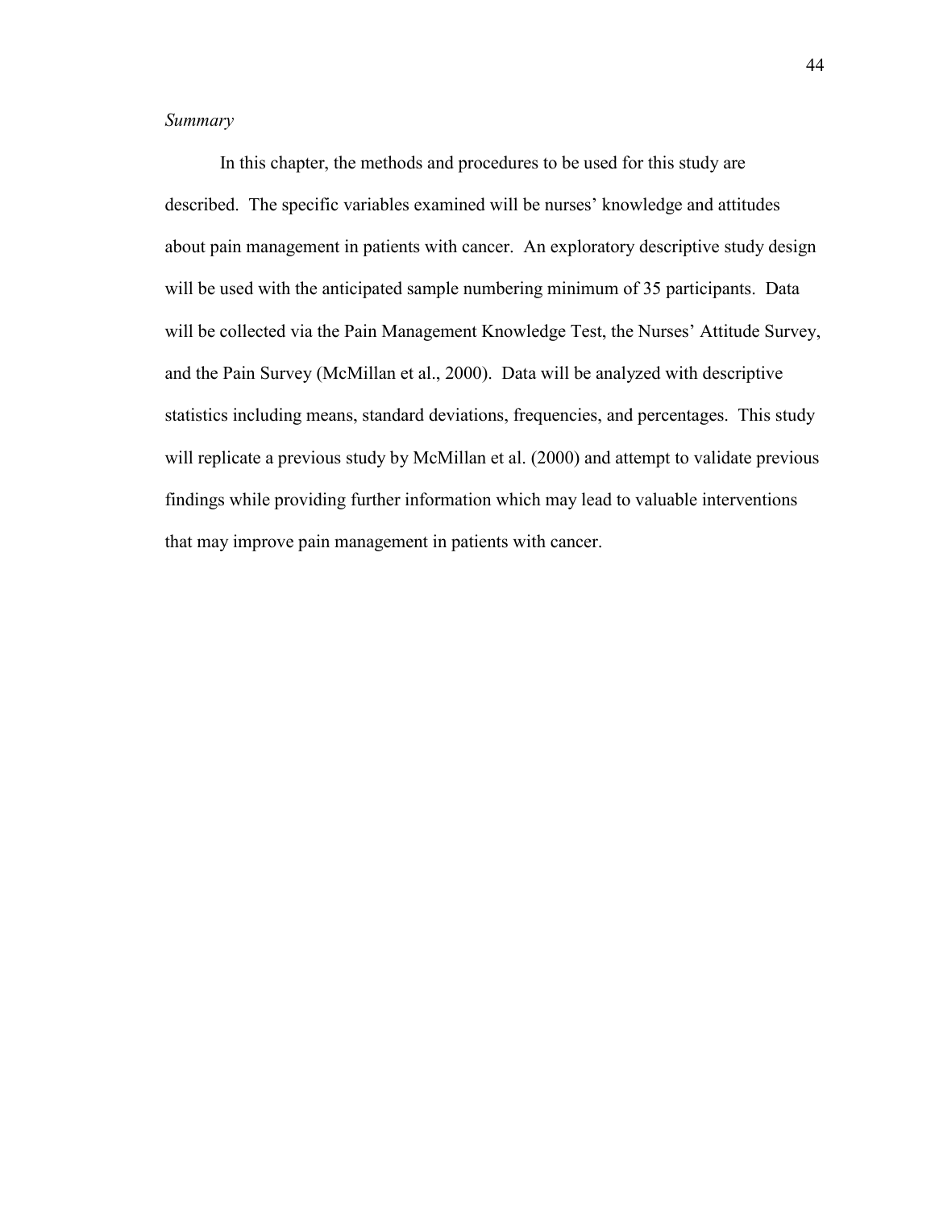*Summary*

In this chapter, the methods and procedures to be used for this study are described. The specific variables examined will be nurses' knowledge and attitudes about pain management in patients with cancer. An exploratory descriptive study design will be used with the anticipated sample numbering minimum of 35 participants. Data will be collected via the Pain Management Knowledge Test, the Nurses' Attitude Survey, and the Pain Survey (McMillan et al., 2000). Data will be analyzed with descriptive statistics including means, standard deviations, frequencies, and percentages. This study will replicate a previous study by McMillan et al. (2000) and attempt to validate previous findings while providing further information which may lead to valuable interventions that may improve pain management in patients with cancer.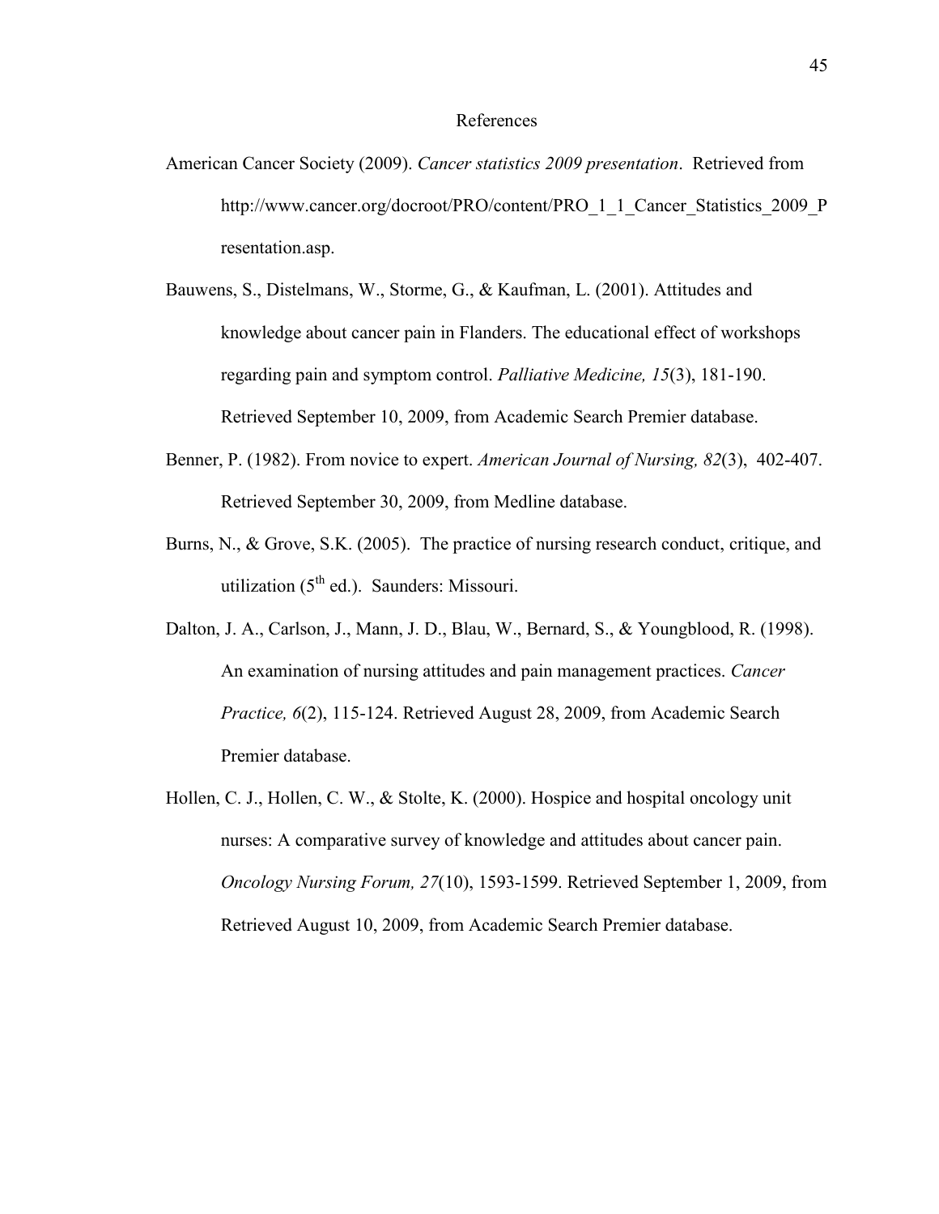# References

American Cancer Society (2009). *Cancer statistics 2009 presentation*. Retrieved from http://www.cancer.org/docroot/PRO/content/PRO_1_1_Cancer_Statistics_2009_Presentation.asp.

Bauwens, S., Distelmans, W., Storme, G., & Kaufman, L. (2001). Attitudes and knowledge about cancer pain in Flanders. The educational effect of workshops regarding pain and symptom control. *Palliative Medicine, 15*(3), 181-190. Retrieved September 10, 2009, from Academic Search Premier database.

Benner, P. (1982). From novice to expert. *American Journal of Nursing, 82*(3), 402-407. Retrieved September 30, 2009, from Medline database.

Burns, N., & Grove, S.K. (2005). The practice of nursing research conduct, critique, and utilization (5th ed.). Saunders: Missouri.

Dalton, J. A., Carlson, J., Mann, J. D., Blau, W., Bernard, S., & Youngblood, R. (1998). An examination of nursing attitudes and pain management practices. *Cancer Practice, 6*(2), 115-124. Retrieved August 28, 2009, from Academic Search Premier database.

Hollen, C. J., Hollen, C. W., & Stolte, K. (2000). Hospice and hospital oncology unit nurses: A comparative survey of knowledge and attitudes about cancer pain. *Oncology Nursing Forum, 27*(10), 1593-1599. Retrieved September 1, 2009, from Retrieved August 10, 2009, from Academic Search Premier database.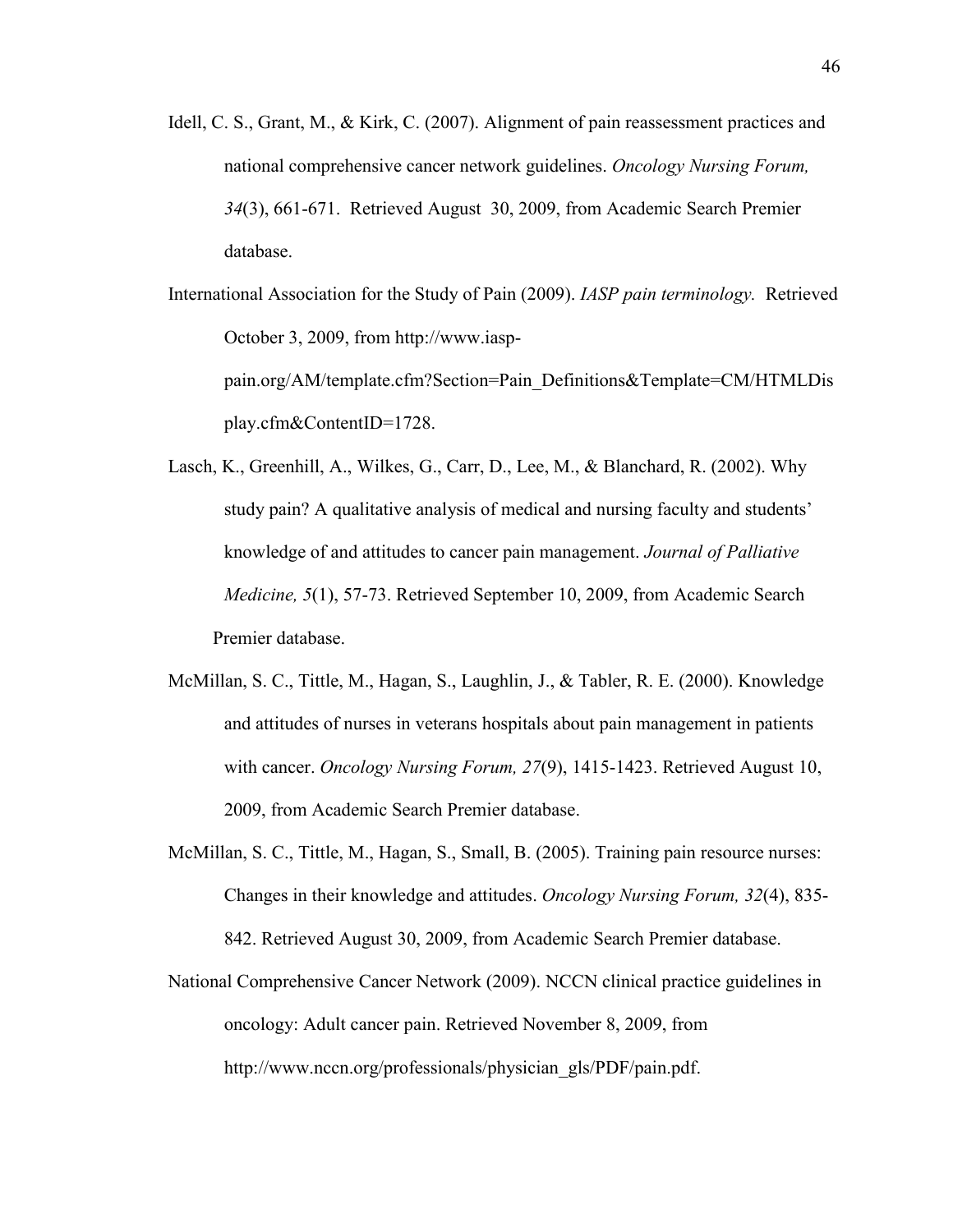Idell, C. S., Grant, M., & Kirk, C. (2007). Alignment of pain reassessment practices and national comprehensive cancer network guidelines. *Oncology Nursing Forum, 34*(3), 661-671. Retrieved August 30, 2009, from Academic Search Premier database.

International Association for the Study of Pain (2009). *IASP pain terminology.* Retrieved October 3, 2009, from http://www.iasp-pain.org/AM/template.cfm?Section=Pain_Definitions&Template=CM/HTMLDisplay.cfm&ContentID=1728.

Lasch, K., Greenhill, A., Wilkes, G., Carr, D., Lee, M., & Blanchard, R. (2002). Why study pain? A qualitative analysis of medical and nursing faculty and students' knowledge of and attitudes to cancer pain management. *Journal of Palliative Medicine, 5*(1), 57-73. Retrieved September 10, 2009, from Academic Search Premier database.

McMillan, S. C., Tittle, M., Hagan, S., Laughlin, J., & Tabler, R. E. (2000). Knowledge and attitudes of nurses in veterans hospitals about pain management in patients with cancer. *Oncology Nursing Forum, 27*(9), 1415-1423. Retrieved August 10, 2009, from Academic Search Premier database.

McMillan, S. C., Tittle, M., Hagan, S., Small, B. (2005). Training pain resource nurses: Changes in their knowledge and attitudes. *Oncology Nursing Forum, 32*(4), 835-842. Retrieved August 30, 2009, from Academic Search Premier database.

National Comprehensive Cancer Network (2009). NCCN clinical practice guidelines in oncology: Adult cancer pain. Retrieved November 8, 2009, from http://www.nccn.org/professionals/physician_gls/PDF/pain.pdf.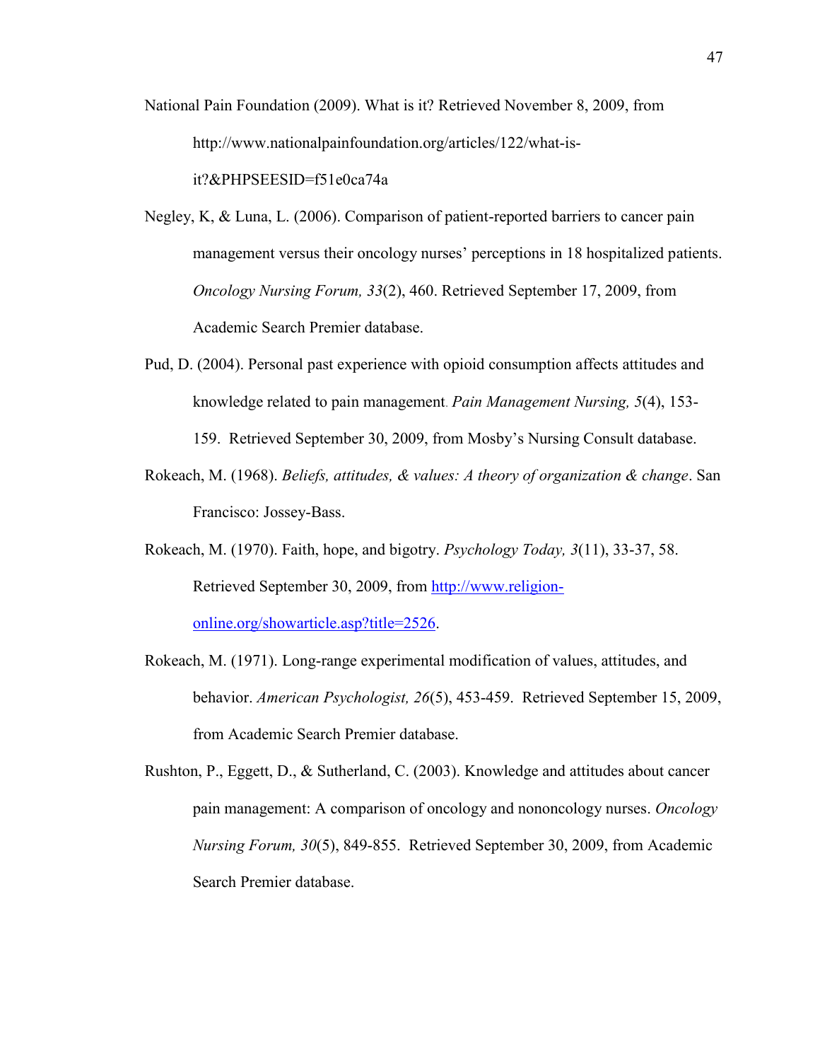National Pain Foundation (2009). What is it? Retrieved November 8, 2009, from http://www.nationalpainfoundation.org/articles/122/what-is-it?&PHPSEESID=f51e0ca74a

Negley, K, & Luna, L. (2006). Comparison of patient-reported barriers to cancer pain management versus their oncology nurses' perceptions in 18 hospitalized patients. *Oncology Nursing Forum, 33*(2), 460. Retrieved September 17, 2009, from Academic Search Premier database.

Pud, D. (2004). Personal past experience with opioid consumption affects attitudes and knowledge related to pain management. *Pain Management Nursing, 5*(4), 153-159. Retrieved September 30, 2009, from Mosby's Nursing Consult database.

Rokeach, M. (1968). *Beliefs, attitudes, & values: A theory of organization & change*. San Francisco: Jossey-Bass.

Rokeach, M. (1970). Faith, hope, and bigotry. *Psychology Today, 3*(11), 33-37, 58. Retrieved September 30, 2009, from http://www.religion-online.org/showarticle.asp?title=2526.

Rokeach, M. (1971). Long-range experimental modification of values, attitudes, and behavior. *American Psychologist, 26*(5), 453-459. Retrieved September 15, 2009, from Academic Search Premier database.

Rushton, P., Eggett, D., & Sutherland, C. (2003). Knowledge and attitudes about cancer pain management: A comparison of oncology and nononcology nurses. *Oncology Nursing Forum, 30*(5), 849-855. Retrieved September 30, 2009, from Academic Search Premier database.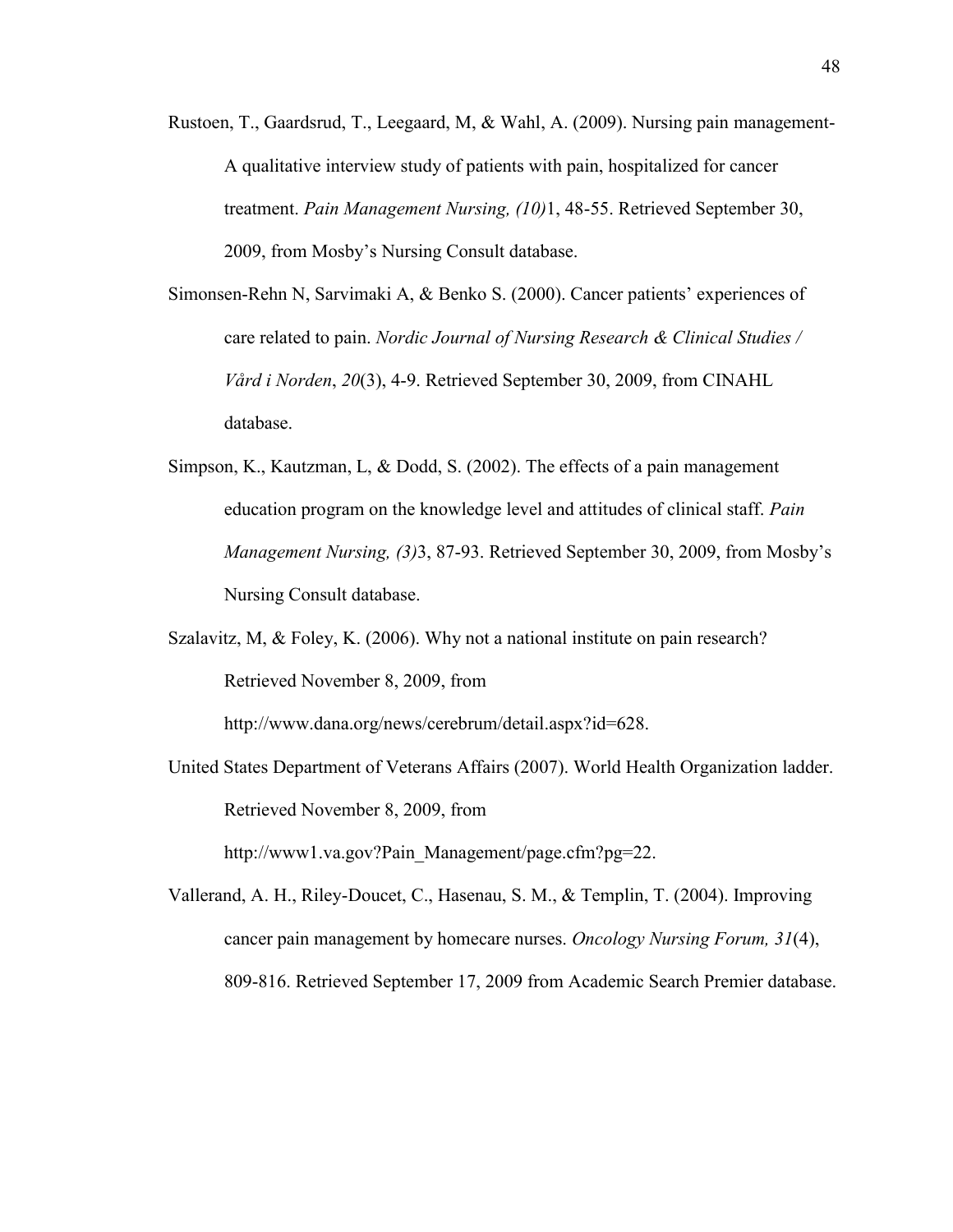Rustoen, T., Gaardsrud, T., Leegaard, M, & Wahl, A. (2009). Nursing pain management- A qualitative interview study of patients with pain, hospitalized for cancer treatment. *Pain Management Nursing, (10)*1, 48-55. Retrieved September 30, 2009, from Mosby's Nursing Consult database.

Simonsen-Rehn N, Sarvimaki A, & Benko S. (2000). Cancer patients' experiences of care related to pain. *Nordic Journal of Nursing Research & Clinical Studies / Vård i Norden*, *20*(3), 4-9. Retrieved September 30, 2009, from CINAHL database.

Simpson, K., Kautzman, L, & Dodd, S. (2002). The effects of a pain management education program on the knowledge level and attitudes of clinical staff. *Pain Management Nursing, (3)*3, 87-93. Retrieved September 30, 2009, from Mosby's Nursing Consult database.

Szalavitz, M, & Foley, K. (2006). Why not a national institute on pain research? Retrieved November 8, 2009, from http://www.dana.org/news/cerebrum/detail.aspx?id=628.

United States Department of Veterans Affairs (2007). World Health Organization ladder. Retrieved November 8, 2009, from http://www1.va.gov?Pain_Management/page.cfm?pg=22.

Vallerand, A. H., Riley-Doucet, C., Hasenau, S. M., & Templin, T. (2004). Improving cancer pain management by homecare nurses. *Oncology Nursing Forum, 31*(4), 809-816. Retrieved September 17, 2009 from Academic Search Premier database.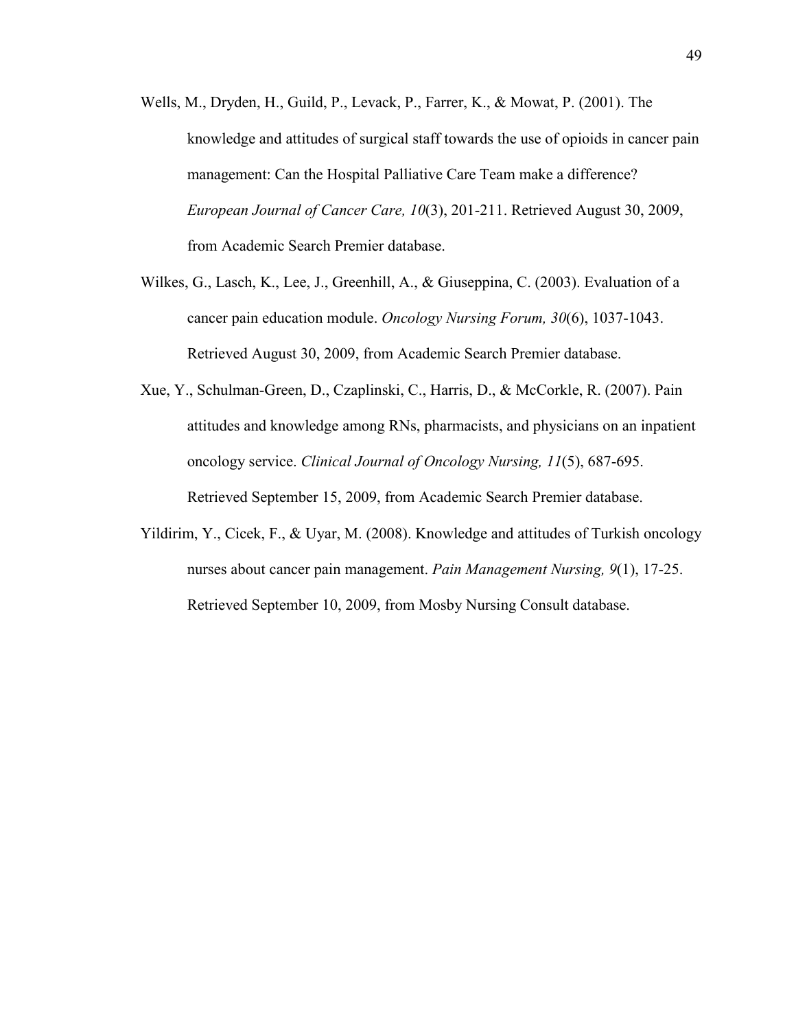Wells, M., Dryden, H., Guild, P., Levack, P., Farrer, K., & Mowat, P. (2001). The knowledge and attitudes of surgical staff towards the use of opioids in cancer pain management: Can the Hospital Palliative Care Team make a difference? *European Journal of Cancer Care, 10*(3), 201-211. Retrieved August 30, 2009, from Academic Search Premier database.

Wilkes, G., Lasch, K., Lee, J., Greenhill, A., & Giuseppina, C. (2003). Evaluation of a cancer pain education module. *Oncology Nursing Forum, 30*(6), 1037-1043. Retrieved August 30, 2009, from Academic Search Premier database.

Xue, Y., Schulman-Green, D., Czaplinski, C., Harris, D., & McCorkle, R. (2007). Pain attitudes and knowledge among RNs, pharmacists, and physicians on an inpatient oncology service. *Clinical Journal of Oncology Nursing, 11*(5), 687-695. Retrieved September 15, 2009, from Academic Search Premier database.

Yildirim, Y., Cicek, F., & Uyar, M. (2008). Knowledge and attitudes of Turkish oncology nurses about cancer pain management. *Pain Management Nursing, 9*(1), 17-25. Retrieved September 10, 2009, from Mosby Nursing Consult database.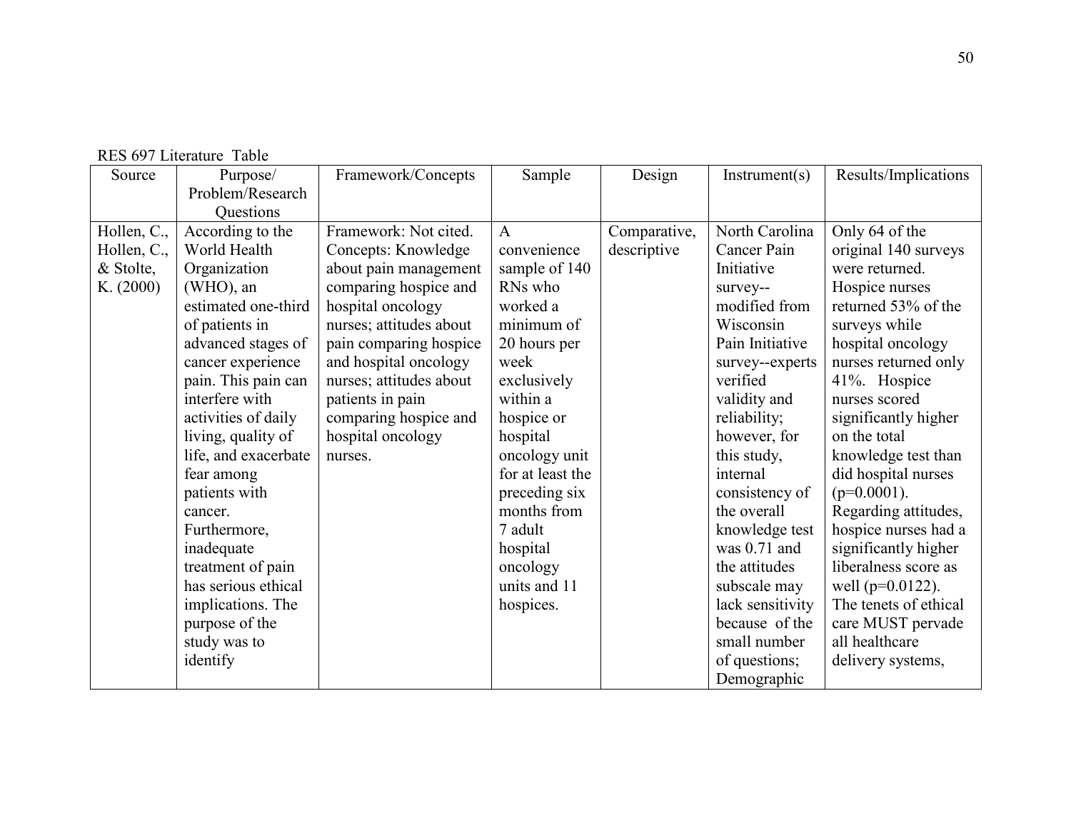RES 697 Literature Table

| Source | Purpose/ Problem/Research Questions | Framework/Concepts | Sample | Design | Instrument(s) | Results/Implications |
|---|---|---|---|---|---|---|
| Hollen, C., Hollen, C., & Stolte, K. (2000) | According to the World Health Organization (WHO), an estimated one-third of patients in advanced stages of cancer experience pain. This pain can interfere with activities of daily living, quality of life, and exacerbate fear among patients with cancer. Furthermore, inadequate treatment of pain has serious ethical implications. The purpose of the study was to identify | Framework: Not cited. Concepts: Knowledge about pain management comparing hospice and hospital oncology nurses; attitudes about pain comparing hospice and hospital oncology nurses; attitudes about patients in pain comparing hospice and hospital oncology nurses. | A convenience sample of 140 RNs who worked a minimum of 20 hours per week exclusively within a hospice or hospital oncology unit for at least the preceding six months from 7 adult hospital oncology units and 11 hospices. | Comparative, descriptive | North Carolina Cancer Pain Initiative survey--modified from Wisconsin Pain Initiative survey--experts verified validity and reliability; however, for this study, internal consistency of the overall knowledge test was 0.71 and the attitudes subscale may lack sensitivity because of the small number of questions; Demographic | Only 64 of the original 140 surveys were returned. Hospice nurses returned 53% of the surveys while hospital oncology nurses returned only 41%. Hospice nurses scored significantly higher on the total knowledge test than did hospital nurses ($p=0.0001$). Regarding attitudes, hospice nurses had a significantly higher liberalness score as well ($p=0.0122$). The tenets of ethical care MUST pervade all healthcare delivery systems, |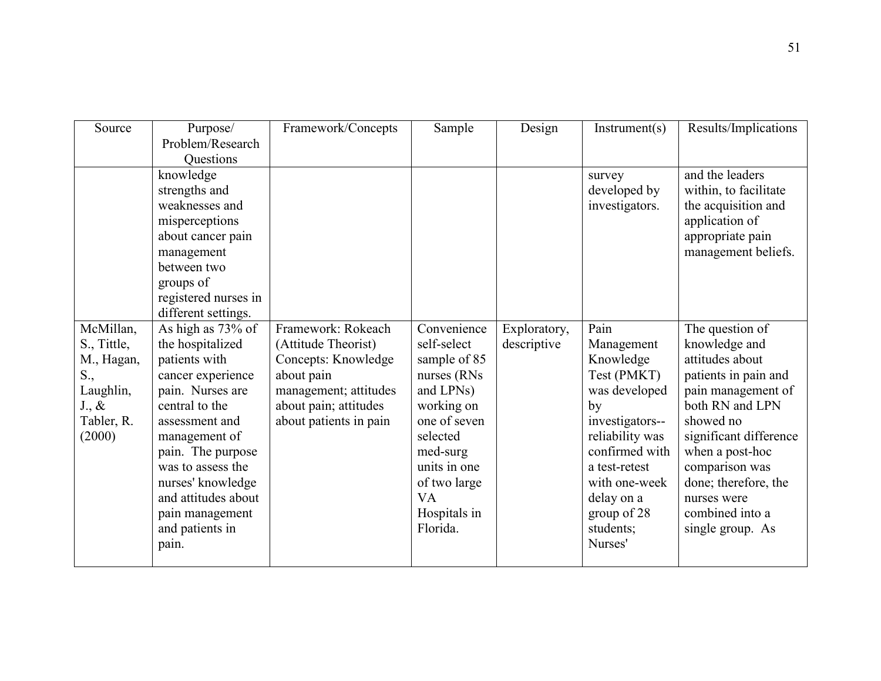| Source | Purpose/ Problem/Research Questions | Framework/Concepts | Sample | Design | Instrument(s) | Results/Implications |
|---|---|---|---|---|---|---|
| | knowledge strengths and weaknesses and misperceptions about cancer pain management between two groups of registered nurses in different settings. | | | | survey developed by investigators. | and the leaders within, to facilitate the acquisition and application of appropriate pain management beliefs. |
| McMillan, S., Tittle, M., Hagan, S., Laughlin, J., & Tabler, R. (2000) | As high as 73% of the hospitalized patients with cancer experience pain. Nurses are central to the assessment and management of pain. The purpose was to assess the nurses' knowledge and attitudes about pain management and patients in pain. | Framework: Rokeach (Attitude Theorist) Concepts: Knowledge about pain management; attitudes about pain; attitudes about patients in pain | Convenience self-select sample of 85 nurses (RNs and LPNs) working on one of seven selected med-surg units in one of two large VA Hospitals in Florida. | Exploratory, descriptive | Pain Management Knowledge Test (PMKT) was developed by investigators--reliability was confirmed with a test-retest with one-week delay on a group of 28 students; Nurses' | The question of knowledge and attitudes about patients in pain and pain management of both RN and LPN showed no significant difference when a post-hoc comparison was done; therefore, the nurses were combined into a single group. As |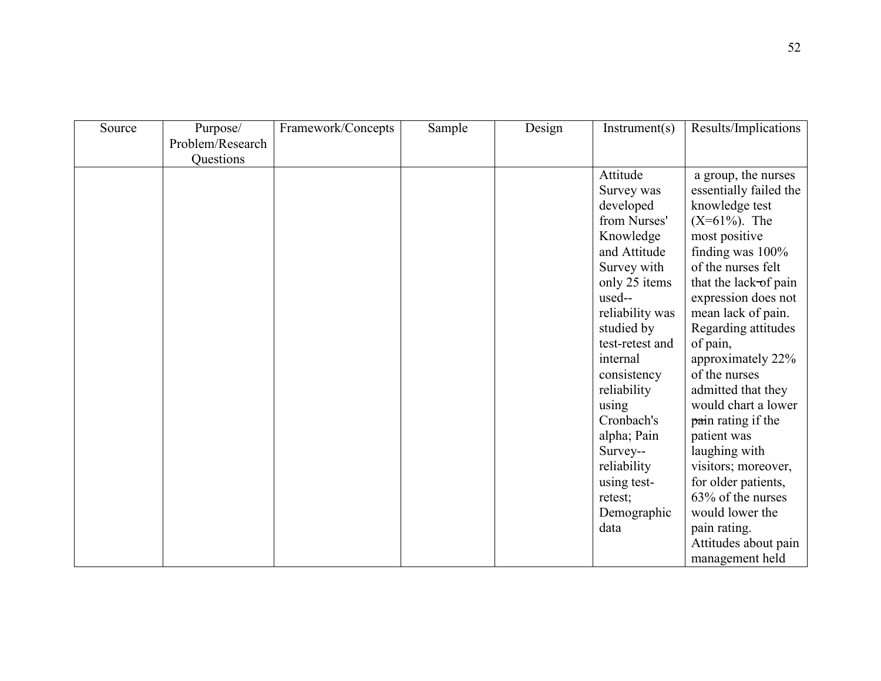| Source | Purpose/ Problem/Research Questions | Framework/Concepts | Sample | Design | Instrument(s) | Results/Implications |
|---|---|---|---|---|---|---|
| | | | | | Attitude Survey was developed from Nurses' Knowledge and Attitude Survey with only 25 items used--reliability was studied by test-retest and internal consistency reliability using Cronbach's alpha; Pain Survey--reliability using test-retest; Demographic data | a group, the nurses essentially failed the knowledge test (X=61%). The most positive finding was 100% of the nurses felt that the lack of pain expression does not mean lack of pain. Regarding attitudes of pain, approximately 22% of the nurses admitted that they would chart a lower pain rating if the patient was laughing with visitors; moreover, for older patients, 63% of the nurses would lower the pain rating. Attitudes about pain management held |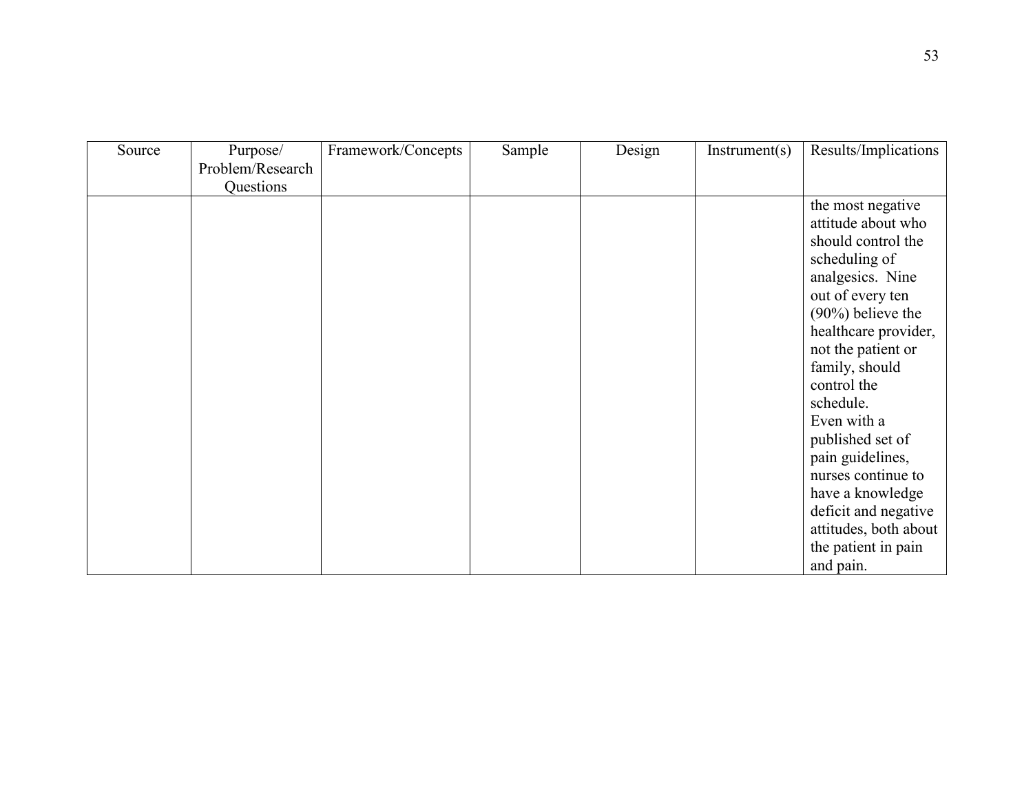| Source | Purpose/ Problem/Research Questions | Framework/Concepts | Sample | Design | Instrument(s) | Results/Implications |
|---|---|---|---|---|---|---|
| | | | | | | the most negative attitude about who should control the scheduling of analgesics. Nine out of every ten (90%) believe the healthcare provider, not the patient or family, should control the schedule. Even with a published set of pain guidelines, nurses continue to have a knowledge deficit and negative attitudes, both about the patient in pain and pain. |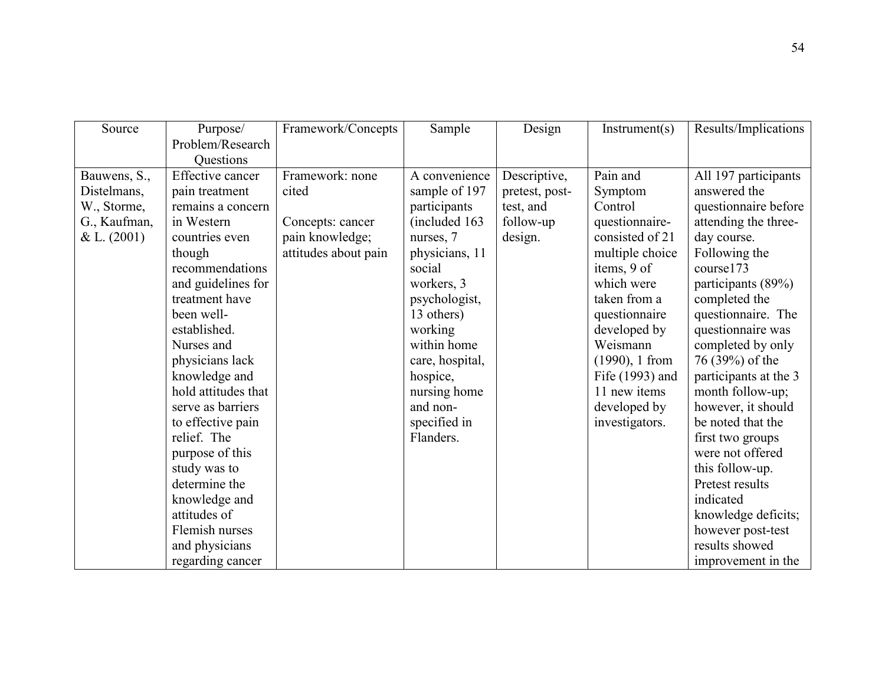| Source | Purpose/ Problem/Research Questions | Framework/Concepts | Sample | Design | Instrument(s) | Results/Implications |
|---|---|---|---|---|---|---|
| Bauwens, S., Distelmans, W., Storme, G., Kaufman, & L. (2001) | Effective cancer pain treatment remains a concern in Western countries even though recommendations and guidelines for treatment have been well-established. Nurses and physicians lack knowledge and hold attitudes that serve as barriers to effective pain relief. The purpose of this study was to determine the knowledge and attitudes of Flemish nurses and physicians regarding cancer | Framework: none cited<br><br>Concepts: cancer pain knowledge; attitudes about pain | A convenience sample of 197 participants (included 163 nurses, 7 physicians, 11 social workers, 3 psychologist, 13 others) working within home care, hospital, hospice, nursing home and non-specified in Flanders. | Descriptive, pretest, post-test, and follow-up design. | Pain and Symptom Control questionnaire- consisted of 21 multiple choice items, 9 of which were taken from a questionnaire developed by Weismann (1990), 1 from Fife (1993) and 11 new items developed by investigators. | All 197 participants answered the questionnaire before attending the three-day course. Following the course173 participants (89%) completed the questionnaire. The questionnaire was completed by only 76 (39%) of the participants at the 3 month follow-up; however, it should be noted that the first two groups were not offered this follow-up. Pretest results indicated knowledge deficits; however post-test results showed improvement in the |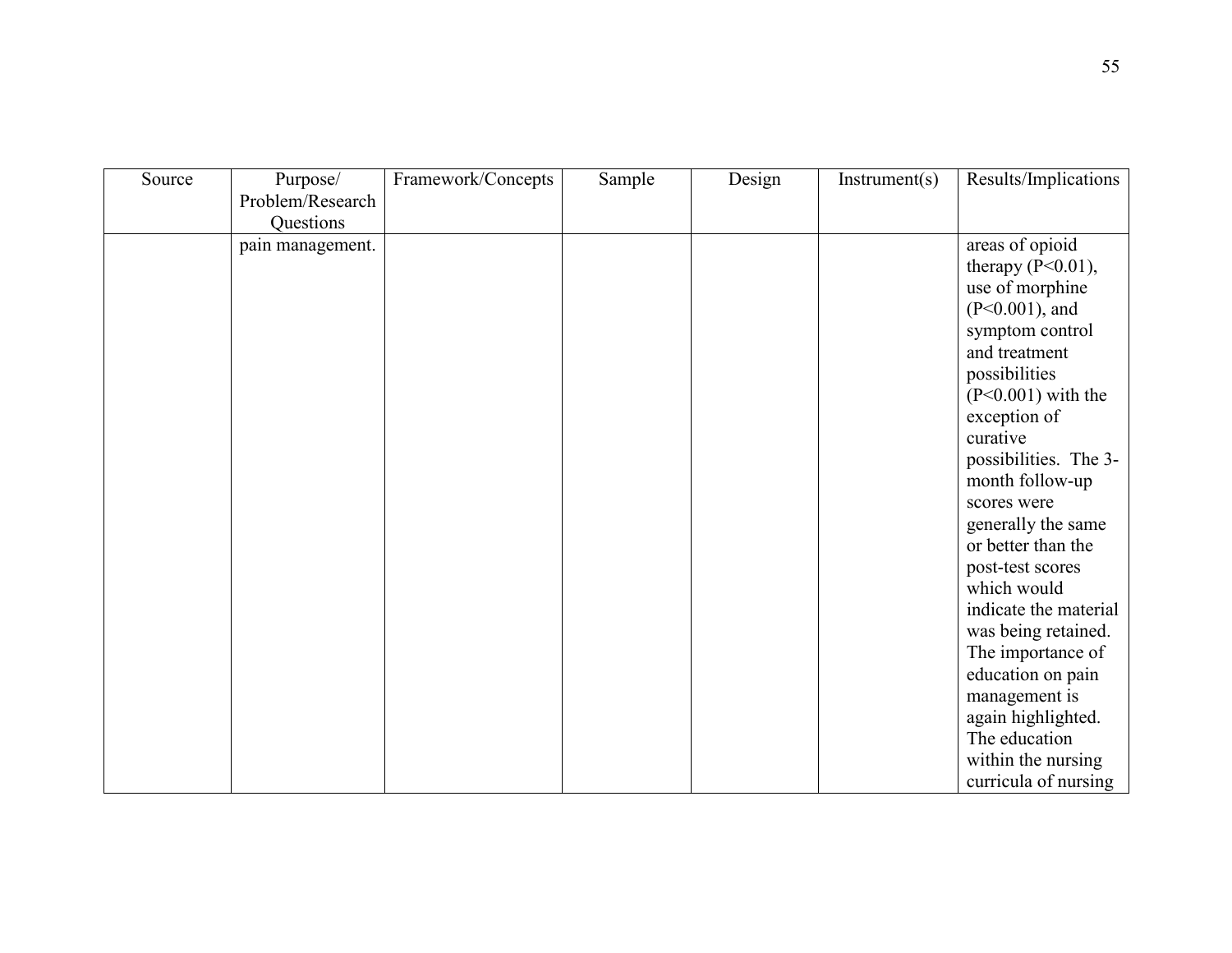| Source | Purpose/ Problem/Research Questions | Framework/Concepts | Sample | Design | Instrument(s) | Results/Implications |
|---|---|---|---|---|---|---|
| | pain management. | | | | | areas of opioid therapy ($P<0.01$), use of morphine ($P<0.001$), and symptom control and treatment possibilities ($P<0.001$) with the exception of curative possibilities. The 3-month follow-up scores were generally the same or better than the post-test scores which would indicate the material was being retained. The importance of education on pain management is again highlighted. The education within the nursing curricula of nursing |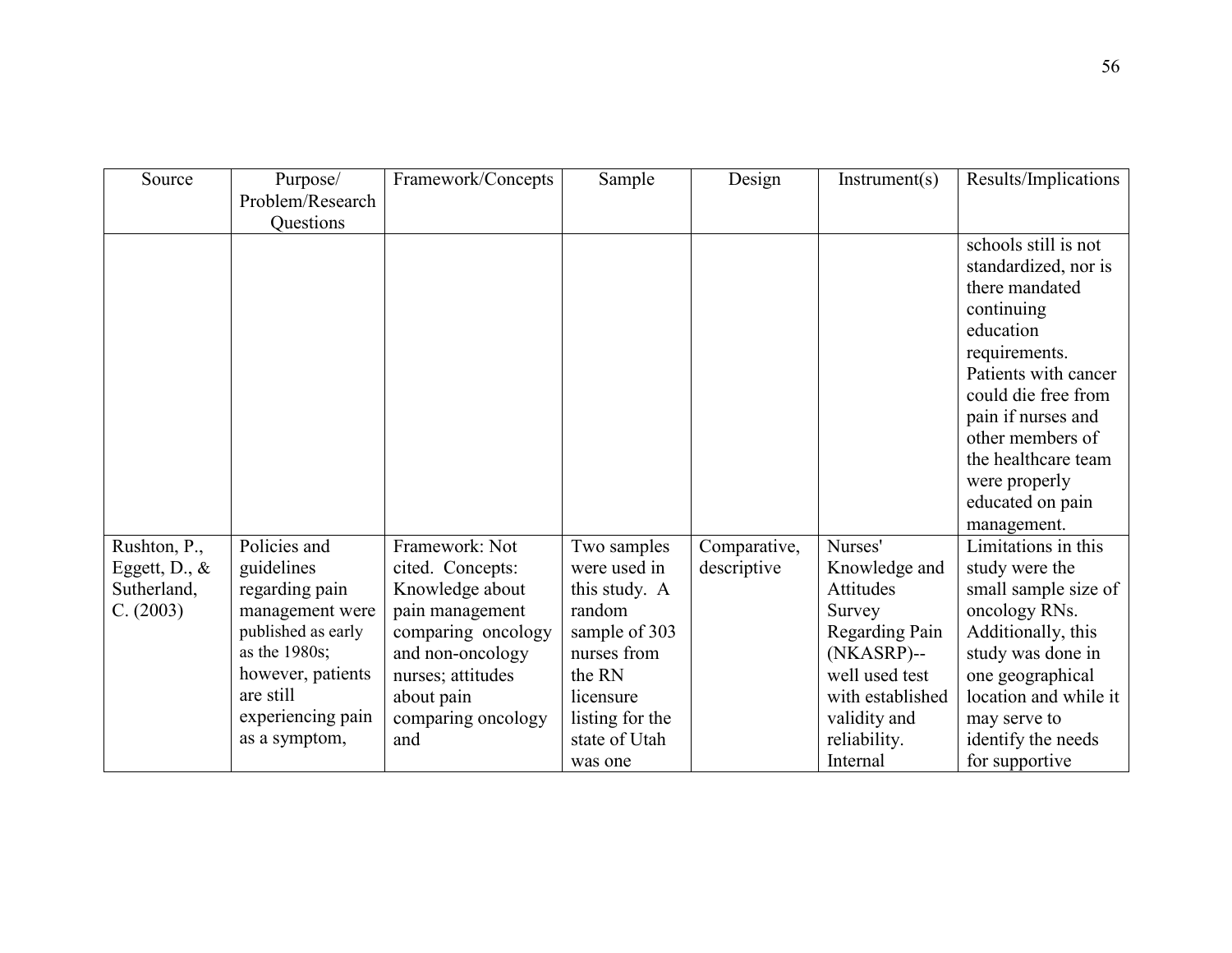| Source | Purpose/ Problem/Research Questions | Framework/Concepts | Sample | Design | Instrument(s) | Results/Implications |
|---|---|---|---|---|---|---|
| | | | | | | schools still is not standardized, nor is there mandated continuing education requirements. Patients with cancer could die free from pain if nurses and other members of the healthcare team were properly educated on pain management. |
| Rushton, P., Eggett, D., & Sutherland, C. (2003) | Policies and guidelines regarding pain management were published as early as the 1980s; however, patients are still experiencing pain as a symptom, | Framework: Not cited. Concepts: Knowledge about pain management comparing oncology and non-oncology nurses; attitudes about pain comparing oncology and | Two samples were used in this study. A random sample of 303 nurses from the RN licensure listing for the state of Utah was one | Comparative, descriptive | Nurses' Knowledge and Attitudes Survey Regarding Pain (NKASRP)--well used test with established validity and reliability. Internal | Limitations in this study were the small sample size of oncology RNs. Additionally, this study was done in one geographical location and while it may serve to identify the needs for supportive |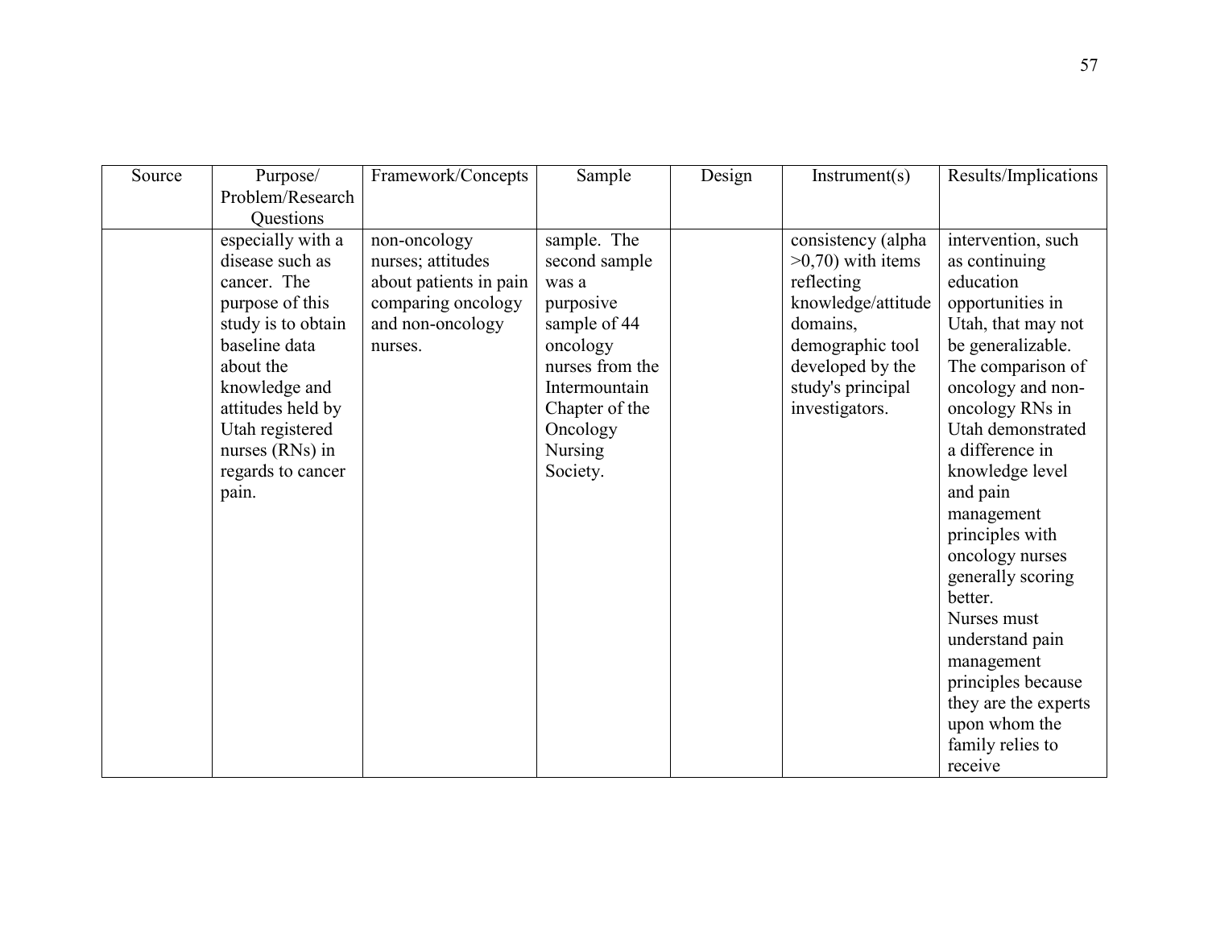| Source | Purpose/ Problem/Research Questions | Framework/Concepts | Sample | Design | Instrument(s) | Results/Implications |
|---|---|---|---|---|---|---|
| | especially with a disease such as cancer. The purpose of this study is to obtain baseline data about the knowledge and attitudes held by Utah registered nurses (RNs) in regards to cancer pain. | non-oncology nurses; attitudes about patients in pain comparing oncology and non-oncology nurses. | sample. The second sample was a purposive sample of 44 oncology nurses from the Intermountain Chapter of the Oncology Nursing Society. | | consistency (alpha >0,70) with items reflecting knowledge/attitude domains, demographic tool developed by the study's principal investigators. | intervention, such as continuing education opportunities in Utah, that may not be generalizable. The comparison of oncology and non-oncology RNs in Utah demonstrated a difference in knowledge level and pain management principles with oncology nurses generally scoring better. Nurses must understand pain management principles because they are the experts upon whom the family relies to receive |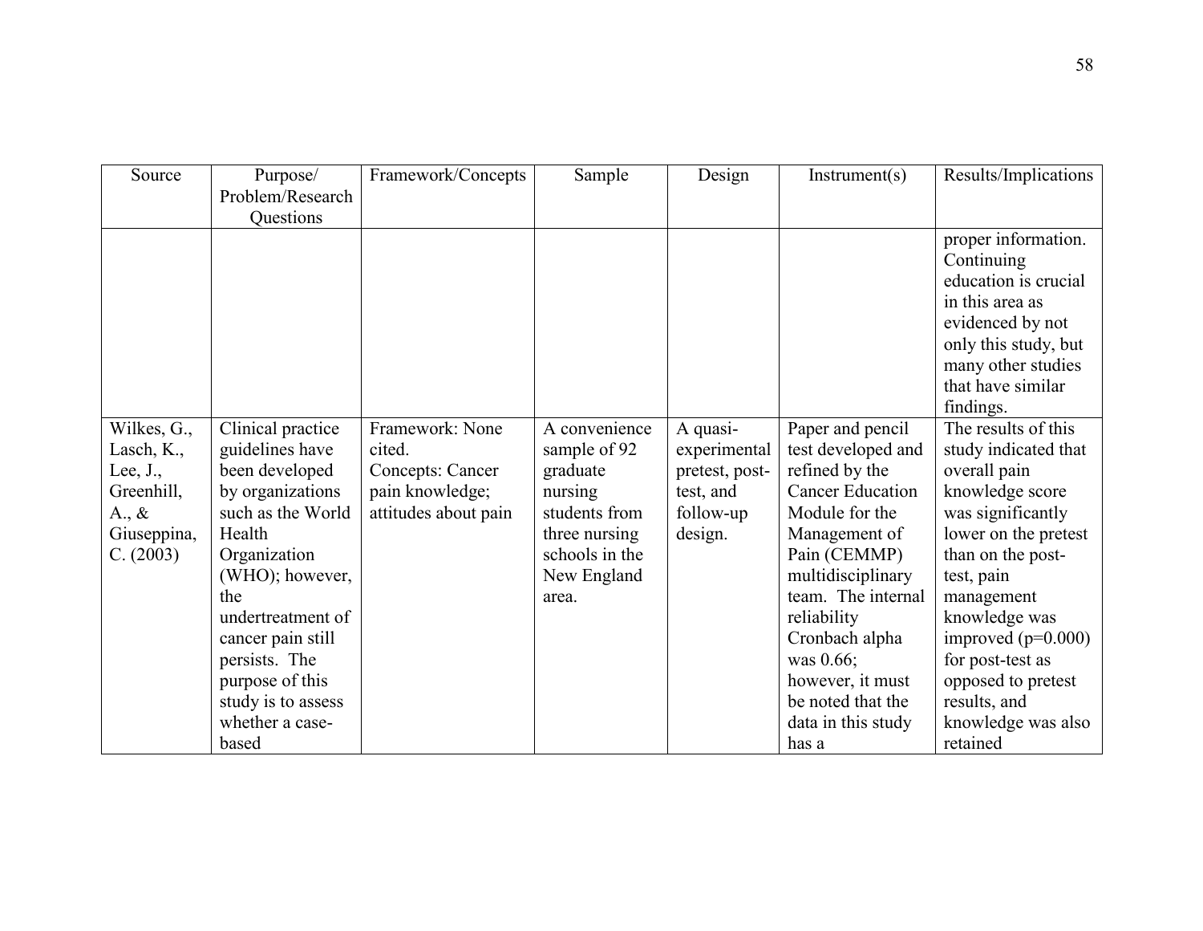| Source | Purpose/ Problem/Research Questions | Framework/Concepts | Sample | Design | Instrument(s) | Results/Implications |
|---|---|---|---|---|---|---|
| | | | | | | proper information. Continuing education is crucial in this area as evidenced by not only this study, but many other studies that have similar findings. |
| Wilkes, G., Lasch, K., Lee, J., Greenhill, A., & Giuseppina, C. (2003) | Clinical practice guidelines have been developed by organizations such as the World Health Organization (WHO); however, the undertreatment of cancer pain still persists. The purpose of this study is to assess whether a case-based | Framework: None cited. Concepts: Cancer pain knowledge; attitudes about pain | A convenience sample of 92 graduate nursing students from three nursing schools in the New England area. | A quasi-experimental pretest, post-test, and follow-up design. | Paper and pencil test developed and refined by the Cancer Education Module for the Management of Pain (CEMMP) multidisciplinary team. The internal reliability Cronbach alpha was 0.66; however, it must be noted that the data in this study has a | The results of this study indicated that overall pain knowledge score was significantly lower on the pretest than on the post-test, pain management knowledge was improved ($p=0.000$) for post-test as opposed to pretest results, and knowledge was also retained |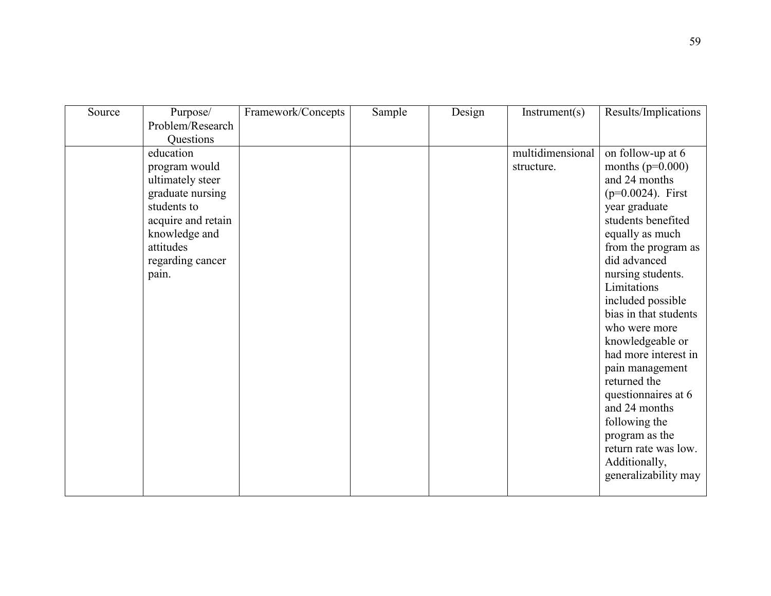| Source | Purpose/ Problem/Research Questions | Framework/Concepts | Sample | Design | Instrument(s) | Results/Implications |
|---|---|---|---|---|---|---|
| | education program would ultimately steer graduate nursing students to acquire and retain knowledge and attitudes regarding cancer pain. | | | | multidimensional structure. | on follow-up at 6 months (p=0.000) and 24 months (p=0.0024). First year graduate students benefited equally as much from the program as did advanced nursing students. Limitations included possible bias in that students who were more knowledgeable or had more interest in pain management returned the questionnaires at 6 and 24 months following the program as the return rate was low. Additionally, generalizability may |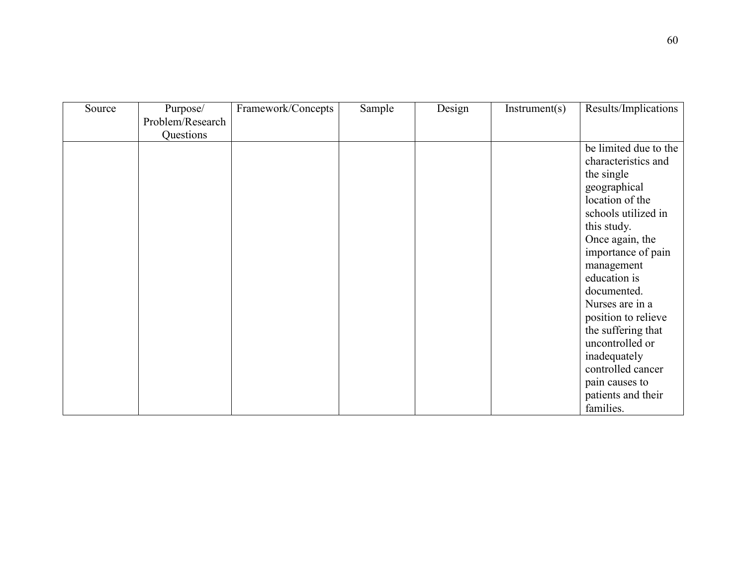| Source | Purpose/ Problem/Research Questions | Framework/Concepts | Sample | Design | Instrument(s) | Results/Implications |
|---|---|---|---|---|---|---|
| | | | | | | be limited due to the characteristics and the single geographical location of the schools utilized in this study. Once again, the importance of pain management education is documented. Nurses are in a position to relieve the suffering that uncontrolled or inadequately controlled cancer pain causes to patients and their families. |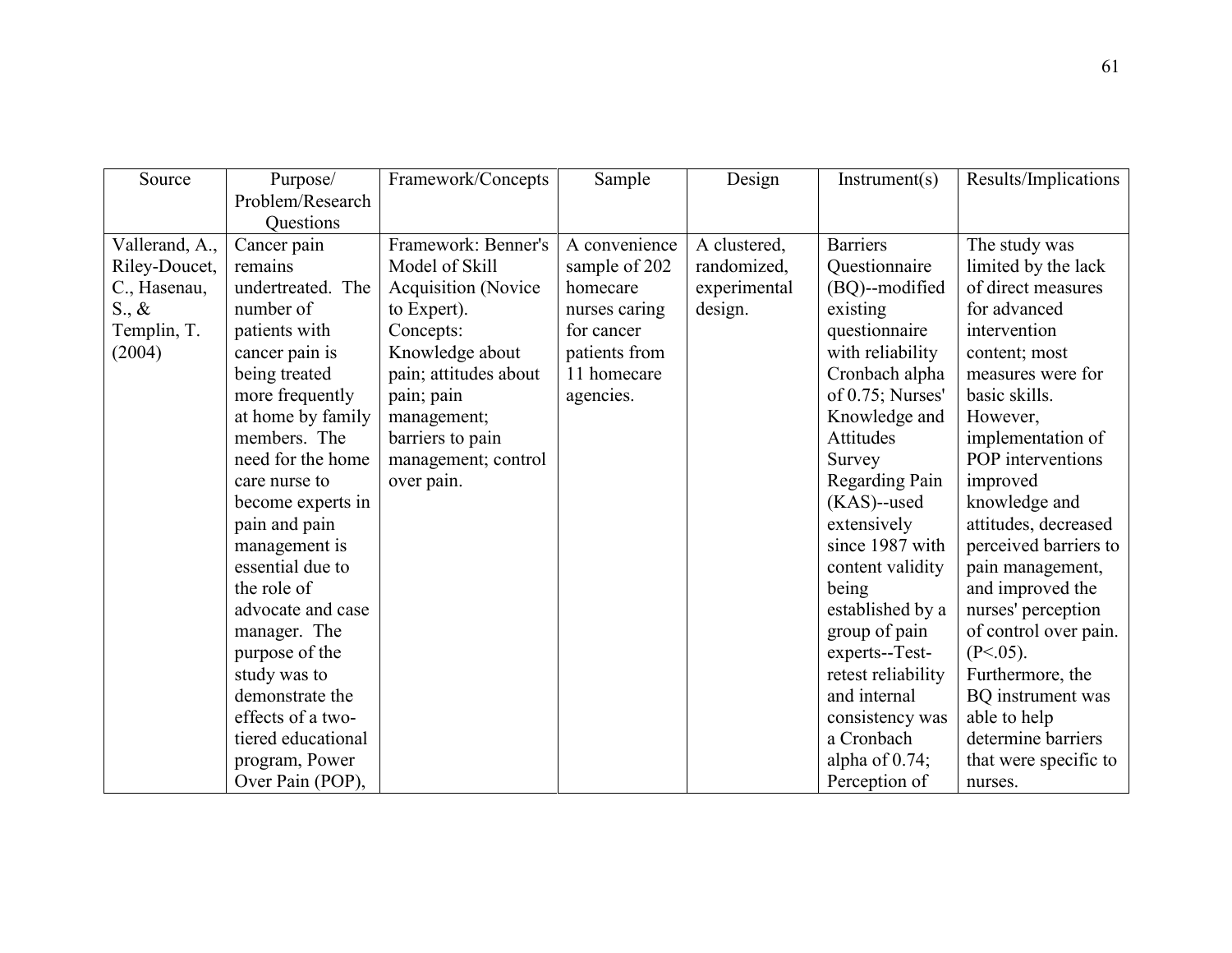| Source | Purpose/ Problem/Research Questions | Framework/Concepts | Sample | Design | Instrument(s) | Results/Implications |
|---|---|---|---|---|---|---|
| Vallerand, A., Riley-Doucet, C., Hasenau, S., & Templin, T. (2004) | Cancer pain remains undertreated. The number of patients with cancer pain is being treated more frequently at home by family members. The need for the home care nurse to become experts in pain and pain management is essential due to the role of advocate and case manager. The purpose of the study was to demonstrate the effects of a two-tiered educational program, Power Over Pain (POP), | Framework: Benner's Model of Skill Acquisition (Novice to Expert). Concepts: Knowledge about pain; attitudes about pain; pain management; barriers to pain management; control over pain. | A convenience sample of 202 homecare nurses caring for cancer patients from 11 homecare agencies. | A clustered, randomized, experimental design. | Barriers Questionnaire (BQ)--modified existing questionnaire with reliability Cronbach alpha of 0.75; Nurses' Knowledge and Attitudes Survey Regarding Pain (KAS)--used extensively since 1987 with content validity being established by a group of pain experts--Test-retest reliability and internal consistency was a Cronbach alpha of 0.74; Perception of | The study was limited by the lack of direct measures for advanced intervention content; most measures were for basic skills. However, implementation of POP interventions improved knowledge and attitudes, decreased perceived barriers to pain management, and improved the nurses' perception of control over pain. ($P<.05$). Furthermore, the BQ instrument was able to help determine barriers that were specific to nurses. |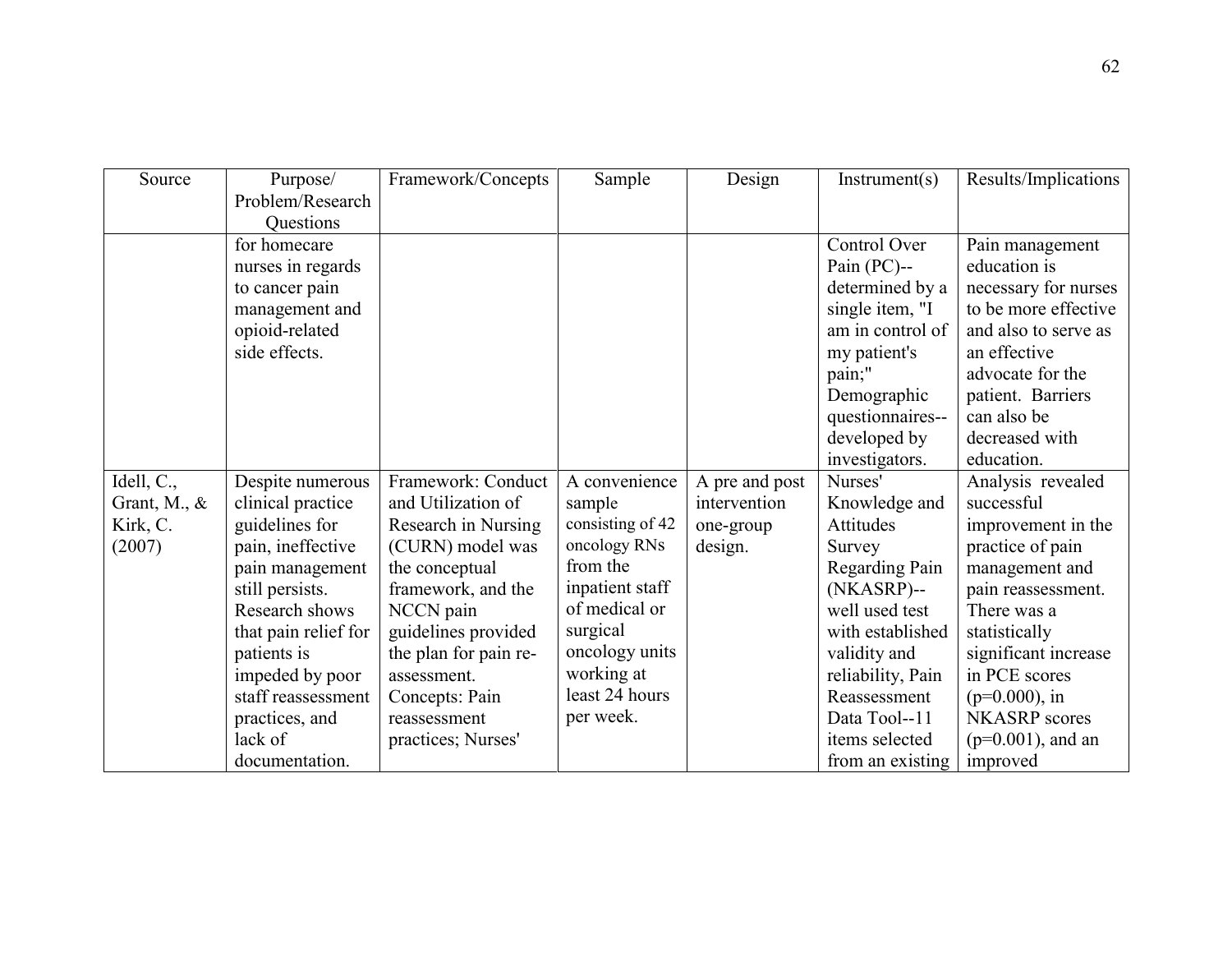| Source | Purpose/ Problem/Research Questions | Framework/Concepts | Sample | Design | Instrument(s) | Results/Implications |
|---|---|---|---|---|---|---|
| | for homecare nurses in regards to cancer pain management and opioid-related side effects. | | | | Control Over Pain (PC)--determined by a single item, "I am in control of my patient's pain;" Demographic questionnaires--developed by investigators. | Pain management education is necessary for nurses to be more effective and also to serve as an effective advocate for the patient. Barriers can also be decreased with education. |
| Idell, C., Grant, M., & Kirk, C. (2007) | Despite numerous clinical practice guidelines for pain, ineffective pain management still persists. Research shows that pain relief for patients is impeded by poor staff reassessment practices, and lack of documentation. | Framework: Conduct and Utilization of Research in Nursing (CURN) model was the conceptual framework, and the NCCN pain guidelines provided the plan for pain re-assessment. Concepts: Pain reassessment practices; Nurses' | A convenience sample consisting of 42 oncology RNs from the inpatient staff of medical or surgical oncology units working at least 24 hours per week. | A pre and post intervention one-group design. | Nurses' Knowledge and Attitudes Survey Regarding Pain (NKASRP)--well used test with established validity and reliability, Pain Reassessment Data Tool--11 items selected from an existing | Analysis revealed successful improvement in the practice of pain management and pain reassessment. There was a statistically significant increase in PCE scores ($p=0.000$), in NKASRP scores ($p=0.001$), and an improved |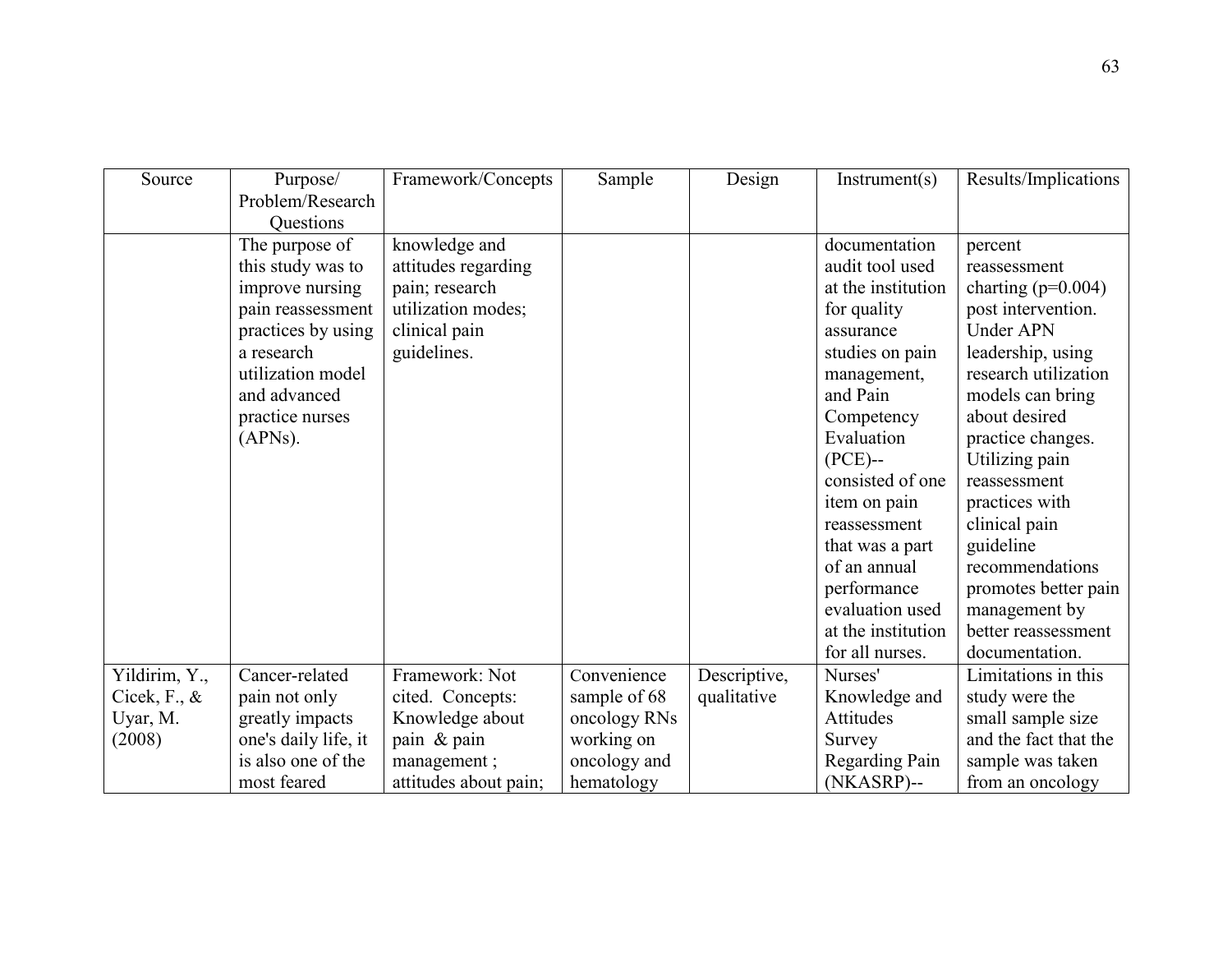| Source | Purpose/ Problem/Research Questions | Framework/Concepts | Sample | Design | Instrument(s) | Results/Implications |
|---|---|---|---|---|---|---|
| | The purpose of this study was to improve nursing pain reassessment practices by using a research utilization model and advanced practice nurses (APNs). | knowledge and attitudes regarding pain; research utilization modes; clinical pain guidelines. | | | documentation audit tool used at the institution for quality assurance studies on pain management, and Pain Competency Evaluation (PCE)--consisted of one item on pain reassessment that was a part of an annual performance evaluation used at the institution for all nurses. | percent reassessment charting (p=0.004) post intervention. Under APN leadership, using research utilization models can bring about desired practice changes. Utilizing pain reassessment practices with clinical pain guideline recommendations promotes better pain management by better reassessment documentation. |
| Yildirim, Y., Cicek, F., & Uyar, M. (2008) | Cancer-related pain not only greatly impacts one's daily life, it is also one of the most feared | Framework: Not cited. Concepts: Knowledge about pain & pain management ; attitudes about pain; | Convenience sample of 68 oncology RNs working on oncology and hematology | Descriptive, qualitative | Nurses' Knowledge and Attitudes Survey Regarding Pain (NKASRP)-- | Limitations in this study were the small sample size and the fact that the sample was taken from an oncology |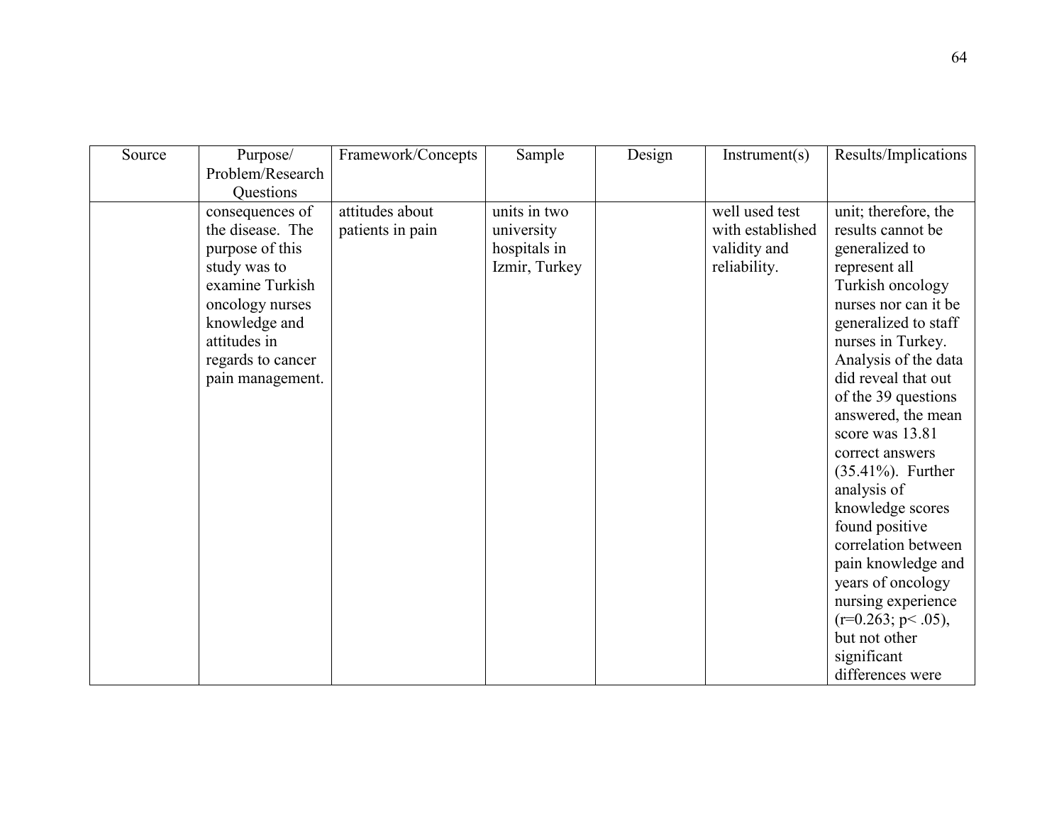| Source | Purpose/ Problem/Research Questions | Framework/Concepts | Sample | Design | Instrument(s) | Results/Implications |
|---|---|---|---|---|---|---|
| | consequences of the disease. The purpose of this study was to examine Turkish oncology nurses knowledge and attitudes in regards to cancer pain management. | attitudes about patients in pain | units in two university hospitals in Izmir, Turkey | | well used test with established validity and reliability. | unit; therefore, the results cannot be generalized to represent all Turkish oncology nurses nor can it be generalized to staff nurses in Turkey. Analysis of the data did reveal that out of the 39 questions answered, the mean score was 13.81 correct answers (35.41%). Further analysis of knowledge scores found positive correlation between pain knowledge and years of oncology nursing experience ($r=0.263$; $p< .05$), but not other significant differences were |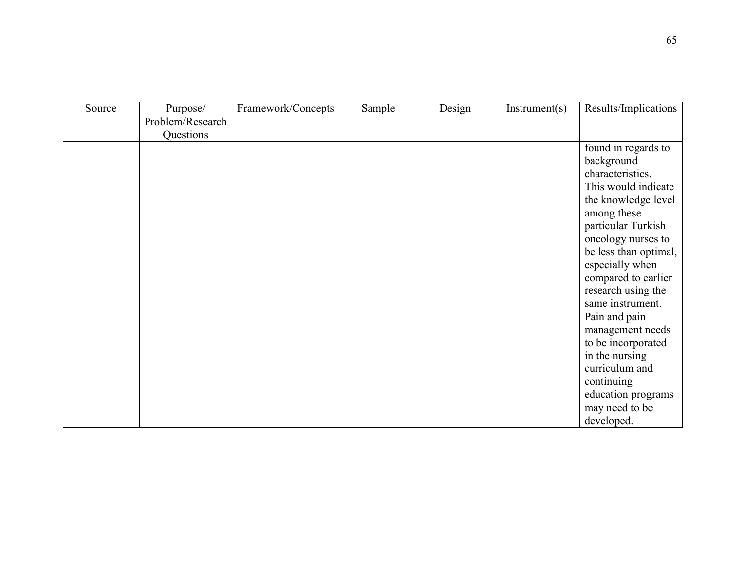| Source | Purpose/ Problem/Research Questions | Framework/Concepts | Sample | Design | Instrument(s) | Results/Implications |
|---|---|---|---|---|---|---|
| | | | | | | found in regards to background characteristics. This would indicate the knowledge level among these particular Turkish oncology nurses to be less than optimal, especially when compared to earlier research using the same instrument. Pain and pain management needs to be incorporated in the nursing curriculum and continuing education programs may need to be developed. |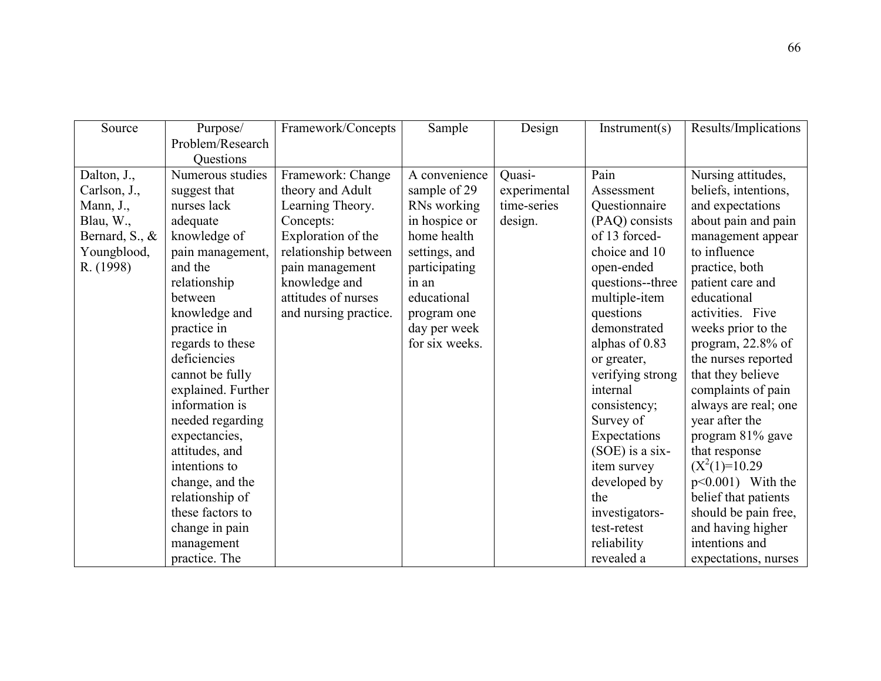| Source | Purpose/ Problem/Research Questions | Framework/Concepts | Sample | Design | Instrument(s) | Results/Implications |
|---|---|---|---|---|---|---|
| Dalton, J., Carlson, J., Mann, J., Blau, W., Bernard, S., & Youngblood, R. (1998) | Numerous studies suggest that nurses lack adequate knowledge of pain management, and the relationship between knowledge and practice in regards to these deficiencies cannot be fully explained. Further information is needed regarding expectancies, attitudes, and intentions to change, and the relationship of these factors to change in pain management practice. The | Framework: Change theory and Adult Learning Theory. Concepts: Exploration of the relationship between pain management knowledge and attitudes of nurses and nursing practice. | A convenience sample of 29 RNs working in hospice or home health settings, and participating in an educational program one day per week for six weeks. | Quasi-experimental time-series design. | Pain Assessment Questionnaire (PAQ) consists of 13 forced-choice and 10 open-ended questions--three multiple-item questions demonstrated alphas of 0.83 or greater, verifying strong internal consistency; Survey of Expectations (SOE) is a six-item survey developed by the investigators-test-retest reliability revealed a | Nursing attitudes, beliefs, intentions, and expectations about pain and pain management appear to influence practice, both patient care and educational activities. Five weeks prior to the program, 22.8% of the nurses reported that they believe complaints of pain always are real; one year after the program 81% gave that response ($X^2(1)=10.29$ $p<0.001$) With the belief that patients should be pain free, and having higher intentions and expectations, nurses |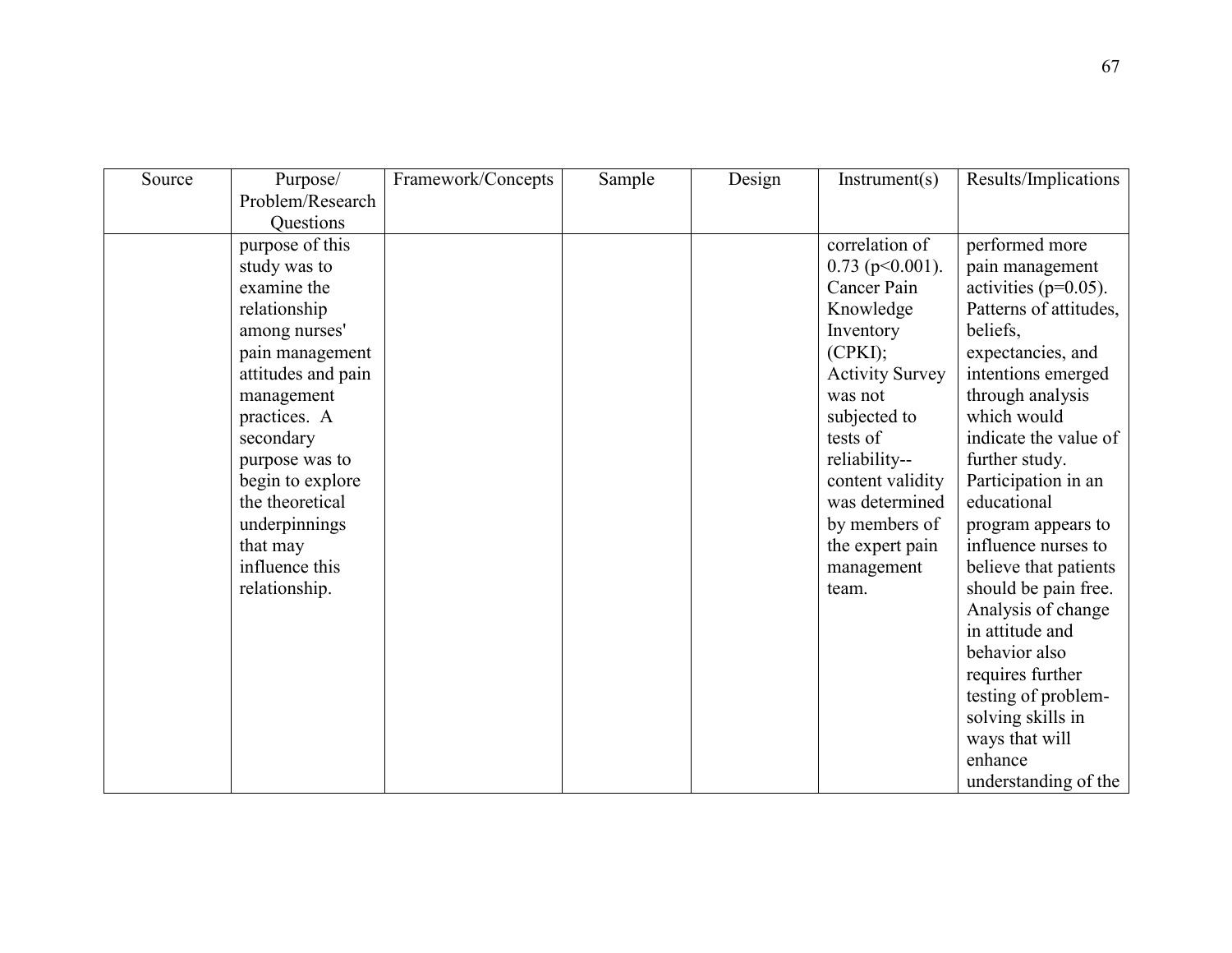| Source | Purpose/ Problem/Research Questions | Framework/Concepts | Sample | Design | Instrument(s) | Results/Implications |
|---|---|---|---|---|---|---|
| | purpose of this study was to examine the relationship among nurses' pain management attitudes and pain management practices. A secondary purpose was to begin to explore the theoretical underpinnings that may influence this relationship. | | | | correlation of 0.73 ($p<0.001$). Cancer Pain Knowledge Inventory (CPKI); Activity Survey was not subjected to tests of reliability--content validity was determined by members of the expert pain management team. | performed more pain management activities ($p=0.05$). Patterns of attitudes, beliefs, expectancies, and intentions emerged through analysis which would indicate the value of further study. Participation in an educational program appears to influence nurses to believe that patients should be pain free. Analysis of change in attitude and behavior also requires further testing of problem-solving skills in ways that will enhance understanding of the |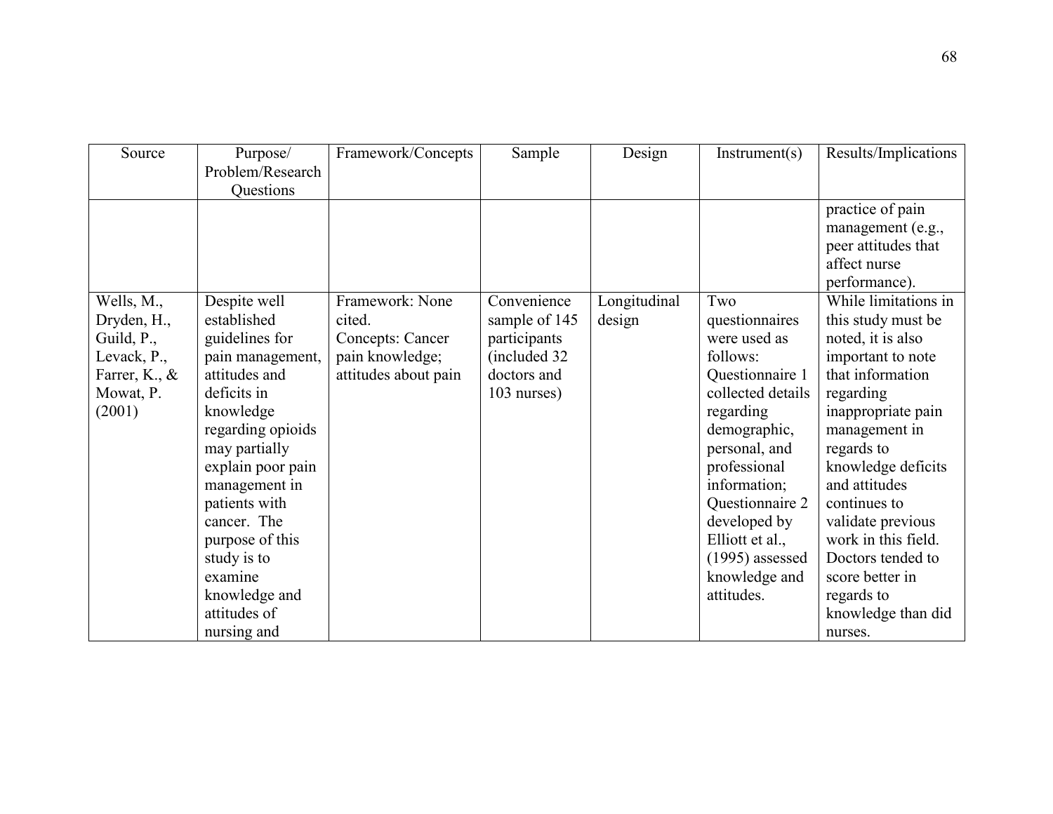| Source | Purpose/ Problem/Research Questions | Framework/Concepts | Sample | Design | Instrument(s) | Results/Implications |
|---|---|---|---|---|---|---|
| | | | | | | practice of pain management (e.g., peer attitudes that affect nurse performance). |
| Wells, M., Dryden, H., Guild, P., Levack, P., Farrer, K., & Mowat, P. (2001) | Despite well established guidelines for pain management, attitudes and deficits in knowledge regarding opioids may partially explain poor pain management in patients with cancer. The purpose of this study is to examine knowledge and attitudes of nursing and | Framework: None cited. Concepts: Cancer pain knowledge; attitudes about pain | Convenience sample of 145 participants (included 32 doctors and 103 nurses) | Longitudinal design | Two questionnaires were used as follows: Questionnaire 1 collected details regarding demographic, personal, and professional information; Questionnaire 2 developed by Elliott et al., (1995) assessed knowledge and attitudes. | While limitations in this study must be noted, it is also important to note that information regarding inappropriate pain management in regards to knowledge deficits and attitudes continues to validate previous work in this field. Doctors tended to score better in regards to knowledge than did nurses. |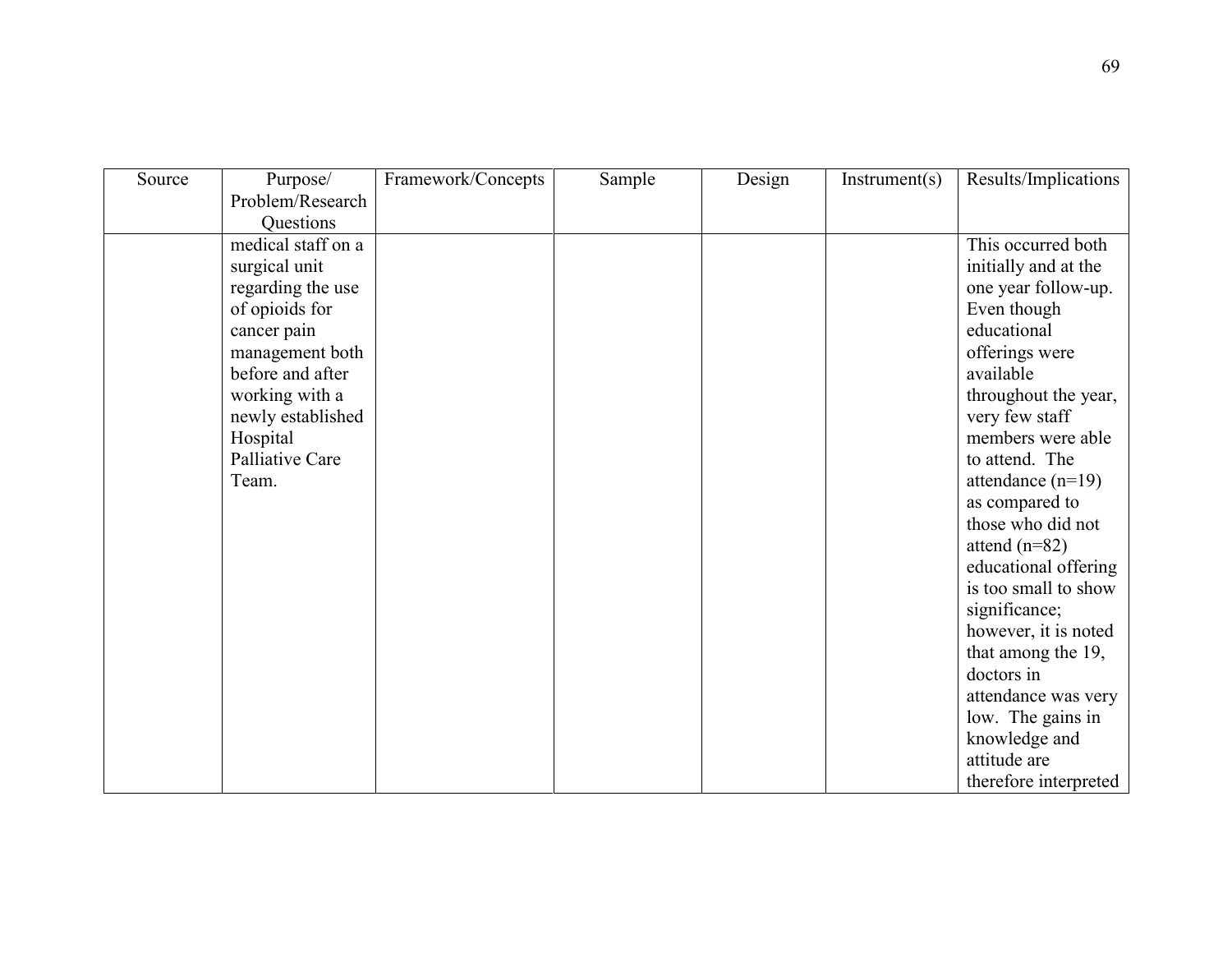| Source | Purpose/ Problem/Research Questions | Framework/Concepts | Sample | Design | Instrument(s) | Results/Implications |
|---|---|---|---|---|---|---|
| | medical staff on a surgical unit regarding the use of opioids for cancer pain management both before and after working with a newly established Hospital Palliative Care Team. | | | | | This occurred both initially and at the one year follow-up. Even though educational offerings were available throughout the year, very few staff members were able to attend. The attendance (n=19) as compared to those who did not attend (n=82) educational offering is too small to show significance; however, it is noted that among the 19, doctors in attendance was very low. The gains in knowledge and attitude are therefore interpreted |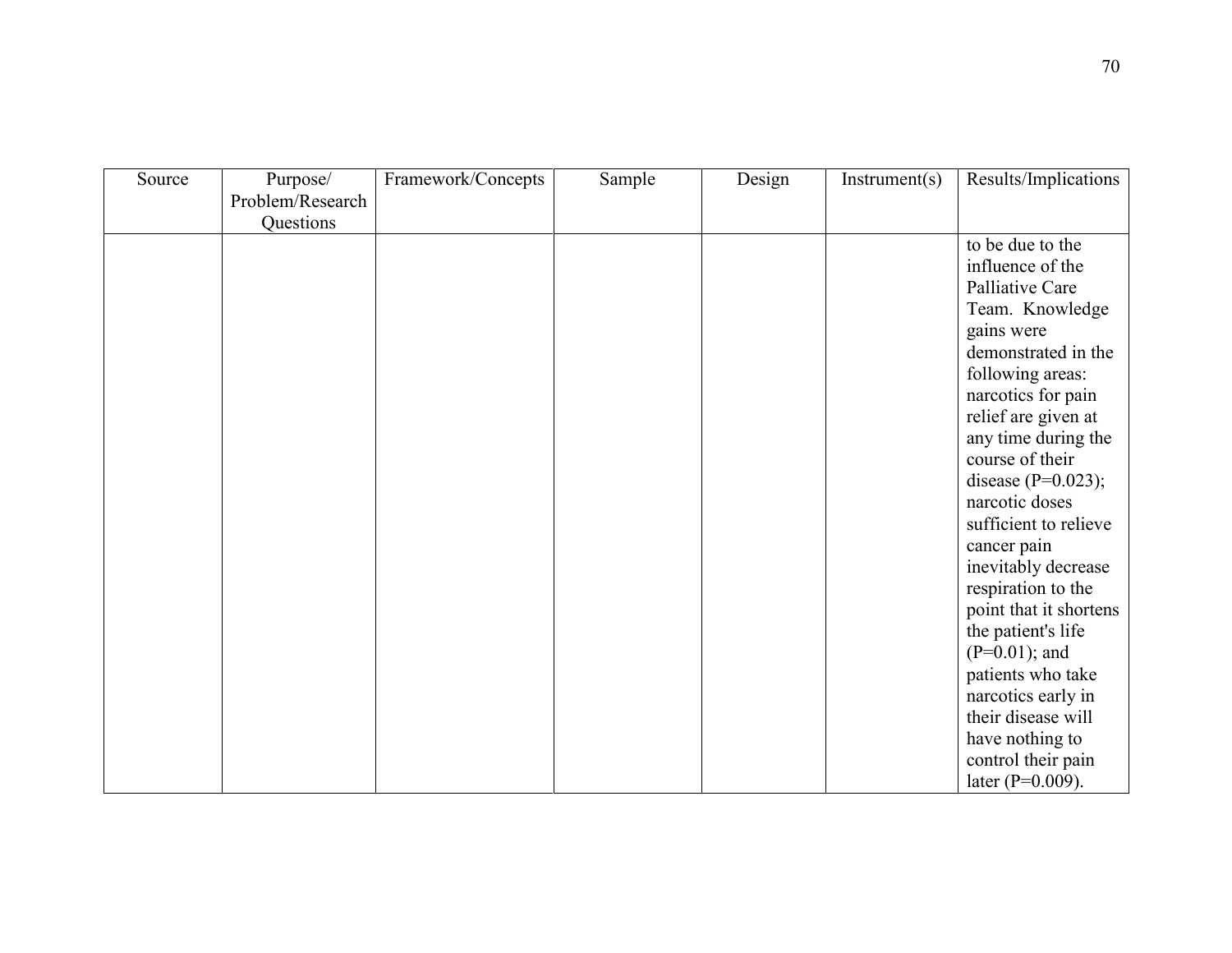| Source | Purpose/ Problem/Research Questions | Framework/Concepts | Sample | Design | Instrument(s) | Results/Implications |
|---|---|---|---|---|---|---|
| | | | | | | to be due to the influence of the Palliative Care Team. Knowledge gains were demonstrated in the following areas: narcotics for pain relief are given at any time during the course of their disease (P=0.023); narcotic doses sufficient to relieve cancer pain inevitably decrease respiration to the point that it shortens the patient's life (P=0.01); and patients who take narcotics early in their disease will have nothing to control their pain later (P=0.009). |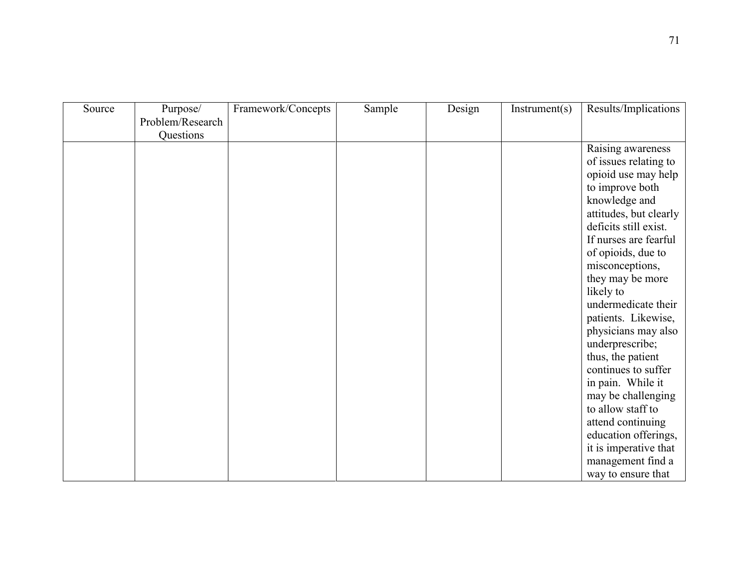| Source | Purpose/ Problem/Research Questions | Framework/Concepts | Sample | Design | Instrument(s) | Results/Implications |
| --- | --- | --- | --- | --- | --- | --- |
| | | | | | | Raising awareness of issues relating to opioid use may help to improve both knowledge and attitudes, but clearly deficits still exist. If nurses are fearful of opioids, due to misconceptions, they may be more likely to undermedicate their patients. Likewise, physicians may also underprescribe; thus, the patient continues to suffer in pain. While it may be challenging to allow staff to attend continuing education offerings, it is imperative that management find a way to ensure that |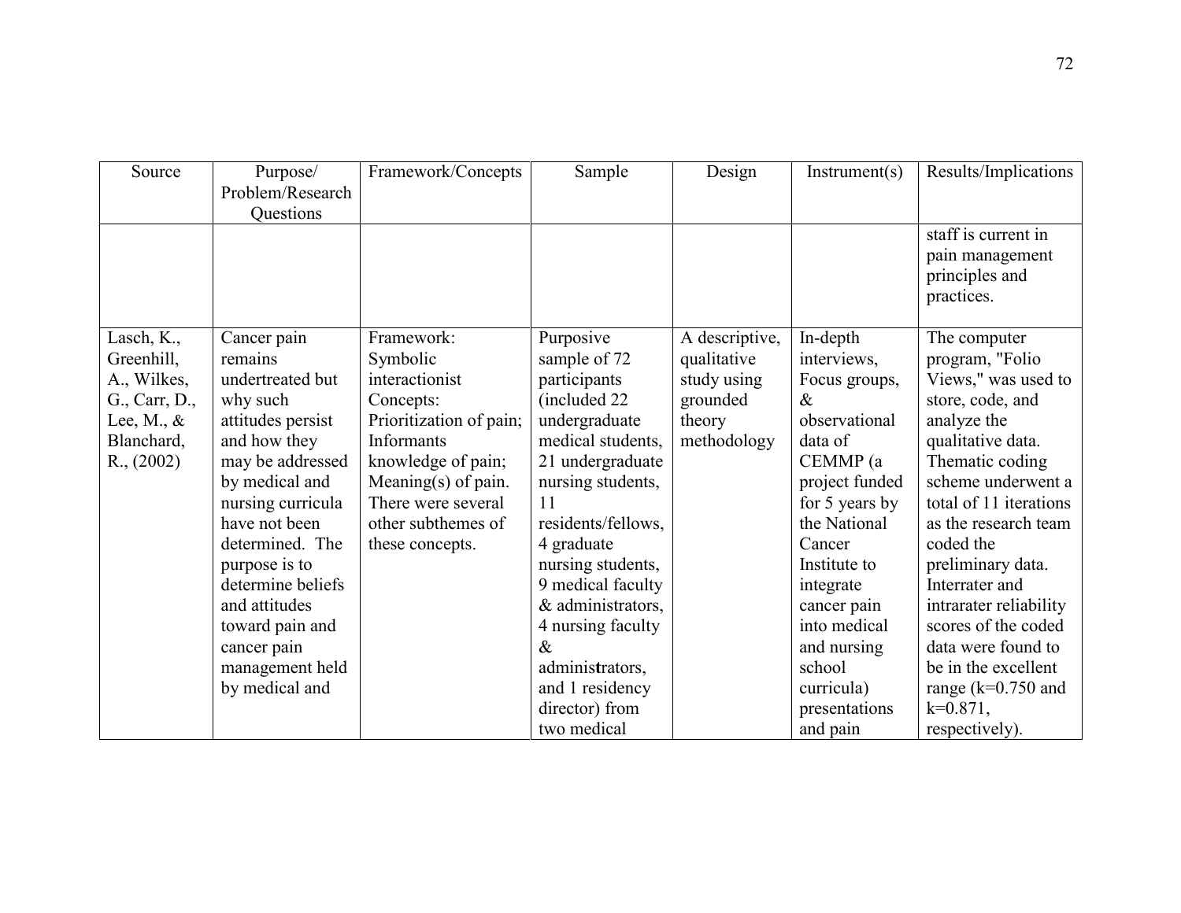| Source | Purpose/ Problem/Research Questions | Framework/Concepts | Sample | Design | Instrument(s) | Results/Implications |
|---|---|---|---|---|---|---|
| | | | | | | staff is current in pain management principles and practices. |
| Lasch, K., Greenhill, A., Wilkes, G., Carr, D., Lee, M., & Blanchard, R., (2002) | Cancer pain remains undertreated but why such attitudes persist and how they may be addressed by medical and nursing curricula have not been determined. The purpose is to determine beliefs and attitudes toward pain and cancer pain management held by medical and | Framework: Symbolic interactionist Concepts: Prioritization of pain; Informants knowledge of pain; Meaning(s) of pain. There were several other subthemes of these concepts. | Purposive sample of 72 participants (included 22 undergraduate medical students, 21 undergraduate nursing students, 11 residents/fellows, 4 graduate nursing students, 9 medical faculty & administrators, 4 nursing faculty & administrators, and 1 residency director) from two medical | A descriptive, qualitative study using grounded theory methodology | In-depth interviews, Focus groups, & observational data of CEMMP (a project funded for 5 years by the National Cancer Institute to integrate cancer pain into medical and nursing school curricula) presentations and pain | The computer program, "Folio Views," was used to store, code, and analyze the qualitative data. Thematic coding scheme underwent a total of 11 iterations as the research team coded the preliminary data. Interrater and intrarater reliability scores of the coded data were found to be in the excellent range (k=0.750 and k=0.871, respectively). |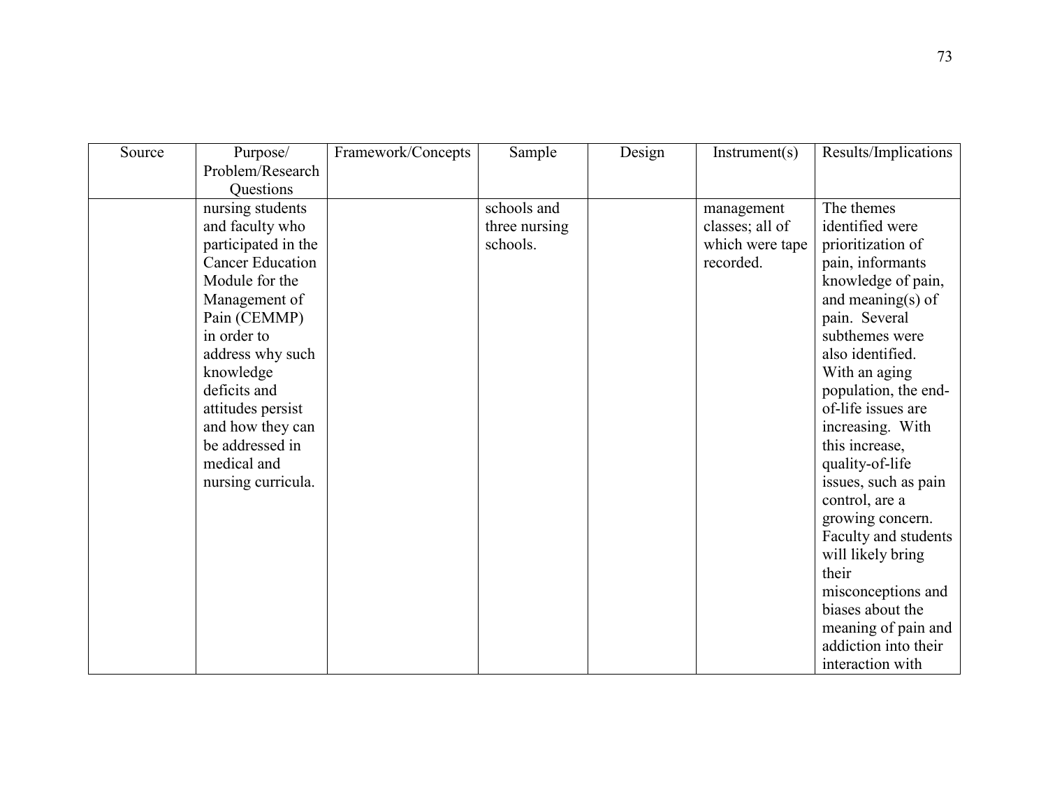| Source | Purpose/ Problem/Research Questions | Framework/Concepts | Sample | Design | Instrument(s) | Results/Implications |
| --- | --- | --- | --- | --- | --- | --- |
| | nursing students and faculty who participated in the Cancer Education Module for the Management of Pain (CEMMP) in order to address why such knowledge deficits and attitudes persist and how they can be addressed in medical and nursing curricula. | | schools and three nursing schools. | | management classes; all of which were tape recorded. | The themes identified were prioritization of pain, informants knowledge of pain, and meaning(s) of pain. Several subthemes were also identified. With an aging population, the end-of-life issues are increasing. With this increase, quality-of-life issues, such as pain control, are a growing concern. Faculty and students will likely bring their misconceptions and biases about the meaning of pain and addiction into their interaction with |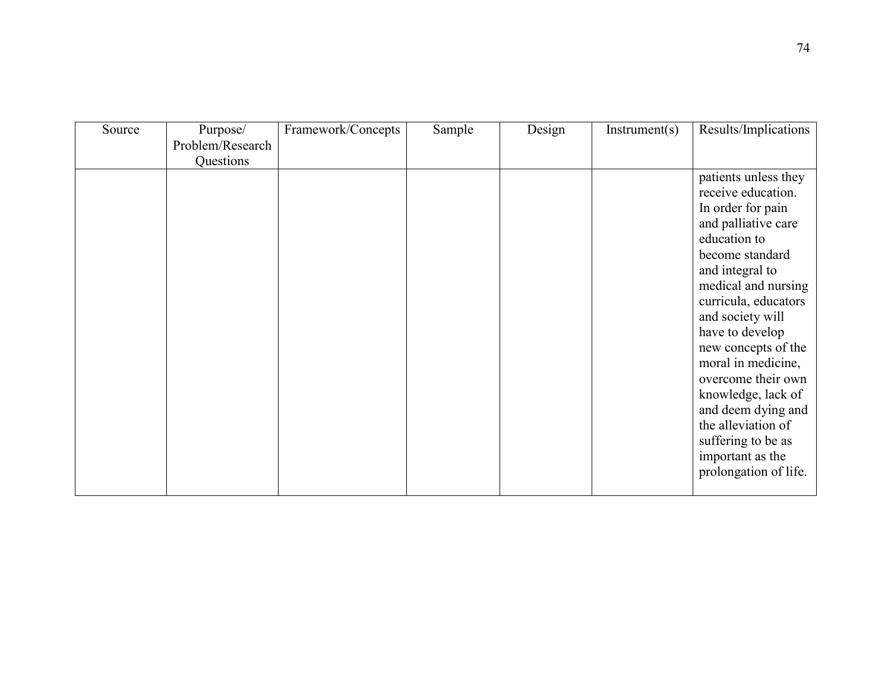| Source | Purpose/ Problem/Research Questions | Framework/Concepts | Sample | Design | Instrument(s) | Results/Implications |
|---|---|---|---|---|---|---|
| | | | | | | patients unless they receive education. In order for pain and palliative care education to become standard and integral to medical and nursing curricula, educators and society will have to develop new concepts of the moral in medicine, overcome their own knowledge, lack of and deem dying and the alleviation of suffering to be as important as the prolongation of life. |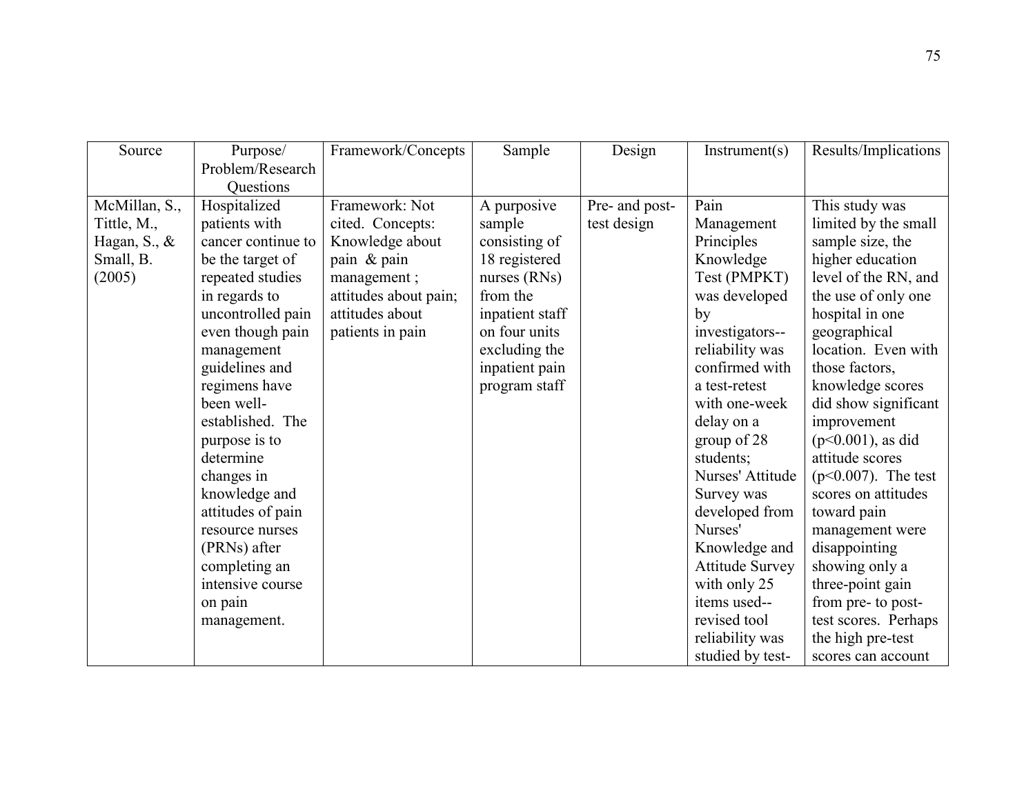| Source | Purpose/ Problem/Research Questions | Framework/Concepts | Sample | Design | Instrument(s) | Results/Implications |
|---|---|---|---|---|---|---|
| McMillan, S., Tittle, M., Hagan, S., & Small, B. (2005) | Hospitalized patients with cancer continue to be the target of repeated studies in regards to uncontrolled pain even though pain management guidelines and regimens have been well-established. The purpose is to determine changes in knowledge and attitudes of pain resource nurses (PRNs) after completing an intensive course on pain management. | Framework: Not cited. Concepts: Knowledge about pain & pain management ; attitudes about pain; attitudes about patients in pain | A purposive sample consisting of 18 registered nurses (RNs) from the inpatient staff on four units excluding the inpatient pain program staff | Pre- and post-test design | Pain Management Principles Knowledge Test (PMPKT) was developed by investigators--reliability was confirmed with a test-retest with one-week delay on a group of 28 students; Nurses' Attitude Survey was developed from Nurses' Knowledge and Attitude Survey with only 25 items used--revised tool reliability was studied by test- | This study was limited by the small sample size, the higher education level of the RN, and the use of only one hospital in one geographical location. Even with those factors, knowledge scores did show significant improvement ($p<0.001$), as did attitude scores ($p<0.007$). The test scores on attitudes toward pain management were disappointing showing only a three-point gain from pre- to post-test scores. Perhaps the high pre-test scores can account |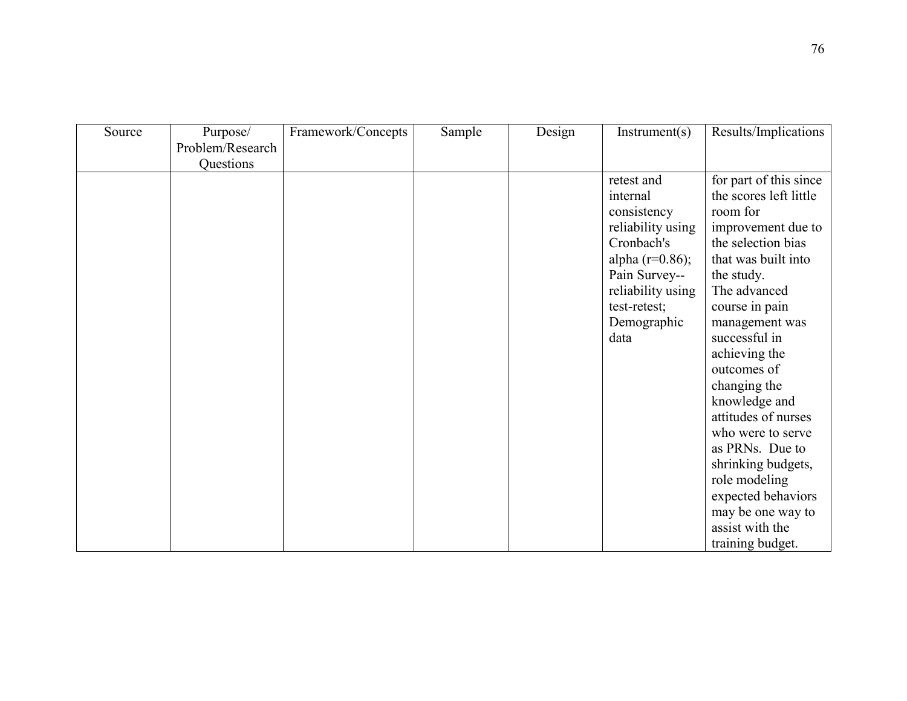| Source | Purpose/ Problem/Research Questions | Framework/Concepts | Sample | Design | Instrument(s) | Results/Implications |
|---|---|---|---|---|---|---|
| | | | | | retest and internal consistency reliability using Cronbach's alpha (r=0.86); Pain Survey--reliability using test-retest; Demographic data | for part of this since the scores left little room for improvement due to the selection bias that was built into the study. The advanced course in pain management was successful in achieving the outcomes of changing the knowledge and attitudes of nurses who were to serve as PRNs. Due to shrinking budgets, role modeling expected behaviors may be one way to assist with the training budget. |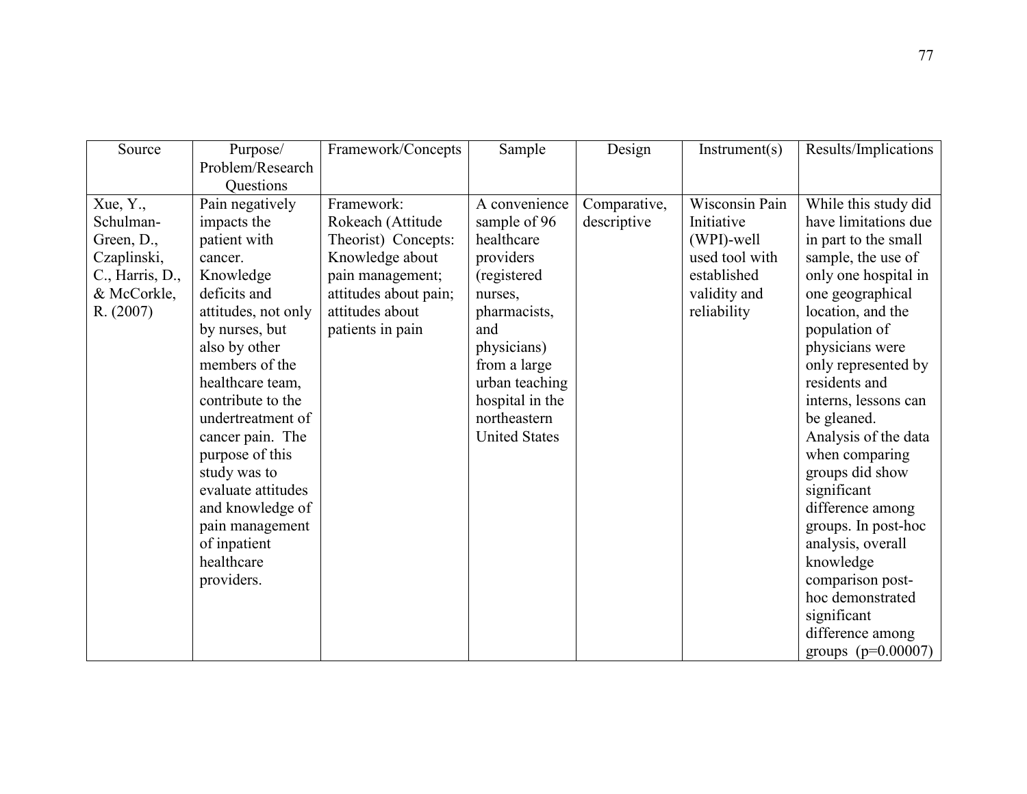| Source | Purpose/ Problem/Research Questions | Framework/Concepts | Sample | Design | Instrument(s) | Results/Implications |
|---|---|---|---|---|---|---|
| Xue, Y., Schulman-Green, D., Czaplinski, C., Harris, D., & McCorkle, R. (2007) | Pain negatively impacts the patient with cancer. Knowledge deficits and attitudes, not only by nurses, but also by other members of the healthcare team, contribute to the undertreatment of cancer pain. The purpose of this study was to evaluate attitudes and knowledge of pain management of inpatient healthcare providers. | Framework: Rokeach (Attitude Theorist) Concepts: Knowledge about pain management; attitudes about pain; attitudes about patients in pain | A convenience sample of 96 healthcare providers (registered nurses, pharmacists, and physicians) from a large urban teaching hospital in the northeastern United States | Comparative, descriptive | Wisconsin Pain Initiative (WPI)-well used tool with established validity and reliability | While this study did have limitations due in part to the small sample, the use of only one hospital in one geographical location, and the population of physicians were only represented by residents and interns, lessons can be gleaned. Analysis of the data when comparing groups did show significant difference among groups. In post-hoc analysis, overall knowledge comparison post-hoc demonstrated significant difference among groups ($p=0.00007$) |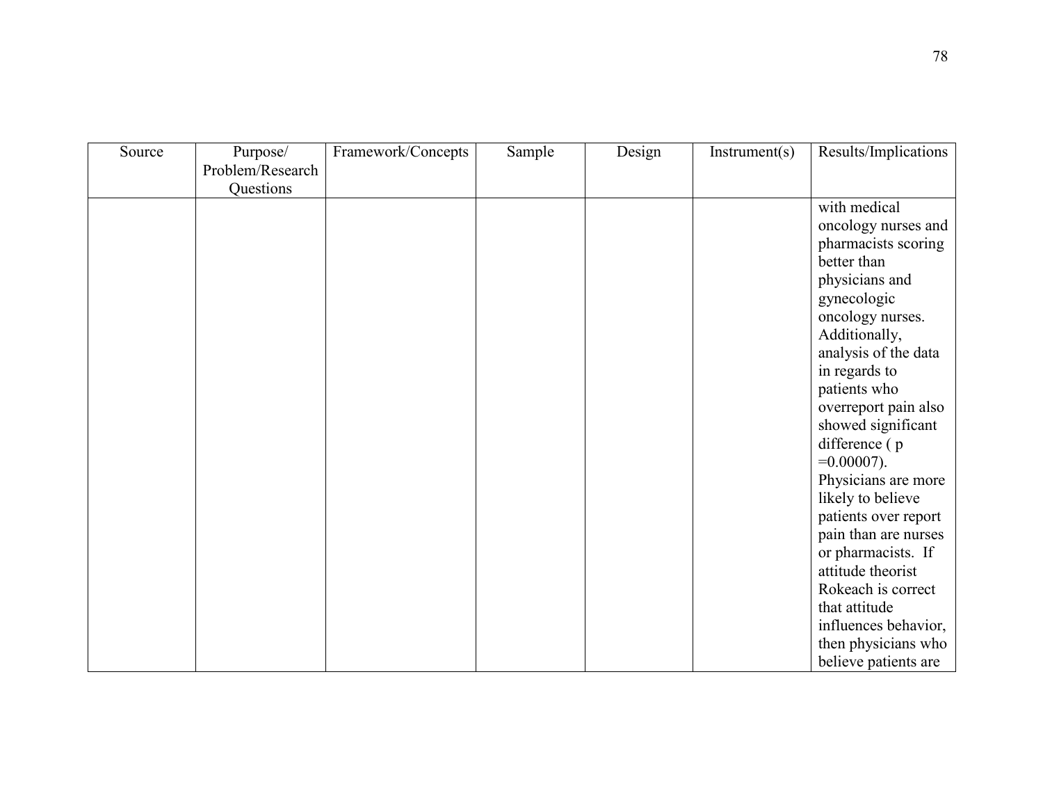| Source | Purpose/ Problem/Research Questions | Framework/Concepts | Sample | Design | Instrument(s) | Results/Implications |
|---|---|---|---|---|---|---|
| | | | | | | with medical oncology nurses and pharmacists scoring better than physicians and gynecologic oncology nurses. Additionally, analysis of the data in regards to patients who overreport pain also showed significant difference ( $p = 0.00007$). Physicians are more likely to believe patients over report pain than are nurses or pharmacists. If attitude theorist Rokeach is correct that attitude influences behavior, then physicians who believe patients are |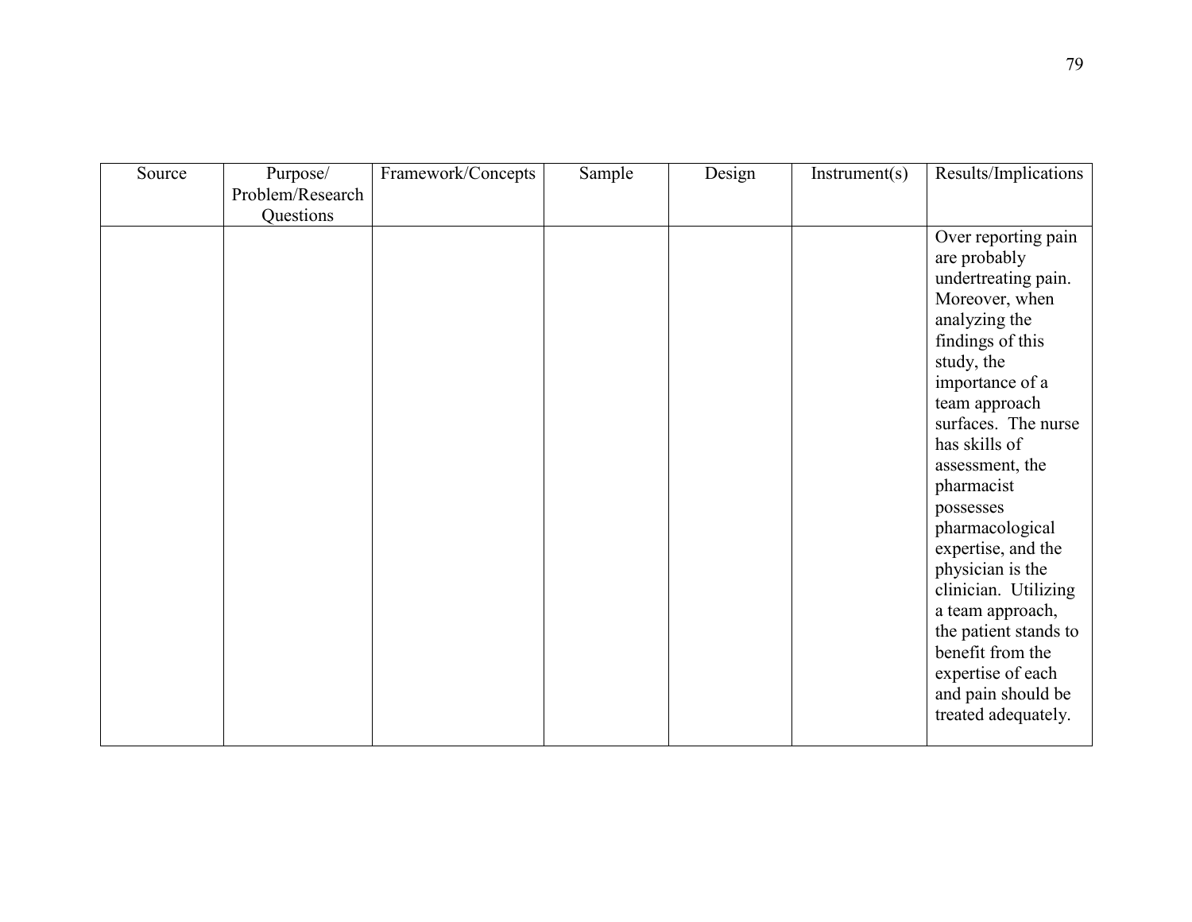| Source | Purpose/ Problem/Research Questions | Framework/Concepts | Sample | Design | Instrument(s) | Results/Implications |
|---|---|---|---|---|---|---|
| | | | | | | Over reporting pain are probably undertreating pain. Moreover, when analyzing the findings of this study, the importance of a team approach surfaces. The nurse has skills of assessment, the pharmacist possesses pharmacological expertise, and the physician is the clinician. Utilizing a team approach, the patient stands to benefit from the expertise of each and pain should be treated adequately. |